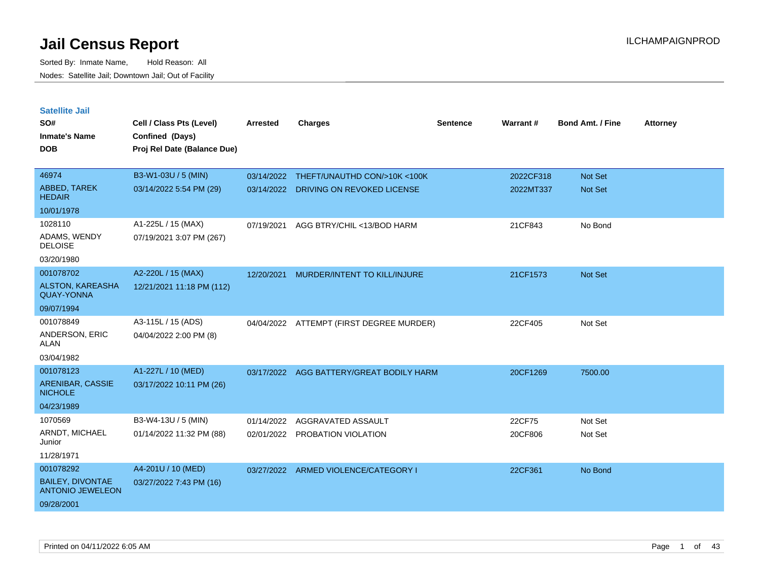# Jail Census Report

ILCHAMPAIGNPROD

Sorted By: Inmate Name, Hold Reason: All

Nodes: Satellite Jail; Downtown Jail; Out of Facility

## Satellite Jail

| SO# / Inmate's Name / DOB | Cell / Class Pts (Level) / Confined (Days) / Proj Rel Date (Balance Due) | Arrested | Charges | Sentence | Warrant # | Bond Amt. / Fine | Attorney |
|---|---|---|---|---|---|---|---|
| 46974 ABBED, TAREK HEDAIR 10/01/1978 | B3-W1-03U / 5 (MIN) 03/14/2022 5:54 PM (29) | 03/14/2022 | THEFT/UNAUTHD CON/>10K <100K | | 2022CF318 | Not Set | |
| | | 03/14/2022 | DRIVING ON REVOKED LICENSE | | 2022MT337 | Not Set | |
| 1028110 ADAMS, WENDY DELOISE 03/20/1980 | A1-225L / 15 (MAX) 07/19/2021 3:07 PM (267) | 07/19/2021 | AGG BTRY/CHIL <13/BOD HARM | | 21CF843 | No Bond | |
| 001078702 ALSTON, KAREASHA QUAY-YONNA 09/07/1994 | A2-220L / 15 (MAX) 12/21/2021 11:18 PM (112) | 12/20/2021 | MURDER/INTENT TO KILL/INJURE | | 21CF1573 | Not Set | |
| 001078849 ANDERSON, ERIC ALAN 03/04/1982 | A3-115L / 15 (ADS) 04/04/2022 2:00 PM (8) | 04/04/2022 | ATTEMPT (FIRST DEGREE MURDER) | | 22CF405 | Not Set | |
| 001078123 ARENIBAR, CASSIE NICHOLE 04/23/1989 | A1-227L / 10 (MED) 03/17/2022 10:11 PM (26) | 03/17/2022 | AGG BATTERY/GREAT BODILY HARM | | 20CF1269 | 7500.00 | |
| 1070569 ARNDT, MICHAEL Junior 11/28/1971 | B3-W4-13U / 5 (MIN) 01/14/2022 11:32 PM (88) | 01/14/2022 | AGGRAVATED ASSAULT | | 22CF75 | Not Set | |
| | | 02/01/2022 | PROBATION VIOLATION | | 20CF806 | Not Set | |
| 001078292 BAILEY, DIVONTAE ANTONIO JEWELEON 09/28/2001 | A4-201U / 10 (MED) 03/27/2022 7:43 PM (16) | 03/27/2022 | ARMED VIOLENCE/CATEGORY I | | 22CF361 | No Bond | |

Printed on 04/11/2022 6:05 AM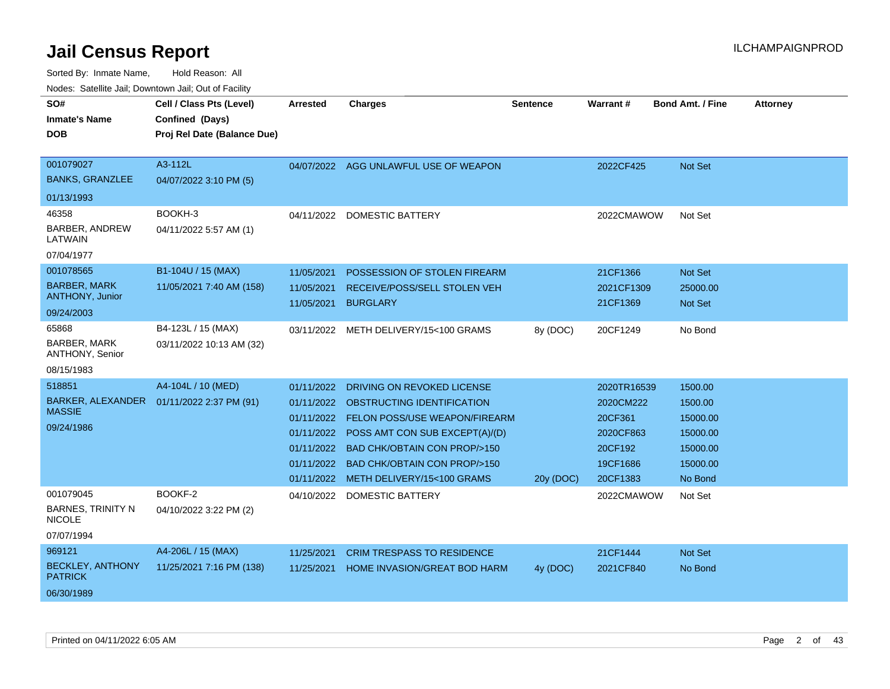# Jail Census Report

ILCHAMPAIGNPROD

Sorted By: Inmate Name, Hold Reason: All

Nodes: Satellite Jail; Downtown Jail; Out of Facility

| SO# / Inmate's Name / DOB | Cell / Class Pts (Level) / Confined (Days) / Proj Rel Date (Balance Due) | Arrested | Charges | Sentence | Warrant # | Bond Amt. / Fine | Attorney |
|---|---|---|---|---|---|---|---|
| 001079027<br>BANKS, GRANZLEE<br>01/13/1993 | A3-112L<br>04/07/2022 3:10 PM (5) | 04/07/2022 | AGG UNLAWFUL USE OF WEAPON | | 2022CF425 | Not Set | |
| 46358<br>BARBER, ANDREW LATWAIN<br>07/04/1977 | BOOKH-3<br>04/11/2022 5:57 AM (1) | 04/11/2022 | DOMESTIC BATTERY | | 2022CMAWOW | Not Set | |
| 001078565<br>BARBER, MARK ANTHONY, Junior<br>09/24/2003 | B1-104U / 15 (MAX)<br>11/05/2021 7:40 AM (158) | 11/05/2021 | POSSESSION OF STOLEN FIREARM | | 21CF1366 | Not Set | |
| | | 11/05/2021 | RECEIVE/POSS/SELL STOLEN VEH | | 2021CF1309 | 25000.00 | |
| | | 11/05/2021 | BURGLARY | | 21CF1369 | Not Set | |
| 65868<br>BARBER, MARK ANTHONY, Senior<br>08/15/1983 | B4-123L / 15 (MAX)<br>03/11/2022 10:13 AM (32) | 03/11/2022 | METH DELIVERY/15<100 GRAMS | 8y (DOC) | 20CF1249 | No Bond | |
| 518851<br>BARKER, ALEXANDER MASSIE<br>09/24/1986 | A4-104L / 10 (MED)<br>01/11/2022 2:37 PM (91) | 01/11/2022 | DRIVING ON REVOKED LICENSE | | 2020TR16539 | 1500.00 | |
| | | 01/11/2022 | OBSTRUCTING IDENTIFICATION | | 2020CM222 | 1500.00 | |
| | | 01/11/2022 | FELON POSS/USE WEAPON/FIREARM | | 20CF361 | 15000.00 | |
| | | 01/11/2022 | POSS AMT CON SUB EXCEPT(A)/(D) | | 2020CF863 | 15000.00 | |
| | | 01/11/2022 | BAD CHK/OBTAIN CON PROP/>150 | | 20CF192 | 15000.00 | |
| | | 01/11/2022 | BAD CHK/OBTAIN CON PROP/>150 | | 19CF1686 | 15000.00 | |
| | | 01/11/2022 | METH DELIVERY/15<100 GRAMS | 20y (DOC) | 20CF1383 | No Bond | |
| 001079045<br>BARNES, TRINITY N NICOLE<br>07/07/1994 | BOOKF-2<br>04/10/2022 3:22 PM (2) | 04/10/2022 | DOMESTIC BATTERY | | 2022CMAWOW | Not Set | |
| 969121<br>BECKLEY, ANTHONY PATRICK<br>06/30/1989 | A4-206L / 15 (MAX)<br>11/25/2021 7:16 PM (138) | 11/25/2021 | CRIM TRESPASS TO RESIDENCE | | 21CF1444 | Not Set | |
| | | 11/25/2021 | HOME INVASION/GREAT BOD HARM | 4y (DOC) | 2021CF840 | No Bond | |

Printed on 04/11/2022 6:05 AM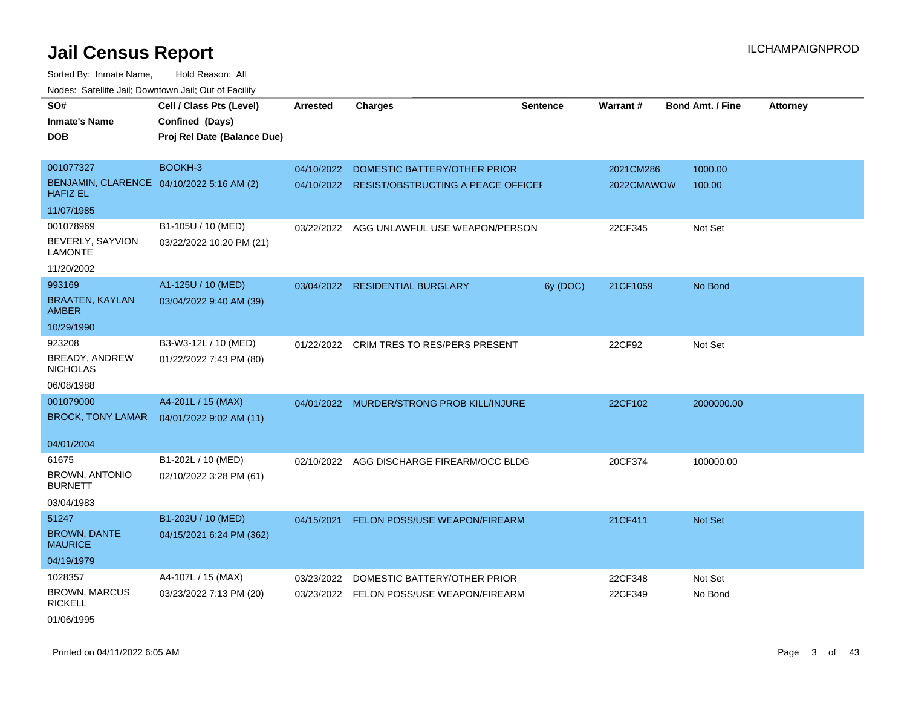# Jail Census Report

ILCHAMPAIGNPROD

Sorted By: Inmate Name, Hold Reason: All

Nodes: Satellite Jail; Downtown Jail; Out of Facility

| SO# / Inmate's Name / DOB | Cell / Class Pts (Level) / Confined (Days) / Proj Rel Date (Balance Due) | Arrested | Charges | Sentence | Warrant # | Bond Amt. / Fine | Attorney |
|---|---|---|---|---|---|---|---|
| 001077327<br>BENJAMIN, CLARENCE HAFIZ EL<br>11/07/1985 | BOOKH-3<br>04/10/2022 5:16 AM (2) | 04/10/2022<br>04/10/2022 | DOMESTIC BATTERY/OTHER PRIOR<br>RESIST/OBSTRUCTING A PEACE OFFICEI | | 2021CM286<br>2022CMAWOW | 1000.00<br>100.00 | |
| 001078969<br>BEVERLY, SAYVION LAMONTE<br>11/20/2002 | B1-105U / 10 (MED)<br>03/22/2022 10:20 PM (21) | 03/22/2022 | AGG UNLAWFUL USE WEAPON/PERSON | | 22CF345 | Not Set | |
| 993169<br>BRAATEN, KAYLAN AMBER<br>10/29/1990 | A1-125U / 10 (MED)<br>03/04/2022 9:40 AM (39) | 03/04/2022 | RESIDENTIAL BURGLARY | 6y (DOC) | 21CF1059 | No Bond | |
| 923208<br>BREADY, ANDREW NICHOLAS<br>06/08/1988 | B3-W3-12L / 10 (MED)<br>01/22/2022 7:43 PM (80) | 01/22/2022 | CRIM TRES TO RES/PERS PRESENT | | 22CF92 | Not Set | |
| 001079000<br>BROCK, TONY LAMAR<br>04/01/2004 | A4-201L / 15 (MAX)<br>04/01/2022 9:02 AM (11) | 04/01/2022 | MURDER/STRONG PROB KILL/INJURE | | 22CF102 | 2000000.00 | |
| 61675<br>BROWN, ANTONIO BURNETT<br>03/04/1983 | B1-202L / 10 (MED)<br>02/10/2022 3:28 PM (61) | 02/10/2022 | AGG DISCHARGE FIREARM/OCC BLDG | | 20CF374 | 100000.00 | |
| 51247<br>BROWN, DANTE MAURICE<br>04/19/1979 | B1-202U / 10 (MED)<br>04/15/2021 6:24 PM (362) | 04/15/2021 | FELON POSS/USE WEAPON/FIREARM | | 21CF411 | Not Set | |
| 1028357<br>BROWN, MARCUS RICKELL<br>01/06/1995 | A4-107L / 15 (MAX)<br>03/23/2022 7:13 PM (20) | 03/23/2022<br>03/23/2022 | DOMESTIC BATTERY/OTHER PRIOR<br>FELON POSS/USE WEAPON/FIREARM | | 22CF348<br>22CF349 | Not Set<br>No Bond | |

Printed on 04/11/2022 6:05 AM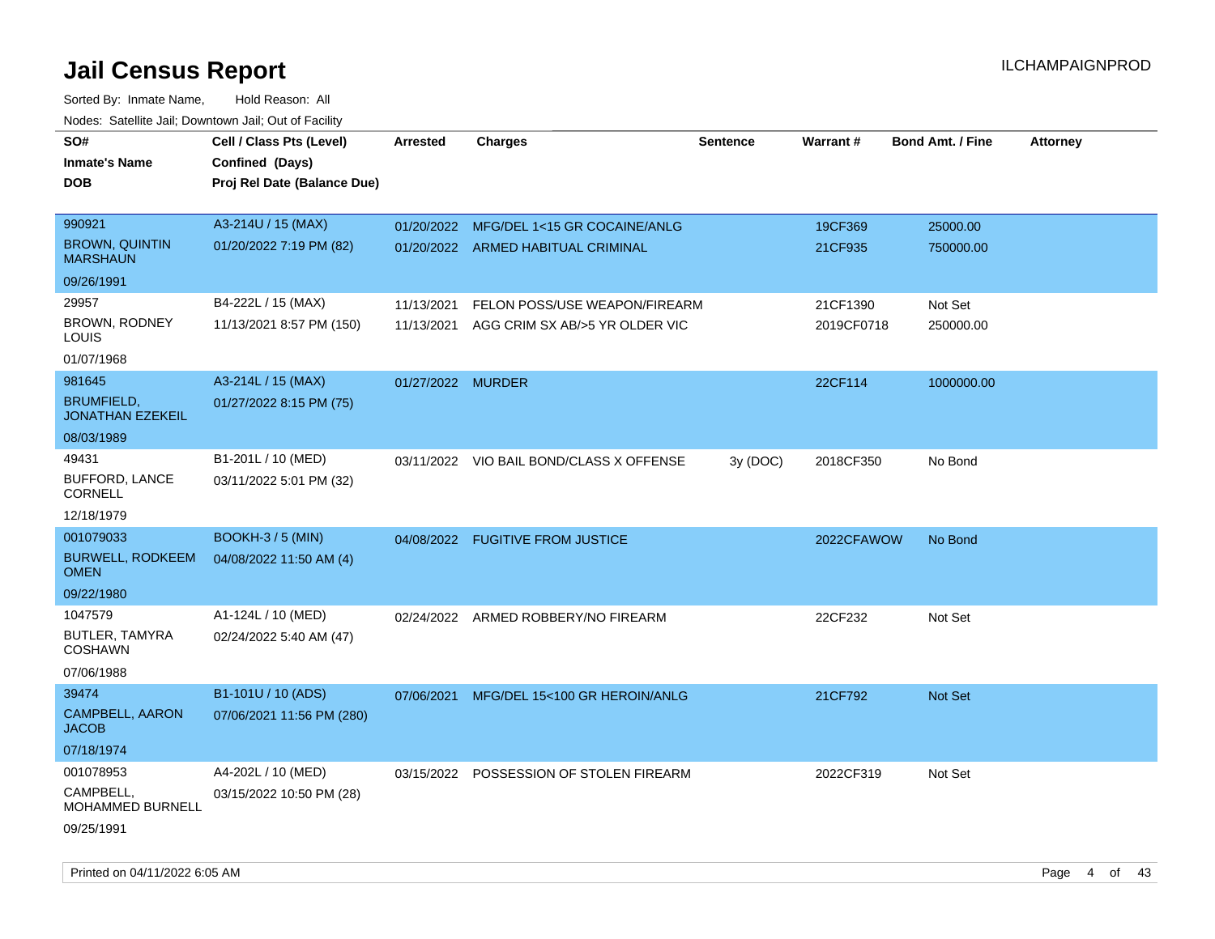# Jail Census Report

ILCHAMPAIGNPROD

Sorted By: Inmate Name, Hold Reason: All

Nodes: Satellite Jail; Downtown Jail; Out of Facility

| SO# / Inmate's Name / DOB | Cell / Class Pts (Level) / Confined (Days) / Proj Rel Date (Balance Due) | Arrested | Charges | Sentence | Warrant # | Bond Amt. / Fine | Attorney |
|---|---|---|---|---|---|---|---|
| 990921<br>BROWN, QUINTIN MARSHAUN<br>09/26/1991 | A3-214U / 15 (MAX)<br>01/20/2022 7:19 PM (82) | 01/20/2022<br>01/20/2022 | MFG/DEL 1<15 GR COCAINE/ANLG<br>ARMED HABITUAL CRIMINAL | | 19CF369<br>21CF935 | 25000.00<br>750000.00 | |
| 29957<br>BROWN, RODNEY LOUIS<br>01/07/1968 | B4-222L / 15 (MAX)<br>11/13/2021 8:57 PM (150) | 11/13/2021<br>11/13/2021 | FELON POSS/USE WEAPON/FIREARM<br>AGG CRIM SX AB/>5 YR OLDER VIC | | 21CF1390<br>2019CF0718 | Not Set<br>250000.00 | |
| 981645<br>BRUMFIELD, JONATHAN EZEKEIL<br>08/03/1989 | A3-214L / 15 (MAX)<br>01/27/2022 8:15 PM (75) | 01/27/2022 | MURDER | | 22CF114 | 1000000.00 | |
| 49431<br>BUFFORD, LANCE CORNELL<br>12/18/1979 | B1-201L / 10 (MED)<br>03/11/2022 5:01 PM (32) | 03/11/2022 | VIO BAIL BOND/CLASS X OFFENSE | 3y (DOC) | 2018CF350 | No Bond | |
| 001079033<br>BURWELL, RODKEEM OMEN<br>09/22/1980 | BOOKH-3 / 5 (MIN)<br>04/08/2022 11:50 AM (4) | 04/08/2022 | FUGITIVE FROM JUSTICE | | 2022CFAWOW | No Bond | |
| 1047579<br>BUTLER, TAMYRA COSHAWN<br>07/06/1988 | A1-124L / 10 (MED)<br>02/24/2022 5:40 AM (47) | 02/24/2022 | ARMED ROBBERY/NO FIREARM | | 22CF232 | Not Set | |
| 39474<br>CAMPBELL, AARON JACOB<br>07/18/1974 | B1-101U / 10 (ADS)<br>07/06/2021 11:56 PM (280) | 07/06/2021 | MFG/DEL 15<100 GR HEROIN/ANLG | | 21CF792 | Not Set | |
| 001078953<br>CAMPBELL, MOHAMMED BURNELL<br>09/25/1991 | A4-202L / 10 (MED)<br>03/15/2022 10:50 PM (28) | 03/15/2022 | POSSESSION OF STOLEN FIREARM | | 2022CF319 | Not Set | |

Printed on 04/11/2022 6:05 AM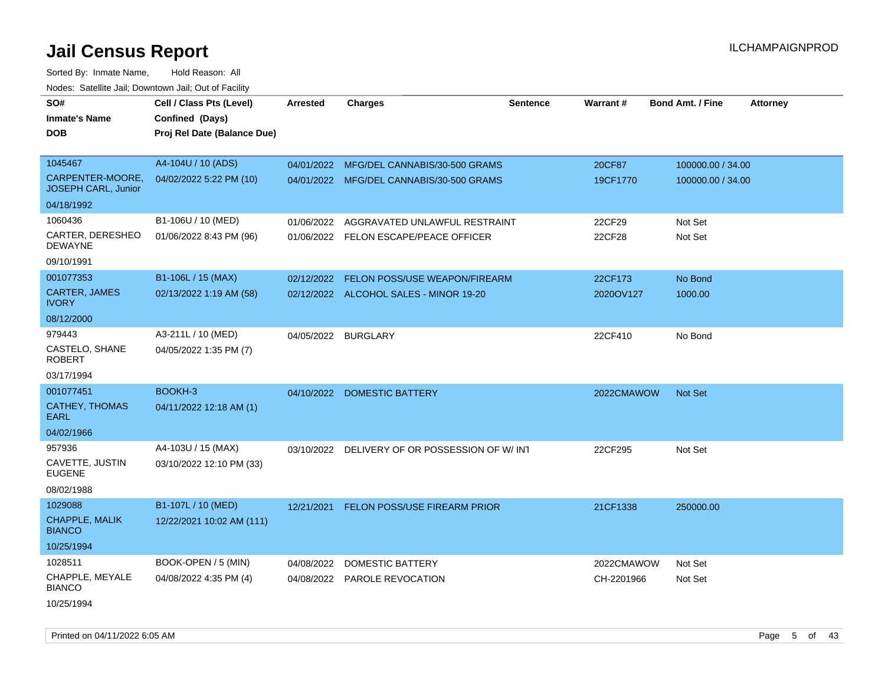# Jail Census Report

ILCHAMPAIGNPROD

Sorted By: Inmate Name, Hold Reason: All

Nodes: Satellite Jail; Downtown Jail; Out of Facility

| SO# / Inmate's Name / DOB | Cell / Class Pts (Level) / Confined (Days) / Proj Rel Date (Balance Due) | Arrested | Charges | Sentence | Warrant # | Bond Amt. / Fine | Attorney |
|---|---|---|---|---|---|---|---|
| 1045467<br>CARPENTER-MOORE, JOSEPH CARL, Junior<br>04/18/1992 | A4-104U / 10 (ADS)<br>04/02/2022 5:22 PM (10) | 04/01/2022<br>04/01/2022 | MFG/DEL CANNABIS/30-500 GRAMS<br>MFG/DEL CANNABIS/30-500 GRAMS | | 20CF87<br>19CF1770 | 100000.00 / 34.00<br>100000.00 / 34.00 | |
| 1060436<br>CARTER, DERESHEO DEWAYNE<br>09/10/1991 | B1-106U / 10 (MED)<br>01/06/2022 8:43 PM (96) | 01/06/2022<br>01/06/2022 | AGGRAVATED UNLAWFUL RESTRAINT<br>FELON ESCAPE/PEACE OFFICER | | 22CF29<br>22CF28 | Not Set<br>Not Set | |
| 001077353<br>CARTER, JAMES IVORY<br>08/12/2000 | B1-106L / 15 (MAX)<br>02/13/2022 1:19 AM (58) | 02/12/2022<br>02/12/2022 | FELON POSS/USE WEAPON/FIREARM<br>ALCOHOL SALES - MINOR 19-20 | | 22CF173<br>2020OV127 | No Bond<br>1000.00 | |
| 979443<br>CASTELO, SHANE ROBERT<br>03/17/1994 | A3-211L / 10 (MED)<br>04/05/2022 1:35 PM (7) | 04/05/2022 | BURGLARY | | 22CF410 | No Bond | |
| 001077451<br>CATHEY, THOMAS EARL<br>04/02/1966 | BOOKH-3<br>04/11/2022 12:18 AM (1) | 04/10/2022 | DOMESTIC BATTERY | | 2022CMAWOW | Not Set | |
| 957936<br>CAVETTE, JUSTIN EUGENE<br>08/02/1988 | A4-103U / 15 (MAX)<br>03/10/2022 12:10 PM (33) | 03/10/2022 | DELIVERY OF OR POSSESSION OF W/ INT | | 22CF295 | Not Set | |
| 1029088<br>CHAPPLE, MALIK BIANCO<br>10/25/1994 | B1-107L / 10 (MED)<br>12/22/2021 10:02 AM (111) | 12/21/2021 | FELON POSS/USE FIREARM PRIOR | | 21CF1338 | 250000.00 | |
| 1028511<br>CHAPPLE, MEYALE BIANCO<br>10/25/1994 | BOOK-OPEN / 5 (MIN)<br>04/08/2022 4:35 PM (4) | 04/08/2022<br>04/08/2022 | DOMESTIC BATTERY<br>PAROLE REVOCATION | | 2022CMAWOW<br>CH-2201966 | Not Set<br>Not Set | |

Printed on 04/11/2022 6:05 AM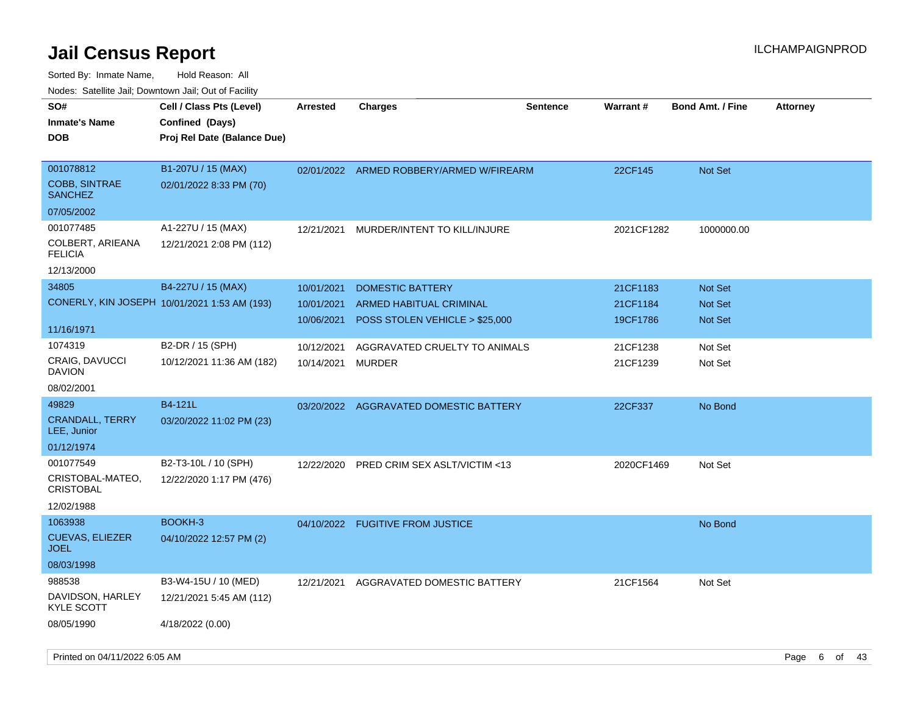# Jail Census Report

ILCHAMPAIGNPROD

Sorted By: Inmate Name, Hold Reason: All

Nodes: Satellite Jail; Downtown Jail; Out of Facility

| SO# / Inmate's Name / DOB | Cell / Class Pts (Level) / Confined (Days) / Proj Rel Date (Balance Due) | Arrested | Charges | Sentence | Warrant # | Bond Amt. / Fine | Attorney |
|---|---|---|---|---|---|---|---|
| 001078812 COBB, SINTRAE SANCHEZ 07/05/2002 | B1-207U / 15 (MAX) 02/01/2022 8:33 PM (70) | 02/01/2022 | ARMED ROBBERY/ARMED W/FIREARM | | 22CF145 | Not Set | |
| 001077485 COLBERT, ARIEANA FELICIA 12/13/2000 | A1-227U / 15 (MAX) 12/21/2021 2:08 PM (112) | 12/21/2021 | MURDER/INTENT TO KILL/INJURE | | 2021CF1282 | 1000000.00 | |
| 34805 CONERLY, KIN JOSEPH 11/16/1971 | B4-227U / 15 (MAX) 10/01/2021 1:53 AM (193) | 10/01/2021 | DOMESTIC BATTERY | | 21CF1183 | Not Set | |
| | | 10/01/2021 | ARMED HABITUAL CRIMINAL | | 21CF1184 | Not Set | |
| | | 10/06/2021 | POSS STOLEN VEHICLE > $25,000 | | 19CF1786 | Not Set | |
| 1074319 CRAIG, DAVUCCI DAVION 08/02/2001 | B2-DR / 15 (SPH) 10/12/2021 11:36 AM (182) | 10/12/2021 | AGGRAVATED CRUELTY TO ANIMALS | | 21CF1238 | Not Set | |
| | | 10/14/2021 | MURDER | | 21CF1239 | Not Set | |
| 49829 CRANDALL, TERRY LEE, Junior 01/12/1974 | B4-121L 03/20/2022 11:02 PM (23) | 03/20/2022 | AGGRAVATED DOMESTIC BATTERY | | 22CF337 | No Bond | |
| 001077549 CRISTOBAL-MATEO, CRISTOBAL 12/02/1988 | B2-T3-10L / 10 (SPH) 12/22/2020 1:17 PM (476) | 12/22/2020 | PRED CRIM SEX ASLT/VICTIM <13 | | 2020CF1469 | Not Set | |
| 1063938 CUEVAS, ELIEZER JOEL 08/03/1998 | BOOKH-3 04/10/2022 12:57 PM (2) | 04/10/2022 | FUGITIVE FROM JUSTICE | | | No Bond | |
| 988538 DAVIDSON, HARLEY KYLE SCOTT 08/05/1990 | B3-W4-15U / 10 (MED) 12/21/2021 5:45 AM (112) 4/18/2022 (0.00) | 12/21/2021 | AGGRAVATED DOMESTIC BATTERY | | 21CF1564 | Not Set | |

Printed on 04/11/2022 6:05 AM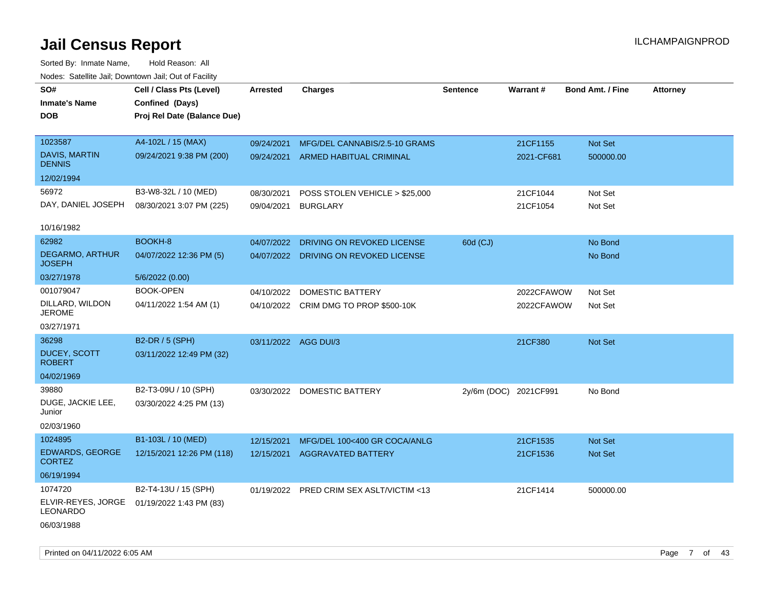# Jail Census Report

Sorted By: Inmate Name, Hold Reason: All

Nodes: Satellite Jail; Downtown Jail; Out of Facility

| SO# / Inmate's Name / DOB | Cell / Class Pts (Level) / Confined (Days) / Proj Rel Date (Balance Due) | Arrested | Charges | Sentence | Warrant # | Bond Amt. / Fine | Attorney |
|---|---|---|---|---|---|---|---|
| 1023587 DAVIS, MARTIN DENNIS 12/02/1994 | A4-102L / 15 (MAX) 09/24/2021 9:38 PM (200) | 09/24/2021 | MFG/DEL CANNABIS/2.5-10 GRAMS | | 21CF1155 | Not Set | |
| | | 09/24/2021 | ARMED HABITUAL CRIMINAL | | 2021-CF681 | 500000.00 | |
| 56972 DAY, DANIEL JOSEPH 10/16/1982 | B3-W8-32L / 10 (MED) 08/30/2021 3:07 PM (225) | 08/30/2021 | POSS STOLEN VEHICLE > $25,000 | | 21CF1044 | Not Set | |
| | | 09/04/2021 | BURGLARY | | 21CF1054 | Not Set | |
| 62982 DEGARMO, ARTHUR JOSEPH 03/27/1978 | BOOKH-8 04/07/2022 12:36 PM (5) 5/6/2022 (0.00) | 04/07/2022 | DRIVING ON REVOKED LICENSE | 60d (CJ) | | No Bond | |
| | | 04/07/2022 | DRIVING ON REVOKED LICENSE | | | No Bond | |
| 001079047 DILLARD, WILDON JEROME 03/27/1971 | BOOK-OPEN 04/11/2022 1:54 AM (1) | 04/10/2022 | DOMESTIC BATTERY | | 2022CFAWOW | Not Set | |
| | | 04/10/2022 | CRIM DMG TO PROP $500-10K | | 2022CFAWOW | Not Set | |
| 36298 DUCEY, SCOTT ROBERT 04/02/1969 | B2-DR / 5 (SPH) 03/11/2022 12:49 PM (32) | 03/11/2022 | AGG DUI/3 | | 21CF380 | Not Set | |
| 39880 DUGE, JACKIE LEE, Junior 02/03/1960 | B2-T3-09U / 10 (SPH) 03/30/2022 4:25 PM (13) | 03/30/2022 | DOMESTIC BATTERY | 2y/6m (DOC) | 2021CF991 | No Bond | |
| 1024895 EDWARDS, GEORGE CORTEZ 06/19/1994 | B1-103L / 10 (MED) 12/15/2021 12:26 PM (118) | 12/15/2021 | MFG/DEL 100<400 GR COCA/ANLG | | 21CF1535 | Not Set | |
| | | 12/15/2021 | AGGRAVATED BATTERY | | 21CF1536 | Not Set | |
| 1074720 ELVIR-REYES, JORGE LEONARDO 06/03/1988 | B2-T4-13U / 15 (SPH) 01/19/2022 1:43 PM (83) | 01/19/2022 | PRED CRIM SEX ASLT/VICTIM <13 | | 21CF1414 | 500000.00 | |

Printed on 04/11/2022 6:05 AM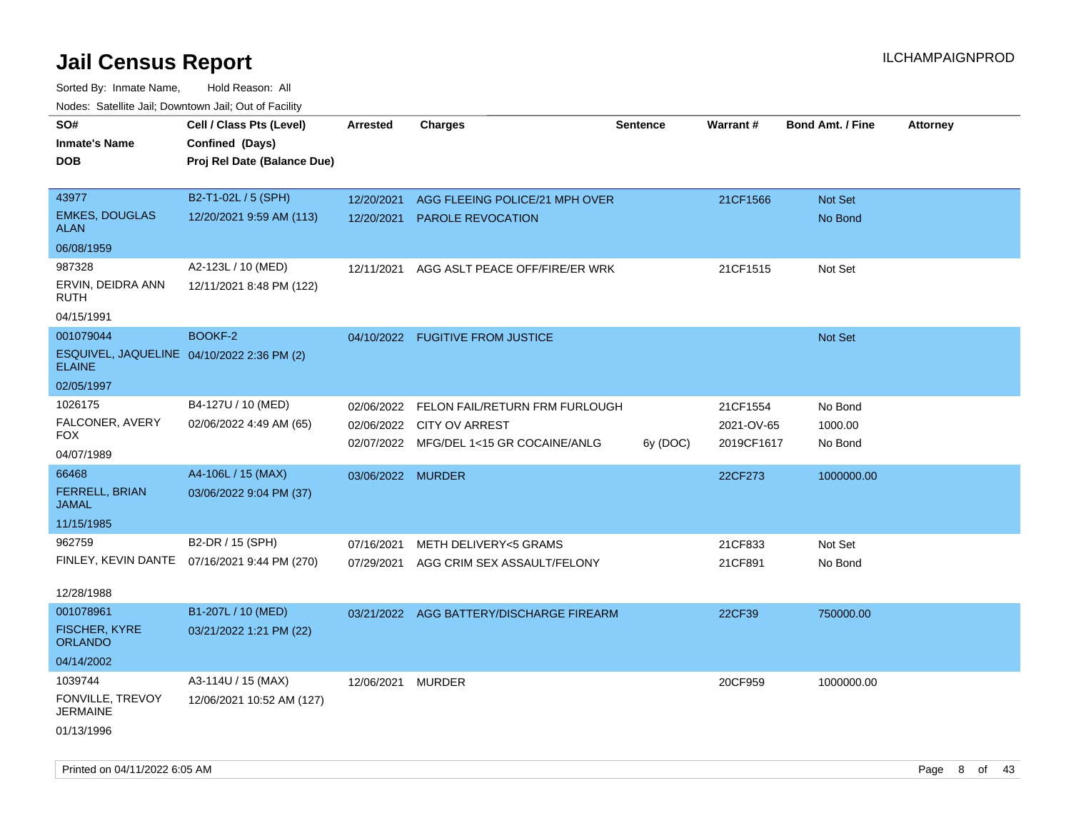# Jail Census Report

ILCHAMPAIGNPROD

Sorted By: Inmate Name, Hold Reason: All

Nodes: Satellite Jail; Downtown Jail; Out of Facility

| SO# / Inmate's Name / DOB | Cell / Class Pts (Level) / Confined (Days) / Proj Rel Date (Balance Due) | Arrested | Charges | Sentence | Warrant # | Bond Amt. / Fine | Attorney |
|---|---|---|---|---|---|---|---|
| 43977 EMKES, DOUGLAS ALAN 06/08/1959 | B2-T1-02L / 5 (SPH) 12/20/2021 9:59 AM (113) | 12/20/2021 | AGG FLEEING POLICE/21 MPH OVER | | 21CF1566 | Not Set | |
| | | 12/20/2021 | PAROLE REVOCATION | | | No Bond | |
| 987328 ERVIN, DEIDRA ANN RUTH 04/15/1991 | A2-123L / 10 (MED) 12/11/2021 8:48 PM (122) | 12/11/2021 | AGG ASLT PEACE OFF/FIRE/ER WRK | | 21CF1515 | Not Set | |
| 001079044 ESQUIVEL, JAQUELINE ELAINE 02/05/1997 | BOOKF-2 04/10/2022 2:36 PM (2) | 04/10/2022 | FUGITIVE FROM JUSTICE | | | Not Set | |
| 1026175 FALCONER, AVERY FOX 04/07/1989 | B4-127U / 10 (MED) 02/06/2022 4:49 AM (65) | 02/06/2022 | FELON FAIL/RETURN FRM FURLOUGH | | 21CF1554 | No Bond | |
| | | 02/06/2022 | CITY OV ARREST | | 2021-OV-65 | 1000.00 | |
| | | 02/07/2022 | MFG/DEL 1<15 GR COCAINE/ANLG | 6y (DOC) | 2019CF1617 | No Bond | |
| 66468 FERRELL, BRIAN JAMAL 11/15/1985 | A4-106L / 15 (MAX) 03/06/2022 9:04 PM (37) | 03/06/2022 | MURDER | | 22CF273 | 1000000.00 | |
| 962759 FINLEY, KEVIN DANTE 12/28/1988 | B2-DR / 15 (SPH) 07/16/2021 9:44 PM (270) | 07/16/2021 | METH DELIVERY<5 GRAMS | | 21CF833 | Not Set | |
| | | 07/29/2021 | AGG CRIM SEX ASSAULT/FELONY | | 21CF891 | No Bond | |
| 001078961 FISCHER, KYRE ORLANDO 04/14/2002 | B1-207L / 10 (MED) 03/21/2022 1:21 PM (22) | 03/21/2022 | AGG BATTERY/DISCHARGE FIREARM | | 22CF39 | 750000.00 | |
| 1039744 FONVILLE, TREVOY JERMAINE 01/13/1996 | A3-114U / 15 (MAX) 12/06/2021 10:52 AM (127) | 12/06/2021 | MURDER | | 20CF959 | 1000000.00 | |

Printed on 04/11/2022 6:05 AM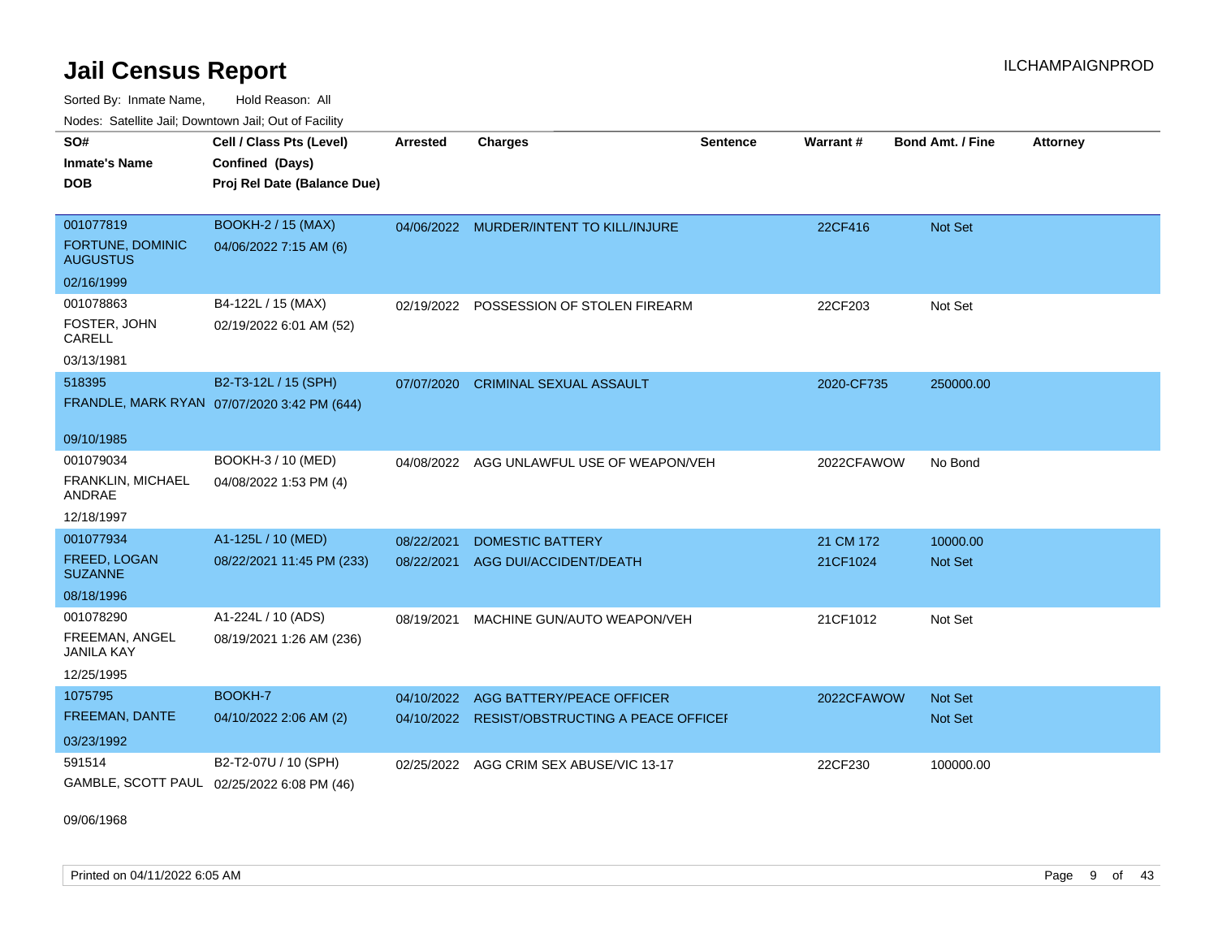# Jail Census Report

ILCHAMPAIGNPROD

Sorted By: Inmate Name, Hold Reason: All

Nodes: Satellite Jail; Downtown Jail; Out of Facility

| SO# / Inmate's Name / DOB | Cell / Class Pts (Level) / Confined (Days) / Proj Rel Date (Balance Due) | Arrested | Charges | Sentence | Warrant # | Bond Amt. / Fine | Attorney |
|---|---|---|---|---|---|---|---|
| 001077819<br>FORTUNE, DOMINIC AUGUSTUS<br>02/16/1999 | BOOKH-2 / 15 (MAX)<br>04/06/2022 7:15 AM (6) | 04/06/2022 | MURDER/INTENT TO KILL/INJURE | | 22CF416 | Not Set | |
| 001078863<br>FOSTER, JOHN CARELL<br>03/13/1981 | B4-122L / 15 (MAX)<br>02/19/2022 6:01 AM (52) | 02/19/2022 | POSSESSION OF STOLEN FIREARM | | 22CF203 | Not Set | |
| 518395<br>FRANDLE, MARK RYAN<br>09/10/1985 | B2-T3-12L / 15 (SPH)<br>07/07/2020 3:42 PM (644) | 07/07/2020 | CRIMINAL SEXUAL ASSAULT | | 2020-CF735 | 250000.00 | |
| 001079034<br>FRANKLIN, MICHAEL ANDRAE<br>12/18/1997 | BOOKH-3 / 10 (MED)<br>04/08/2022 1:53 PM (4) | 04/08/2022 | AGG UNLAWFUL USE OF WEAPON/VEH | | 2022CFAWOW | No Bond | |
| 001077934<br>FREED, LOGAN SUZANNE<br>08/18/1996 | A1-125L / 10 (MED)<br>08/22/2021 11:45 PM (233) | 08/22/2021 | DOMESTIC BATTERY | | 21 CM 172 | 10000.00 | |
| | | 08/22/2021 | AGG DUI/ACCIDENT/DEATH | | 21CF1024 | Not Set | |
| 001078290<br>FREEMAN, ANGEL JANILA KAY<br>12/25/1995 | A1-224L / 10 (ADS)<br>08/19/2021 1:26 AM (236) | 08/19/2021 | MACHINE GUN/AUTO WEAPON/VEH | | 21CF1012 | Not Set | |
| 1075795<br>FREEMAN, DANTE<br>03/23/1992 | BOOKH-7<br>04/10/2022 2:06 AM (2) | 04/10/2022 | AGG BATTERY/PEACE OFFICER | | 2022CFAWOW | Not Set | |
| | | 04/10/2022 | RESIST/OBSTRUCTING A PEACE OFFICEI | | | Not Set | |
| 591514<br>GAMBLE, SCOTT PAUL<br>09/06/1968 | B2-T2-07U / 10 (SPH)<br>02/25/2022 6:08 PM (46) | 02/25/2022 | AGG CRIM SEX ABUSE/VIC 13-17 | | 22CF230 | 100000.00 | |

Printed on 04/11/2022 6:05 AM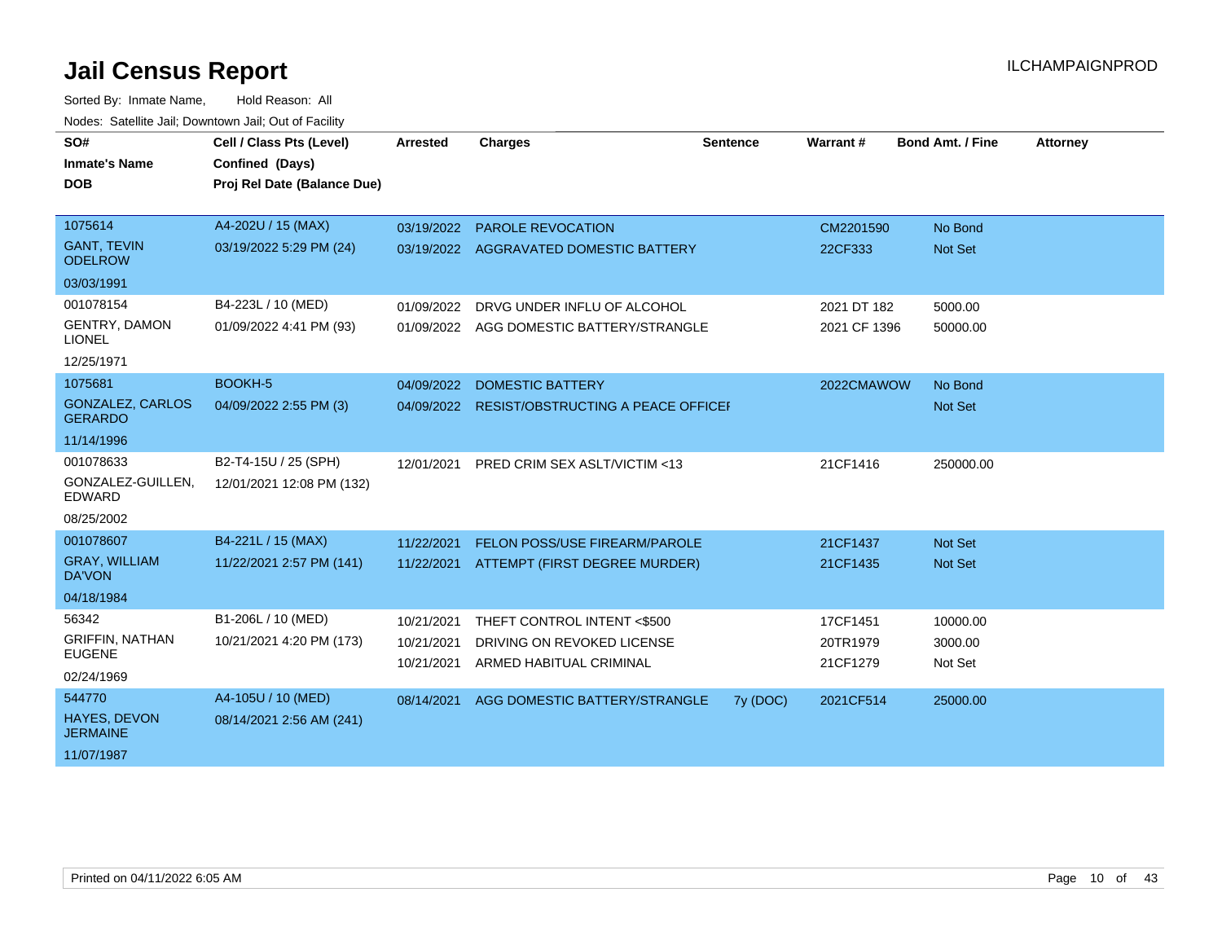# Jail Census Report

ILCHAMPAIGNPROD

Sorted By: Inmate Name, Hold Reason: All

Nodes: Satellite Jail; Downtown Jail; Out of Facility

| SO# / Inmate's Name / DOB | Cell / Class Pts (Level) / Confined (Days) / Proj Rel Date (Balance Due) | Arrested | Charges | Sentence | Warrant # | Bond Amt. / Fine | Attorney |
|---|---|---|---|---|---|---|---|
| 1075614<br>GANT, TEVIN ODELROW<br>03/03/1991 | A4-202U / 15 (MAX)<br>03/19/2022 5:29 PM (24) | 03/19/2022<br>03/19/2022 | PAROLE REVOCATION<br>AGGRAVATED DOMESTIC BATTERY | | CM2201590<br>22CF333 | No Bond<br>Not Set | |
| 001078154<br>GENTRY, DAMON LIONEL<br>12/25/1971 | B4-223L / 10 (MED)<br>01/09/2022 4:41 PM (93) | 01/09/2022<br>01/09/2022 | DRVG UNDER INFLU OF ALCOHOL<br>AGG DOMESTIC BATTERY/STRANGLE | | 2021 DT 182<br>2021 CF 1396 | 5000.00<br>50000.00 | |
| 1075681<br>GONZALEZ, CARLOS GERARDO<br>11/14/1996 | BOOKH-5<br>04/09/2022 2:55 PM (3) | 04/09/2022<br>04/09/2022 | DOMESTIC BATTERY<br>RESIST/OBSTRUCTING A PEACE OFFICEI | | 2022CMAWOW | No Bond<br>Not Set | |
| 001078633<br>GONZALEZ-GUILLEN, EDWARD<br>08/25/2002 | B2-T4-15U / 25 (SPH)<br>12/01/2021 12:08 PM (132) | 12/01/2021 | PRED CRIM SEX ASLT/VICTIM <13 | | 21CF1416 | 250000.00 | |
| 001078607<br>GRAY, WILLIAM DA'VON<br>04/18/1984 | B4-221L / 15 (MAX)<br>11/22/2021 2:57 PM (141) | 11/22/2021<br>11/22/2021 | FELON POSS/USE FIREARM/PAROLE<br>ATTEMPT (FIRST DEGREE MURDER) | | 21CF1437<br>21CF1435 | Not Set<br>Not Set | |
| 56342<br>GRIFFIN, NATHAN EUGENE<br>02/24/1969 | B1-206L / 10 (MED)<br>10/21/2021 4:20 PM (173) | 10/21/2021<br>10/21/2021<br>10/21/2021 | THEFT CONTROL INTENT <$500<br>DRIVING ON REVOKED LICENSE<br>ARMED HABITUAL CRIMINAL | | 17CF1451<br>20TR1979<br>21CF1279 | 10000.00<br>3000.00<br>Not Set | |
| 544770<br>HAYES, DEVON JERMAINE<br>11/07/1987 | A4-105U / 10 (MED)<br>08/14/2021 2:56 AM (241) | 08/14/2021 | AGG DOMESTIC BATTERY/STRANGLE | 7y (DOC) | 2021CF514 | 25000.00 | |

Printed on 04/11/2022 6:05 AM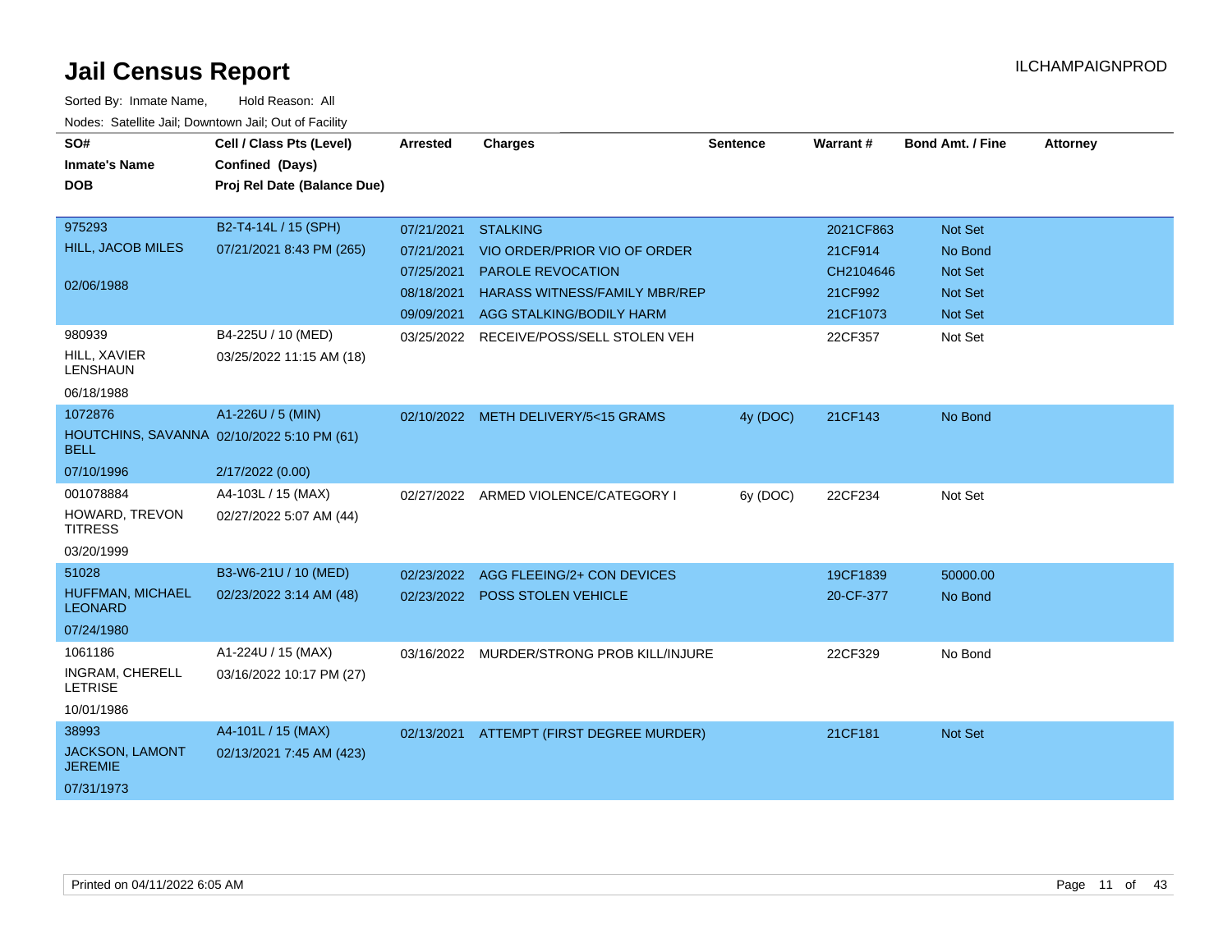# Jail Census Report

ILCHAMPAIGNPROD

Sorted By: Inmate Name, Hold Reason: All

Nodes: Satellite Jail; Downtown Jail; Out of Facility

| SO# / Inmate's Name / DOB | Cell / Class Pts (Level) / Confined (Days) / Proj Rel Date (Balance Due) | Arrested | Charges | Sentence | Warrant # | Bond Amt. / Fine | Attorney |
|---|---|---|---|---|---|---|---|
| 975293<br>HILL, JACOB MILES<br>02/06/1988 | B2-T4-14L / 15 (SPH)<br>07/21/2021 8:43 PM (265) | 07/21/2021 | STALKING | | 2021CF863 | Not Set | |
| | | 07/21/2021 | VIO ORDER/PRIOR VIO OF ORDER | | 21CF914 | No Bond | |
| | | 07/25/2021 | PAROLE REVOCATION | | CH2104646 | Not Set | |
| | | 08/18/2021 | HARASS WITNESS/FAMILY MBR/REP | | 21CF992 | Not Set | |
| | | 09/09/2021 | AGG STALKING/BODILY HARM | | 21CF1073 | Not Set | |
| 980939<br>HILL, XAVIER LENSHAUN<br>06/18/1988 | B4-225U / 10 (MED)<br>03/25/2022 11:15 AM (18) | 03/25/2022 | RECEIVE/POSS/SELL STOLEN VEH | | 22CF357 | Not Set | |
| 1072876<br>HOUTCHINS, SAVANNA BELL<br>07/10/1996 | A1-226U / 5 (MIN)<br>02/10/2022 5:10 PM (61)<br>2/17/2022 (0.00) | 02/10/2022 | METH DELIVERY/5<15 GRAMS | 4y (DOC) | 21CF143 | No Bond | |
| 001078884<br>HOWARD, TREVON TITRESS<br>03/20/1999 | A4-103L / 15 (MAX)<br>02/27/2022 5:07 AM (44) | 02/27/2022 | ARMED VIOLENCE/CATEGORY I | 6y (DOC) | 22CF234 | Not Set | |
| 51028<br>HUFFMAN, MICHAEL LEONARD<br>07/24/1980 | B3-W6-21U / 10 (MED)<br>02/23/2022 3:14 AM (48) | 02/23/2022 | AGG FLEEING/2+ CON DEVICES | | 19CF1839 | 50000.00 | |
| | | 02/23/2022 | POSS STOLEN VEHICLE | | 20-CF-377 | No Bond | |
| 1061186<br>INGRAM, CHERELL LETRISE<br>10/01/1986 | A1-224U / 15 (MAX)<br>03/16/2022 10:17 PM (27) | 03/16/2022 | MURDER/STRONG PROB KILL/INJURE | | 22CF329 | No Bond | |
| 38993<br>JACKSON, LAMONT JEREMIE<br>07/31/1973 | A4-101L / 15 (MAX)<br>02/13/2021 7:45 AM (423) | 02/13/2021 | ATTEMPT (FIRST DEGREE MURDER) | | 21CF181 | Not Set | |

Printed on 04/11/2022 6:05 AM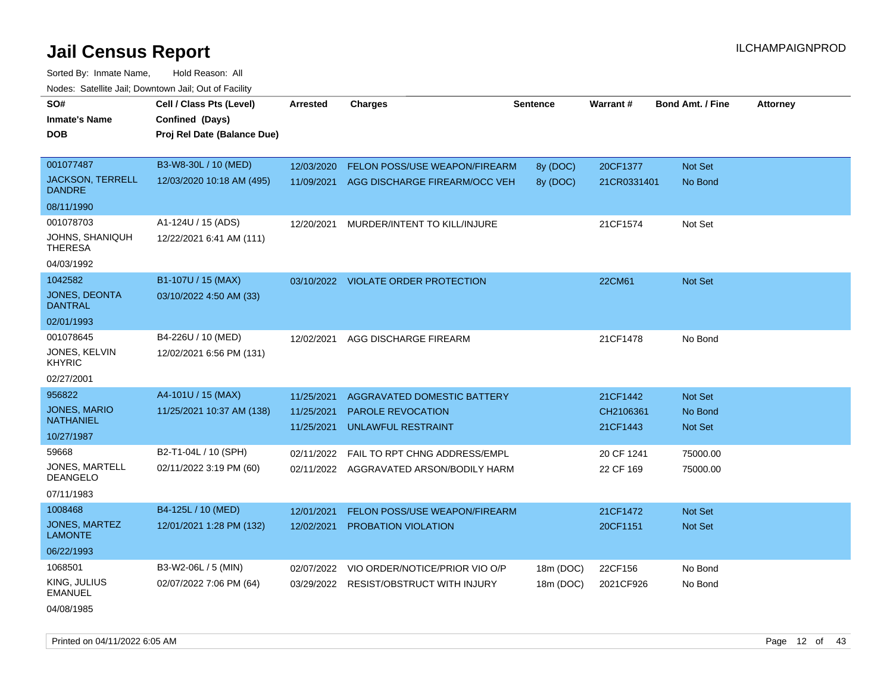# Jail Census Report

ILCHAMPAIGNPROD

Sorted By: Inmate Name, Hold Reason: All

Nodes: Satellite Jail; Downtown Jail; Out of Facility

| SO# / Inmate's Name / DOB | Cell / Class Pts (Level) / Confined (Days) / Proj Rel Date (Balance Due) | Arrested | Charges | Sentence | Warrant # | Bond Amt. / Fine | Attorney |
|---|---|---|---|---|---|---|---|
| 001077487<br>JACKSON, TERRELL DANDRE<br>08/11/1990 | B3-W8-30L / 10 (MED)<br>12/03/2020 10:18 AM (495) | 12/03/2020<br>11/09/2021 | FELON POSS/USE WEAPON/FIREARM<br>AGG DISCHARGE FIREARM/OCC VEH | 8y (DOC)<br>8y (DOC) | 20CF1377<br>21CR0331401 | Not Set<br>No Bond | |
| 001078703<br>JOHNS, SHANIQUH THERESA<br>04/03/1992 | A1-124U / 15 (ADS)<br>12/22/2021 6:41 AM (111) | 12/20/2021 | MURDER/INTENT TO KILL/INJURE | | 21CF1574 | Not Set | |
| 1042582<br>JONES, DEONTA DANTRAL<br>02/01/1993 | B1-107U / 15 (MAX)<br>03/10/2022 4:50 AM (33) | 03/10/2022 | VIOLATE ORDER PROTECTION | | 22CM61 | Not Set | |
| 001078645<br>JONES, KELVIN KHYRIC<br>02/27/2001 | B4-226U / 10 (MED)<br>12/02/2021 6:56 PM (131) | 12/02/2021 | AGG DISCHARGE FIREARM | | 21CF1478 | No Bond | |
| 956822<br>JONES, MARIO NATHANIEL<br>10/27/1987 | A4-101U / 15 (MAX)<br>11/25/2021 10:37 AM (138) | 11/25/2021<br>11/25/2021<br>11/25/2021 | AGGRAVATED DOMESTIC BATTERY<br>PAROLE REVOCATION<br>UNLAWFUL RESTRAINT | | 21CF1442<br>CH2106361<br>21CF1443 | Not Set<br>No Bond<br>Not Set | |
| 59668<br>JONES, MARTELL DEANGELO<br>07/11/1983 | B2-T1-04L / 10 (SPH)<br>02/11/2022 3:19 PM (60) | 02/11/2022<br>02/11/2022 | FAIL TO RPT CHNG ADDRESS/EMPL<br>AGGRAVATED ARSON/BODILY HARM | | 20 CF 1241<br>22 CF 169 | 75000.00<br>75000.00 | |
| 1008468<br>JONES, MARTEZ LAMONTE<br>06/22/1993 | B4-125L / 10 (MED)<br>12/01/2021 1:28 PM (132) | 12/01/2021<br>12/02/2021 | FELON POSS/USE WEAPON/FIREARM<br>PROBATION VIOLATION | | 21CF1472<br>20CF1151 | Not Set<br>Not Set | |
| 1068501<br>KING, JULIUS EMANUEL<br>04/08/1985 | B3-W2-06L / 5 (MIN)<br>02/07/2022 7:06 PM (64) | 02/07/2022<br>03/29/2022 | VIO ORDER/NOTICE/PRIOR VIO O/P<br>RESIST/OBSTRUCT WITH INJURY | 18m (DOC)<br>18m (DOC) | 22CF156<br>2021CF926 | No Bond<br>No Bond | |

Printed on 04/11/2022 6:05 AM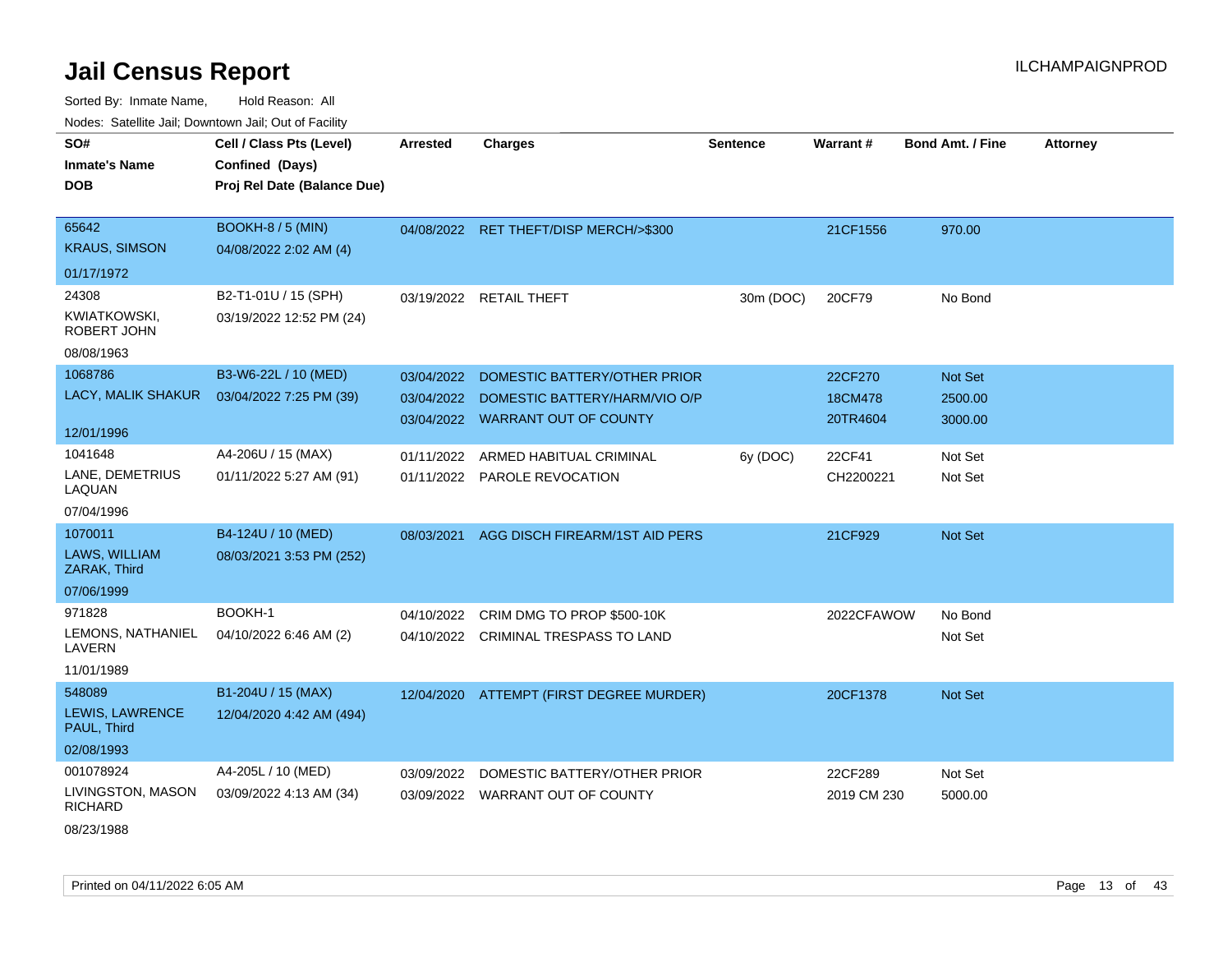# Jail Census Report

ILCHAMPAIGNPROD

Sorted By: Inmate Name, Hold Reason: All

Nodes: Satellite Jail; Downtown Jail; Out of Facility

| SO# / Inmate's Name / DOB | Cell / Class Pts (Level) / Confined (Days) / Proj Rel Date (Balance Due) | Arrested | Charges | Sentence | Warrant # | Bond Amt. / Fine | Attorney |
|---|---|---|---|---|---|---|---|
| 65642<br>KRAUS, SIMSON<br>01/17/1972 | BOOKH-8 / 5 (MIN)<br>04/08/2022 2:02 AM (4) | 04/08/2022 | RET THEFT/DISP MERCH/>$300 | | 21CF1556 | 970.00 | |
| 24308<br>KWIATKOWSKI, ROBERT JOHN<br>08/08/1963 | B2-T1-01U / 15 (SPH)<br>03/19/2022 12:52 PM (24) | 03/19/2022 | RETAIL THEFT | 30m (DOC) | 20CF79 | No Bond | |
| 1068786<br>LACY, MALIK SHAKUR<br>12/01/1996 | B3-W6-22L / 10 (MED)<br>03/04/2022 7:25 PM (39) | 03/04/2022<br>03/04/2022<br>03/04/2022 | DOMESTIC BATTERY/OTHER PRIOR<br>DOMESTIC BATTERY/HARM/VIO O/P<br>WARRANT OUT OF COUNTY | | 22CF270<br>18CM478<br>20TR4604 | Not Set<br>2500.00<br>3000.00 | |
| 1041648<br>LANE, DEMETRIUS LAQUAN<br>07/04/1996 | A4-206U / 15 (MAX)<br>01/11/2022 5:27 AM (91) | 01/11/2022<br>01/11/2022 | ARMED HABITUAL CRIMINAL<br>PAROLE REVOCATION | 6y (DOC) | 22CF41<br>CH2200221 | Not Set<br>Not Set | |
| 1070011<br>LAWS, WILLIAM ZARAK, Third<br>07/06/1999 | B4-124U / 10 (MED)<br>08/03/2021 3:53 PM (252) | 08/03/2021 | AGG DISCH FIREARM/1ST AID PERS | | 21CF929 | Not Set | |
| 971828<br>LEMONS, NATHANIEL LAVERN<br>11/01/1989 | BOOKH-1<br>04/10/2022 6:46 AM (2) | 04/10/2022<br>04/10/2022 | CRIM DMG TO PROP $500-10K<br>CRIMINAL TRESPASS TO LAND | | 2022CFAWOW | No Bond<br>Not Set | |
| 548089<br>LEWIS, LAWRENCE PAUL, Third<br>02/08/1993 | B1-204U / 15 (MAX)<br>12/04/2020 4:42 AM (494) | 12/04/2020 | ATTEMPT (FIRST DEGREE MURDER) | | 20CF1378 | Not Set | |
| 001078924<br>LIVINGSTON, MASON RICHARD<br>08/23/1988 | A4-205L / 10 (MED)<br>03/09/2022 4:13 AM (34) | 03/09/2022<br>03/09/2022 | DOMESTIC BATTERY/OTHER PRIOR<br>WARRANT OUT OF COUNTY | | 22CF289<br>2019 CM 230 | Not Set<br>5000.00 | |

Printed on 04/11/2022 6:05 AM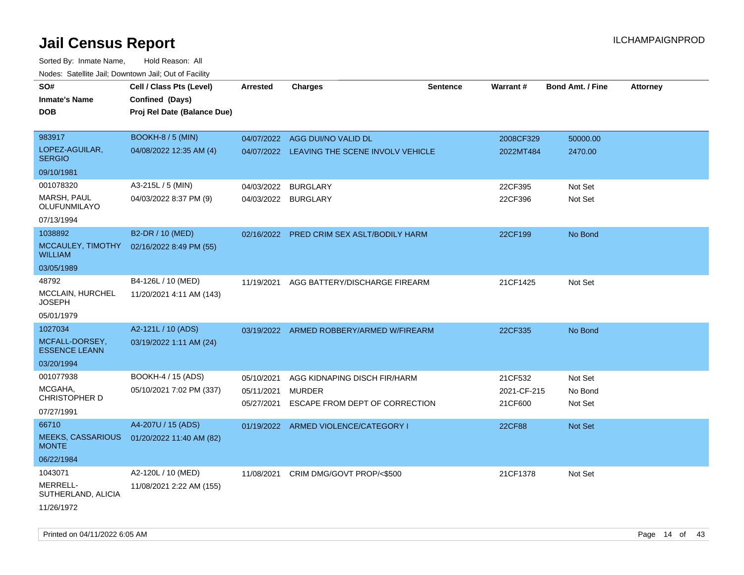# Jail Census Report

ILCHAMPAIGNPROD

Sorted By: Inmate Name, Hold Reason: All

Nodes: Satellite Jail; Downtown Jail; Out of Facility

| SO# / Inmate's Name / DOB | Cell / Class Pts (Level) / Confined (Days) / Proj Rel Date (Balance Due) | Arrested | Charges | Sentence | Warrant # | Bond Amt. / Fine | Attorney |
|---|---|---|---|---|---|---|---|
| 983917 LOPEZ-AGUILAR, SERGIO 09/10/1981 | BOOKH-8 / 5 (MIN) 04/08/2022 12:35 AM (4) | 04/07/2022 | AGG DUI/NO VALID DL | | 2008CF329 | 50000.00 | |
| | | 04/07/2022 | LEAVING THE SCENE INVOLV VEHICLE | | 2022MT484 | 2470.00 | |
| 001078320 MARSH, PAUL OLUFUNMILAYO 07/13/1994 | A3-215L / 5 (MIN) 04/03/2022 8:37 PM (9) | 04/03/2022 | BURGLARY | | 22CF395 | Not Set | |
| | | 04/03/2022 | BURGLARY | | 22CF396 | Not Set | |
| 1038892 MCCAULEY, TIMOTHY WILLIAM 03/05/1989 | B2-DR / 10 (MED) 02/16/2022 8:49 PM (55) | 02/16/2022 | PRED CRIM SEX ASLT/BODILY HARM | | 22CF199 | No Bond | |
| 48792 MCCLAIN, HURCHEL JOSEPH 05/01/1979 | B4-126L / 10 (MED) 11/20/2021 4:11 AM (143) | 11/19/2021 | AGG BATTERY/DISCHARGE FIREARM | | 21CF1425 | Not Set | |
| 1027034 MCFALL-DORSEY, ESSENCE LEANN 03/20/1994 | A2-121L / 10 (ADS) 03/19/2022 1:11 AM (24) | 03/19/2022 | ARMED ROBBERY/ARMED W/FIREARM | | 22CF335 | No Bond | |
| 001077938 MCGAHA, CHRISTOPHER D 07/27/1991 | BOOKH-4 / 15 (ADS) 05/10/2021 7:02 PM (337) | 05/10/2021 | AGG KIDNAPING DISCH FIR/HARM | | 21CF532 | Not Set | |
| | | 05/11/2021 | MURDER | | 2021-CF-215 | No Bond | |
| | | 05/27/2021 | ESCAPE FROM DEPT OF CORRECTION | | 21CF600 | Not Set | |
| 66710 MEEKS, CASSARIOUS MONTE 06/22/1984 | A4-207U / 15 (ADS) 01/20/2022 11:40 AM (82) | 01/19/2022 | ARMED VIOLENCE/CATEGORY I | | 22CF88 | Not Set | |
| 1043071 MERRELL-SUTHERLAND, ALICIA 11/26/1972 | A2-120L / 10 (MED) 11/08/2021 2:22 AM (155) | 11/08/2021 | CRIM DMG/GOVT PROP/<$500 | | 21CF1378 | Not Set | |

Printed on 04/11/2022 6:05 AM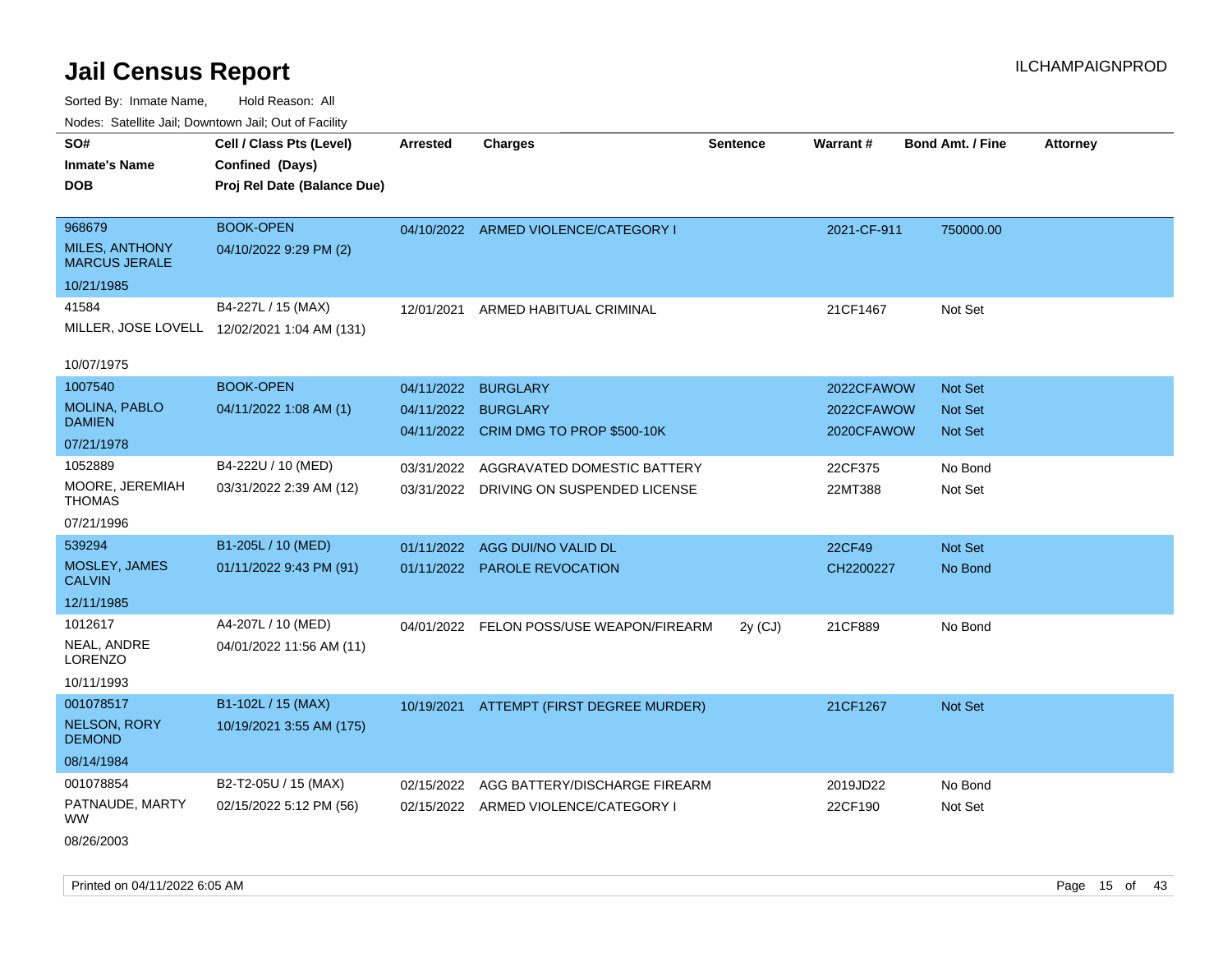# Jail Census Report

ILCHAMPAIGNPROD

Sorted By: Inmate Name, Hold Reason: All

Nodes: Satellite Jail; Downtown Jail; Out of Facility

| SO# / Inmate's Name / DOB | Cell / Class Pts (Level) / Confined (Days) / Proj Rel Date (Balance Due) | Arrested | Charges | Sentence | Warrant # | Bond Amt. / Fine | Attorney |
|---|---|---|---|---|---|---|---|
| 968679<br>MILES, ANTHONY MARCUS JERALE<br>10/21/1985 | BOOK-OPEN<br>04/10/2022 9:29 PM (2) | 04/10/2022 | ARMED VIOLENCE/CATEGORY I | | 2021-CF-911 | 750000.00 | |
| 41584<br>MILLER, JOSE LOVELL<br>10/07/1975 | B4-227L / 15 (MAX)<br>12/02/2021 1:04 AM (131) | 12/01/2021 | ARMED HABITUAL CRIMINAL | | 21CF1467 | Not Set | |
| 1007540<br>MOLINA, PABLO DAMIEN<br>07/21/1978 | BOOK-OPEN<br>04/11/2022 1:08 AM (1) | 04/11/2022<br>04/11/2022<br>04/11/2022 | BURGLARY<br>BURGLARY<br>CRIM DMG TO PROP $500-10K | | 2022CFAWOW<br>2022CFAWOW<br>2020CFAWOW | Not Set<br>Not Set<br>Not Set | |
| 1052889<br>MOORE, JEREMIAH THOMAS<br>07/21/1996 | B4-222U / 10 (MED)<br>03/31/2022 2:39 AM (12) | 03/31/2022<br>03/31/2022 | AGGRAVATED DOMESTIC BATTERY<br>DRIVING ON SUSPENDED LICENSE | | 22CF375<br>22MT388 | No Bond<br>Not Set | |
| 539294<br>MOSLEY, JAMES CALVIN<br>12/11/1985 | B1-205L / 10 (MED)<br>01/11/2022 9:43 PM (91) | 01/11/2022<br>01/11/2022 | AGG DUI/NO VALID DL<br>PAROLE REVOCATION | | 22CF49<br>CH2200227 | Not Set<br>No Bond | |
| 1012617<br>NEAL, ANDRE LORENZO<br>10/11/1993 | A4-207L / 10 (MED)<br>04/01/2022 11:56 AM (11) | 04/01/2022 | FELON POSS/USE WEAPON/FIREARM | 2y (CJ) | 21CF889 | No Bond | |
| 001078517<br>NELSON, RORY DEMOND<br>08/14/1984 | B1-102L / 15 (MAX)<br>10/19/2021 3:55 AM (175) | 10/19/2021 | ATTEMPT (FIRST DEGREE MURDER) | | 21CF1267 | Not Set | |
| 001078854<br>PATNAUDE, MARTY WW<br>08/26/2003 | B2-T2-05U / 15 (MAX)<br>02/15/2022 5:12 PM (56) | 02/15/2022<br>02/15/2022 | AGG BATTERY/DISCHARGE FIREARM<br>ARMED VIOLENCE/CATEGORY I | | 2019JD22<br>22CF190 | No Bond<br>Not Set | |

Printed on 04/11/2022 6:05 AM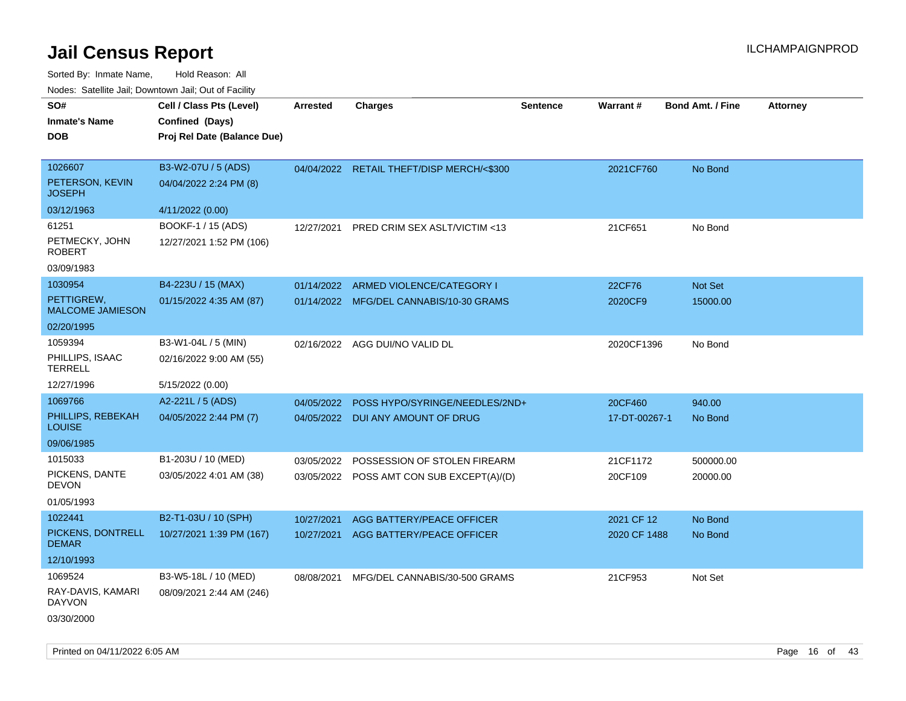# Jail Census Report

ILCHAMPAIGNPROD

Sorted By: Inmate Name, Hold Reason: All

Nodes: Satellite Jail; Downtown Jail; Out of Facility

| SO# / Inmate's Name / DOB | Cell / Class Pts (Level) / Confined (Days) / Proj Rel Date (Balance Due) | Arrested | Charges | Sentence | Warrant # | Bond Amt. / Fine | Attorney |
|---|---|---|---|---|---|---|---|
| 1026607<br>PETERSON, KEVIN JOSEPH<br>03/12/1963 | B3-W2-07U / 5 (ADS)<br>04/04/2022 2:24 PM (8)<br>4/11/2022 (0.00) | 04/04/2022 | RETAIL THEFT/DISP MERCH/<$300 | | 2021CF760 | No Bond | |
| 61251<br>PETMECKY, JOHN ROBERT<br>03/09/1983 | BOOKF-1 / 15 (ADS)<br>12/27/2021 1:52 PM (106) | 12/27/2021 | PRED CRIM SEX ASLT/VICTIM <13 | | 21CF651 | No Bond | |
| 1030954<br>PETTIGREW, MALCOME JAMIESON<br>02/20/1995 | B4-223U / 15 (MAX)<br>01/15/2022 4:35 AM (87) | 01/14/2022<br>01/14/2022 | ARMED VIOLENCE/CATEGORY I<br>MFG/DEL CANNABIS/10-30 GRAMS | | 22CF76<br>2020CF9 | Not Set<br>15000.00 | |
| 1059394<br>PHILLIPS, ISAAC TERRELL<br>12/27/1996 | B3-W1-04L / 5 (MIN)<br>02/16/2022 9:00 AM (55)<br>5/15/2022 (0.00) | 02/16/2022 | AGG DUI/NO VALID DL | | 2020CF1396 | No Bond | |
| 1069766<br>PHILLIPS, REBEKAH LOUISE<br>09/06/1985 | A2-221L / 5 (ADS)<br>04/05/2022 2:44 PM (7) | 04/05/2022<br>04/05/2022 | POSS HYPO/SYRINGE/NEEDLES/2ND+<br>DUI ANY AMOUNT OF DRUG | | 20CF460<br>17-DT-00267-1 | 940.00<br>No Bond | |
| 1015033<br>PICKENS, DANTE DEVON<br>01/05/1993 | B1-203U / 10 (MED)<br>03/05/2022 4:01 AM (38) | 03/05/2022<br>03/05/2022 | POSSESSION OF STOLEN FIREARM<br>POSS AMT CON SUB EXCEPT(A)/(D) | | 21CF1172<br>20CF109 | 500000.00<br>20000.00 | |
| 1022441<br>PICKENS, DONTRELL DEMAR<br>12/10/1993 | B2-T1-03U / 10 (SPH)<br>10/27/2021 1:39 PM (167) | 10/27/2021<br>10/27/2021 | AGG BATTERY/PEACE OFFICER<br>AGG BATTERY/PEACE OFFICER | | 2021 CF 12<br>2020 CF 1488 | No Bond<br>No Bond | |
| 1069524<br>RAY-DAVIS, KAMARI DAYVON<br>03/30/2000 | B3-W5-18L / 10 (MED)<br>08/09/2021 2:44 AM (246) | 08/08/2021 | MFG/DEL CANNABIS/30-500 GRAMS | | 21CF953 | Not Set | |

Printed on 04/11/2022 6:05 AM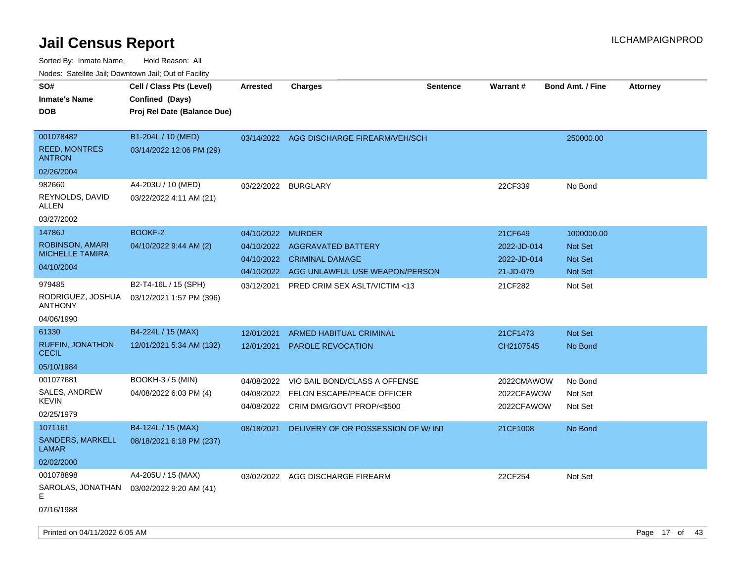# Jail Census Report

ILCHAMPAIGNPROD

Sorted By: Inmate Name, Hold Reason: All

Nodes: Satellite Jail; Downtown Jail; Out of Facility

| SO# / Inmate's Name / DOB | Cell / Class Pts (Level) / Confined (Days) / Proj Rel Date (Balance Due) | Arrested | Charges | Sentence | Warrant # | Bond Amt. / Fine | Attorney |
|---|---|---|---|---|---|---|---|
| 001078482 REED, MONTRES ANTRON 02/26/2004 | B1-204L / 10 (MED) 03/14/2022 12:06 PM (29) | 03/14/2022 | AGG DISCHARGE FIREARM/VEH/SCH | | | 250000.00 | |
| 982660 REYNOLDS, DAVID ALLEN 03/27/2002 | A4-203U / 10 (MED) 03/22/2022 4:11 AM (21) | 03/22/2022 | BURGLARY | | 22CF339 | No Bond | |
| 14786J ROBINSON, AMARI MICHELLE TAMIRA 04/10/2004 | BOOKF-2 04/10/2022 9:44 AM (2) | 04/10/2022 | MURDER | | 21CF649 | 1000000.00 | |
| | | 04/10/2022 | AGGRAVATED BATTERY | | 2022-JD-014 | Not Set | |
| | | 04/10/2022 | CRIMINAL DAMAGE | | 2022-JD-014 | Not Set | |
| | | 04/10/2022 | AGG UNLAWFUL USE WEAPON/PERSON | | 21-JD-079 | Not Set | |
| 979485 RODRIGUEZ, JOSHUA ANTHONY 04/06/1990 | B2-T4-16L / 15 (SPH) 03/12/2021 1:57 PM (396) | 03/12/2021 | PRED CRIM SEX ASLT/VICTIM <13 | | 21CF282 | Not Set | |
| 61330 RUFFIN, JONATHON CECIL 05/10/1984 | B4-224L / 15 (MAX) 12/01/2021 5:34 AM (132) | 12/01/2021 | ARMED HABITUAL CRIMINAL | | 21CF1473 | Not Set | |
| | | 12/01/2021 | PAROLE REVOCATION | | CH2107545 | No Bond | |
| 001077681 SALES, ANDREW KEVIN 02/25/1979 | BOOKH-3 / 5 (MIN) 04/08/2022 6:03 PM (4) | 04/08/2022 | VIO BAIL BOND/CLASS A OFFENSE | | 2022CMAWOW | No Bond | |
| | | 04/08/2022 | FELON ESCAPE/PEACE OFFICER | | 2022CFAWOW | Not Set | |
| | | 04/08/2022 | CRIM DMG/GOVT PROP/<$500 | | 2022CFAWOW | Not Set | |
| 1071161 SANDERS, MARKELL LAMAR 02/02/2000 | B4-124L / 15 (MAX) 08/18/2021 6:18 PM (237) | 08/18/2021 | DELIVERY OF OR POSSESSION OF W/ INT | | 21CF1008 | No Bond | |
| 001078898 SAROLAS, JONATHAN E 07/16/1988 | A4-205U / 15 (MAX) 03/02/2022 9:20 AM (41) | 03/02/2022 | AGG DISCHARGE FIREARM | | 22CF254 | Not Set | |

Printed on 04/11/2022 6:05 AM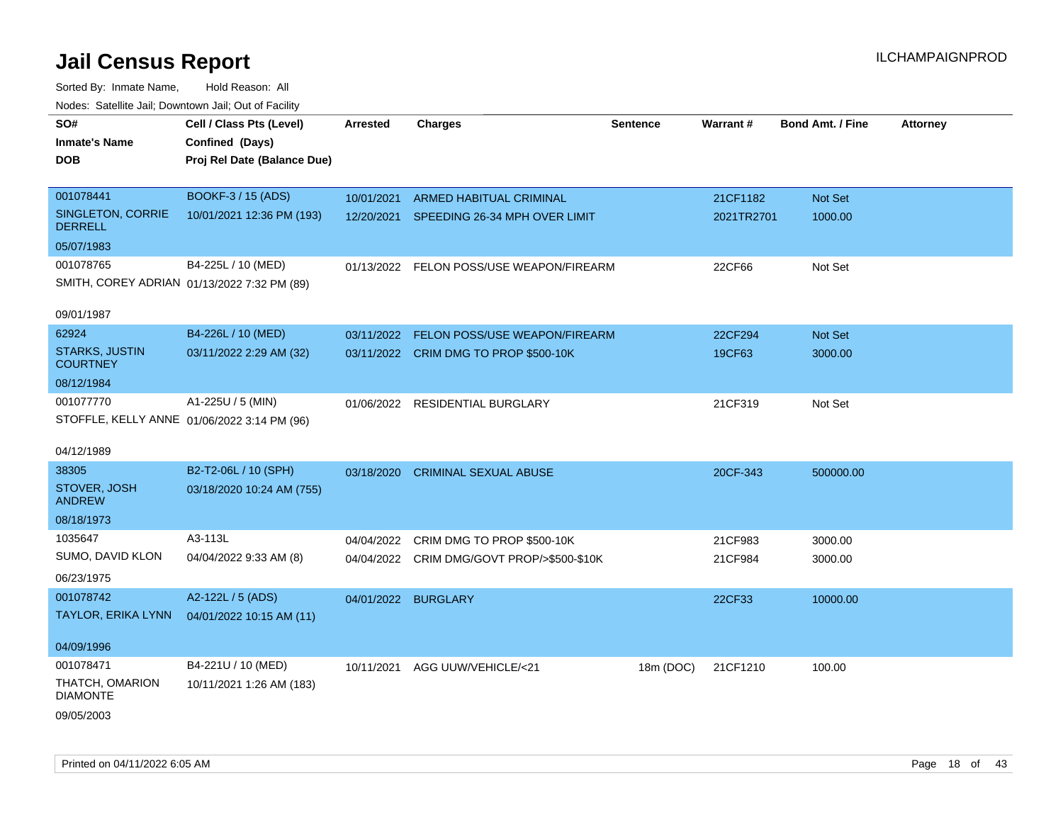# Jail Census Report

ILCHAMPAIGNPROD

Sorted By: Inmate Name, Hold Reason: All

Nodes: Satellite Jail; Downtown Jail; Out of Facility

| SO# / Inmate's Name / DOB | Cell / Class Pts (Level) / Confined (Days) / Proj Rel Date (Balance Due) | Arrested | Charges | Sentence | Warrant # | Bond Amt. / Fine | Attorney |
|---|---|---|---|---|---|---|---|
| 001078441<br>SINGLETON, CORRIE DERRELL<br>05/07/1983 | BOOKF-3 / 15 (ADS)<br>10/01/2021 12:36 PM (193) | 10/01/2021<br>12/20/2021 | ARMED HABITUAL CRIMINAL<br>SPEEDING 26-34 MPH OVER LIMIT | | 21CF1182<br>2021TR2701 | Not Set<br>1000.00 | |
| 001078765<br>SMITH, COREY ADRIAN<br>09/01/1987 | B4-225L / 10 (MED)<br>01/13/2022 7:32 PM (89) | 01/13/2022 | FELON POSS/USE WEAPON/FIREARM | | 22CF66 | Not Set | |
| 62924<br>STARKS, JUSTIN COURTNEY<br>08/12/1984 | B4-226L / 10 (MED)<br>03/11/2022 2:29 AM (32) | 03/11/2022<br>03/11/2022 | FELON POSS/USE WEAPON/FIREARM<br>CRIM DMG TO PROP $500-10K | | 22CF294<br>19CF63 | Not Set<br>3000.00 | |
| 001077770<br>STOFFLE, KELLY ANNE<br>04/12/1989 | A1-225U / 5 (MIN)<br>01/06/2022 3:14 PM (96) | 01/06/2022 | RESIDENTIAL BURGLARY | | 21CF319 | Not Set | |
| 38305<br>STOVER, JOSH ANDREW<br>08/18/1973 | B2-T2-06L / 10 (SPH)<br>03/18/2020 10:24 AM (755) | 03/18/2020 | CRIMINAL SEXUAL ABUSE | | 20CF-343 | 500000.00 | |
| 1035647<br>SUMO, DAVID KLON<br>06/23/1975 | A3-113L<br>04/04/2022 9:33 AM (8) | 04/04/2022<br>04/04/2022 | CRIM DMG TO PROP $500-10K<br>CRIM DMG/GOVT PROP/>$500-$10K | | 21CF983<br>21CF984 | 3000.00<br>3000.00 | |
| 001078742<br>TAYLOR, ERIKA LYNN<br>04/09/1996 | A2-122L / 5 (ADS)<br>04/01/2022 10:15 AM (11) | 04/01/2022 | BURGLARY | | 22CF33 | 10000.00 | |
| 001078471<br>THATCH, OMARION DIAMONTE<br>09/05/2003 | B4-221U / 10 (MED)<br>10/11/2021 1:26 AM (183) | 10/11/2021 | AGG UUW/VEHICLE/<21 | 18m (DOC) | 21CF1210 | 100.00 | |

Printed on 04/11/2022 6:05 AM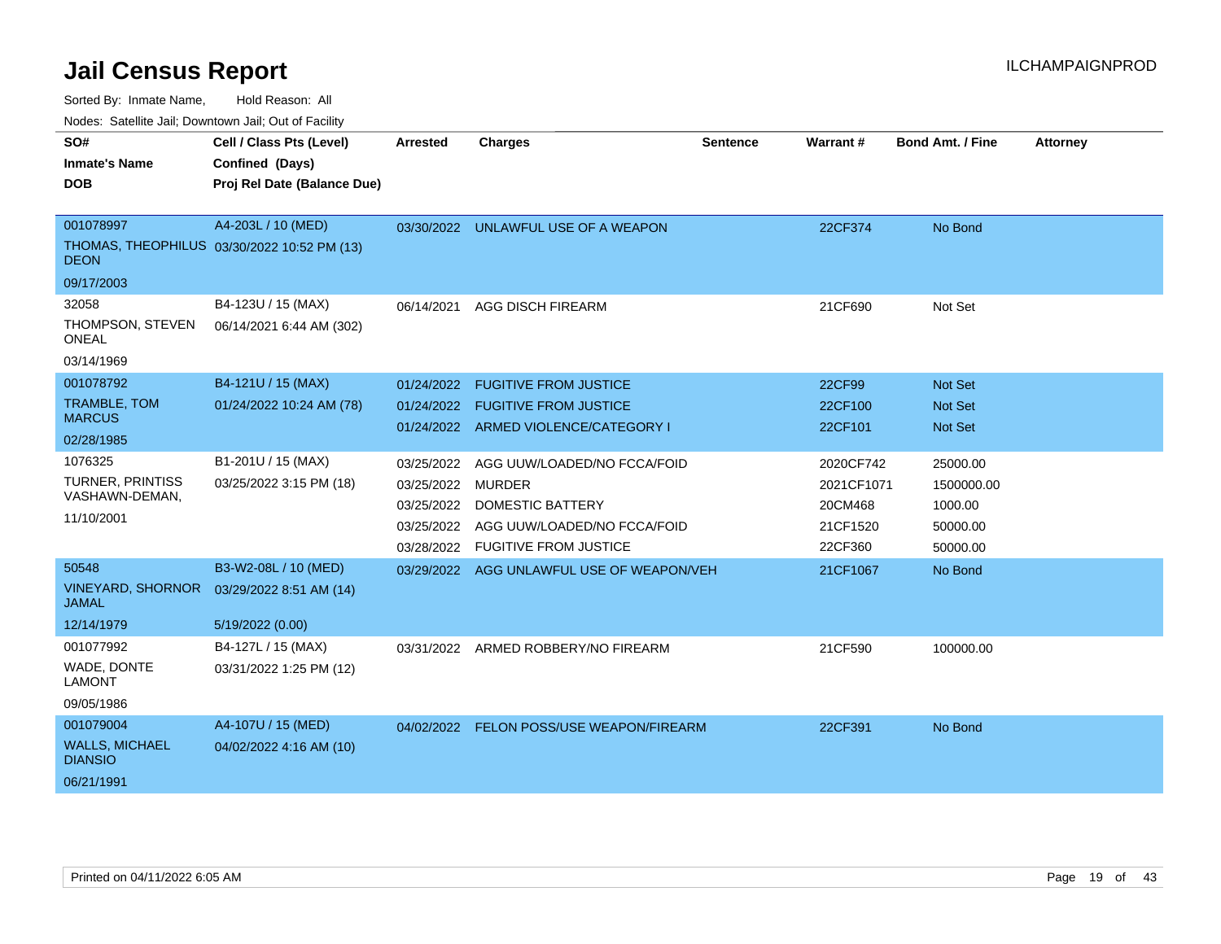# Jail Census Report

ILCHAMPAIGNPROD

Sorted By: Inmate Name, Hold Reason: All

Nodes: Satellite Jail; Downtown Jail; Out of Facility

| SO# / Inmate's Name / DOB | Cell / Class Pts (Level) / Confined (Days) / Proj Rel Date (Balance Due) | Arrested | Charges | Sentence | Warrant # | Bond Amt. / Fine | Attorney |
|---|---|---|---|---|---|---|---|
| 001078997 THOMAS, THEOPHILUS DEON 09/17/2003 | A4-203L / 10 (MED) 03/30/2022 10:52 PM (13) | 03/30/2022 | UNLAWFUL USE OF A WEAPON | | 22CF374 | No Bond | |
| 32058 THOMPSON, STEVEN ONEAL 03/14/1969 | B4-123U / 15 (MAX) 06/14/2021 6:44 AM (302) | 06/14/2021 | AGG DISCH FIREARM | | 21CF690 | Not Set | |
| 001078792 TRAMBLE, TOM MARCUS 02/28/1985 | B4-121U / 15 (MAX) 01/24/2022 10:24 AM (78) | 01/24/2022 | FUGITIVE FROM JUSTICE | | 22CF99 | Not Set | |
| | | 01/24/2022 | FUGITIVE FROM JUSTICE | | 22CF100 | Not Set | |
| | | 01/24/2022 | ARMED VIOLENCE/CATEGORY I | | 22CF101 | Not Set | |
| 1076325 TURNER, PRINTISS VASHAWN-DEMAN, 11/10/2001 | B1-201U / 15 (MAX) 03/25/2022 3:15 PM (18) | 03/25/2022 | AGG UUW/LOADED/NO FCCA/FOID | | 2020CF742 | 25000.00 | |
| | | 03/25/2022 | MURDER | | 2021CF1071 | 1500000.00 | |
| | | 03/25/2022 | DOMESTIC BATTERY | | 20CM468 | 1000.00 | |
| | | 03/25/2022 | AGG UUW/LOADED/NO FCCA/FOID | | 21CF1520 | 50000.00 | |
| | | 03/28/2022 | FUGITIVE FROM JUSTICE | | 22CF360 | 50000.00 | |
| 50548 VINEYARD, SHORNOR JAMAL 12/14/1979 | B3-W2-08L / 10 (MED) 03/29/2022 8:51 AM (14) 5/19/2022 (0.00) | 03/29/2022 | AGG UNLAWFUL USE OF WEAPON/VEH | | 21CF1067 | No Bond | |
| 001077992 WADE, DONTE LAMONT 09/05/1986 | B4-127L / 15 (MAX) 03/31/2022 1:25 PM (12) | 03/31/2022 | ARMED ROBBERY/NO FIREARM | | 21CF590 | 100000.00 | |
| 001079004 WALLS, MICHAEL DIANSIO 06/21/1991 | A4-107U / 15 (MED) 04/02/2022 4:16 AM (10) | 04/02/2022 | FELON POSS/USE WEAPON/FIREARM | | 22CF391 | No Bond | |

Printed on 04/11/2022 6:05 AM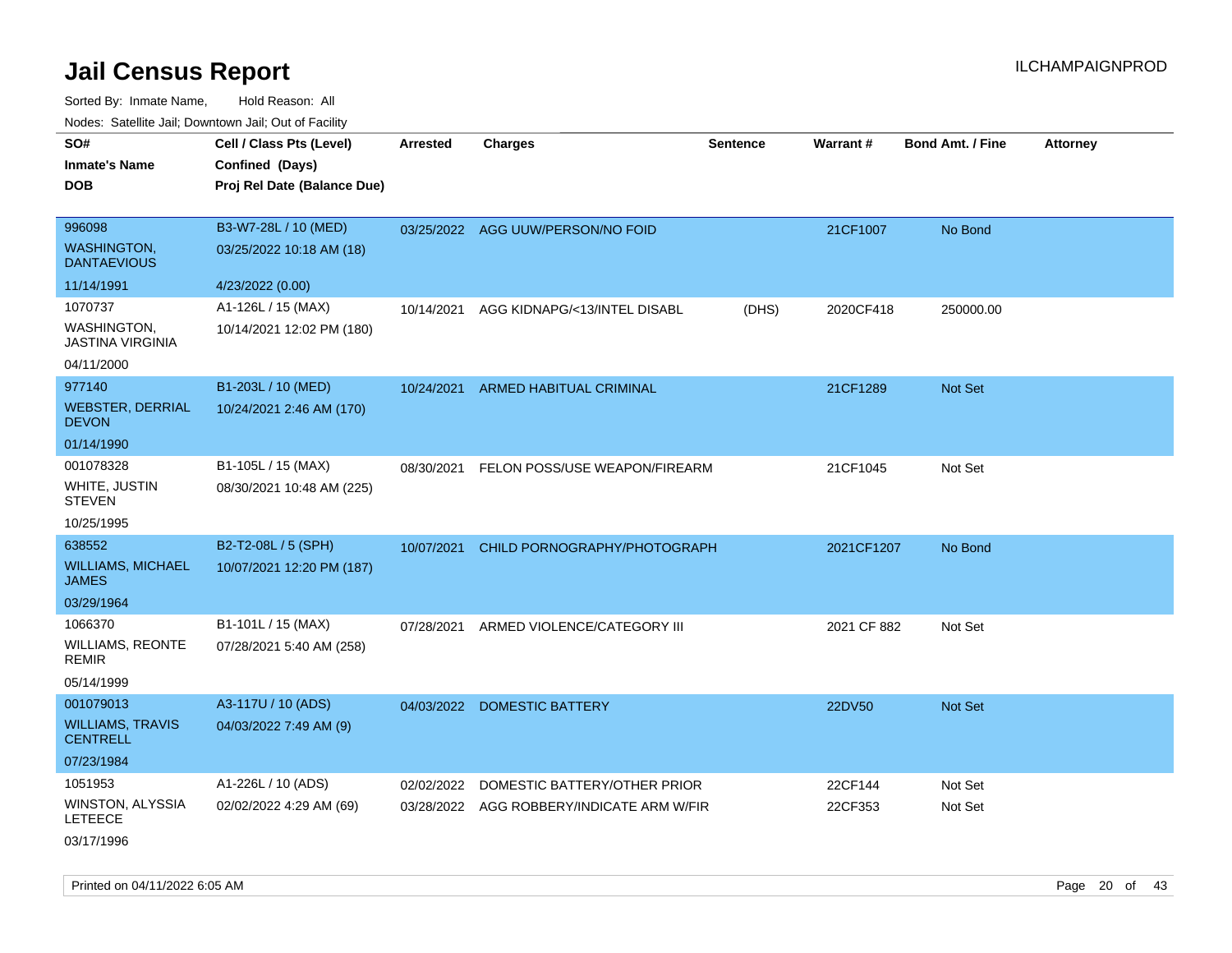# Jail Census Report

ILCHAMPAIGNPROD

Sorted By: Inmate Name, Hold Reason: All

Nodes: Satellite Jail; Downtown Jail; Out of Facility

| SO# / Inmate's Name / DOB | Cell / Class Pts (Level) / Confined (Days) / Proj Rel Date (Balance Due) | Arrested | Charges | Sentence | Warrant # | Bond Amt. / Fine | Attorney |
|---|---|---|---|---|---|---|---|
| 996098<br>WASHINGTON, DANTAEVIOUS<br>11/14/1991 | B3-W7-28L / 10 (MED)<br>03/25/2022 10:18 AM (18)<br>4/23/2022 (0.00) | 03/25/2022 | AGG UUW/PERSON/NO FOID | | 21CF1007 | No Bond | |
| 1070737<br>WASHINGTON, JASTINA VIRGINIA<br>04/11/2000 | A1-126L / 15 (MAX)<br>10/14/2021 12:02 PM (180) | 10/14/2021 | AGG KIDNAPG/<13/INTEL DISABL | (DHS) | 2020CF418 | 250000.00 | |
| 977140<br>WEBSTER, DERRIAL DEVON<br>01/14/1990 | B1-203L / 10 (MED)<br>10/24/2021 2:46 AM (170) | 10/24/2021 | ARMED HABITUAL CRIMINAL | | 21CF1289 | Not Set | |
| 001078328<br>WHITE, JUSTIN STEVEN<br>10/25/1995 | B1-105L / 15 (MAX)<br>08/30/2021 10:48 AM (225) | 08/30/2021 | FELON POSS/USE WEAPON/FIREARM | | 21CF1045 | Not Set | |
| 638552<br>WILLIAMS, MICHAEL JAMES<br>03/29/1964 | B2-T2-08L / 5 (SPH)<br>10/07/2021 12:20 PM (187) | 10/07/2021 | CHILD PORNOGRAPHY/PHOTOGRAPH | | 2021CF1207 | No Bond | |
| 1066370<br>WILLIAMS, REONTE REMIR<br>05/14/1999 | B1-101L / 15 (MAX)<br>07/28/2021 5:40 AM (258) | 07/28/2021 | ARMED VIOLENCE/CATEGORY III | | 2021 CF 882 | Not Set | |
| 001079013<br>WILLIAMS, TRAVIS CENTRELL<br>07/23/1984 | A3-117U / 10 (ADS)<br>04/03/2022 7:49 AM (9) | 04/03/2022 | DOMESTIC BATTERY | | 22DV50 | Not Set | |
| 1051953<br>WINSTON, ALYSSIA LETEECE<br>03/17/1996 | A1-226L / 10 (ADS)<br>02/02/2022 4:29 AM (69) | 02/02/2022 | DOMESTIC BATTERY/OTHER PRIOR | | 22CF144 | Not Set | |
| | | 03/28/2022 | AGG ROBBERY/INDICATE ARM W/FIR | | 22CF353 | Not Set | |

Printed on 04/11/2022 6:05 AM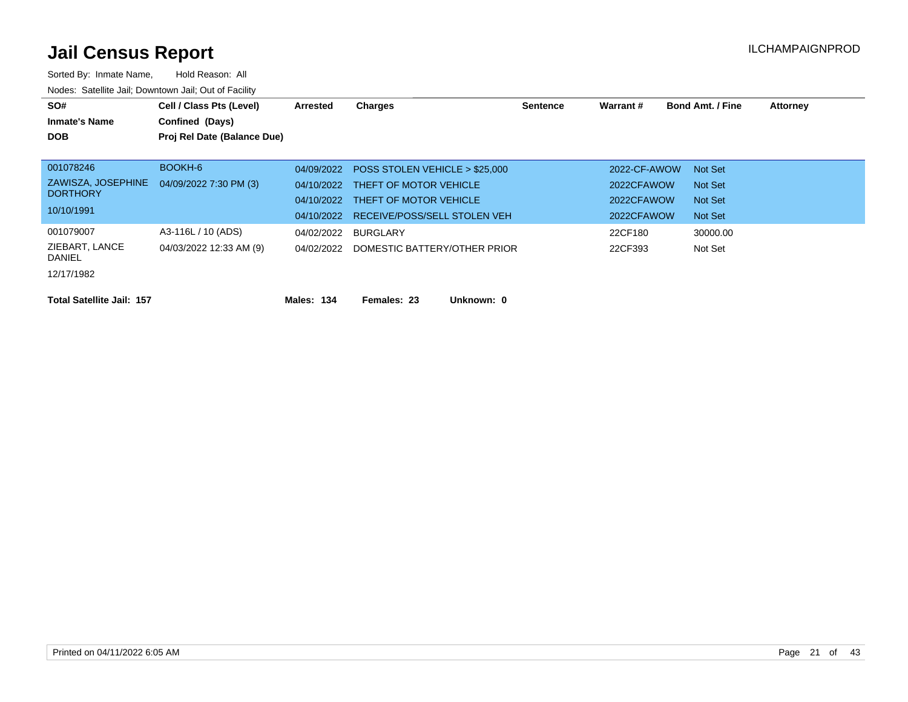# Jail Census Report

ILCHAMPAIGNPROD

Sorted By: Inmate Name, Hold Reason: All

Nodes: Satellite Jail; Downtown Jail; Out of Facility

| SO# / Inmate's Name / DOB | Cell / Class Pts (Level) / Confined (Days) / Proj Rel Date (Balance Due) | Arrested | Charges | Sentence | Warrant # | Bond Amt. / Fine | Attorney |
|---|---|---|---|---|---|---|---|
| 001078246 | BOOKH-6 | 04/09/2022 | POSS STOLEN VEHICLE > $25,000 | | 2022-CF-AWOW | Not Set | |
| ZAWISZA, JOSEPHINE DORTHORY | 04/09/2022 7:30 PM (3) | 04/10/2022 | THEFT OF MOTOR VEHICLE | | 2022CFAWOW | Not Set | |
| 10/10/1991 | | 04/10/2022 | THEFT OF MOTOR VEHICLE | | 2022CFAWOW | Not Set | |
| | | 04/10/2022 | RECEIVE/POSS/SELL STOLEN VEH | | 2022CFAWOW | Not Set | |
| 001079007 | A3-116L / 10 (ADS) | 04/02/2022 | BURGLARY | | 22CF180 | 30000.00 | |
| ZIEBART, LANCE DANIEL | 04/03/2022 12:33 AM (9) | 04/02/2022 | DOMESTIC BATTERY/OTHER PRIOR | | 22CF393 | Not Set | |
| 12/17/1982 | | | | | | | |

**Total Satellite Jail: 157** **Males: 134** **Females: 23** **Unknown: 0**

Printed on 04/11/2022 6:05 AM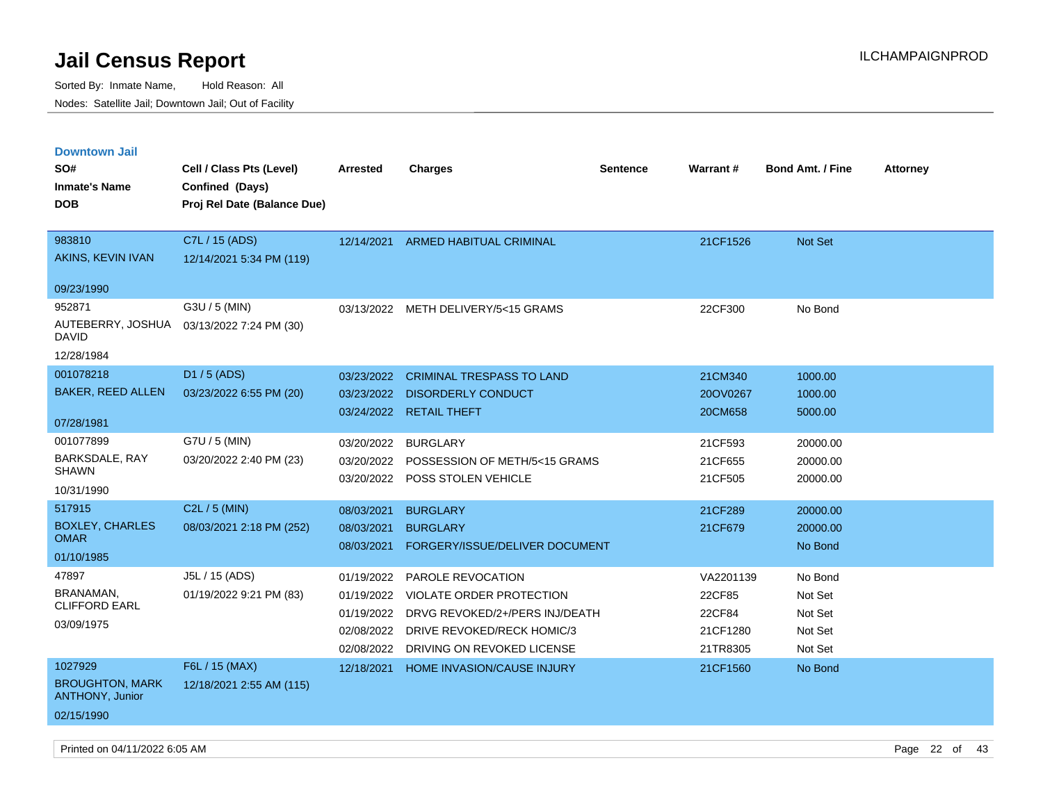# Jail Census Report

ILCHAMPAIGNPROD

Sorted By: Inmate Name, Hold Reason: All
Nodes: Satellite Jail; Downtown Jail; Out of Facility

## Downtown Jail

| SO# / Inmate's Name / DOB | Cell / Class Pts (Level) / Confined (Days) / Proj Rel Date (Balance Due) | Arrested | Charges | Sentence | Warrant # | Bond Amt. / Fine | Attorney |
|---|---|---|---|---|---|---|---|
| 983810<br>AKINS, KEVIN IVAN<br>09/23/1990 | C7L / 15 (ADS)<br>12/14/2021 5:34 PM (119) | 12/14/2021 | ARMED HABITUAL CRIMINAL | | 21CF1526 | Not Set | |
| 952871<br>AUTEBERRY, JOSHUA DAVID<br>12/28/1984 | G3U / 5 (MIN)<br>03/13/2022 7:24 PM (30) | 03/13/2022 | METH DELIVERY/5<15 GRAMS | | 22CF300 | No Bond | |
| 001078218<br>BAKER, REED ALLEN<br>07/28/1981 | D1 / 5 (ADS)<br>03/23/2022 6:55 PM (20) | 03/23/2022 | CRIMINAL TRESPASS TO LAND | | 21CM340 | 1000.00 | |
| | | 03/23/2022 | DISORDERLY CONDUCT | | 20OV0267 | 1000.00 | |
| | | 03/24/2022 | RETAIL THEFT | | 20CM658 | 5000.00 | |
| 001077899<br>BARKSDALE, RAY SHAWN<br>10/31/1990 | G7U / 5 (MIN)<br>03/20/2022 2:40 PM (23) | 03/20/2022 | BURGLARY | | 21CF593 | 20000.00 | |
| | | 03/20/2022 | POSSESSION OF METH/5<15 GRAMS | | 21CF655 | 20000.00 | |
| | | 03/20/2022 | POSS STOLEN VEHICLE | | 21CF505 | 20000.00 | |
| 517915<br>BOXLEY, CHARLES OMAR<br>01/10/1985 | C2L / 5 (MIN)<br>08/03/2021 2:18 PM (252) | 08/03/2021 | BURGLARY | | 21CF289 | 20000.00 | |
| | | 08/03/2021 | BURGLARY | | 21CF679 | 20000.00 | |
| | | 08/03/2021 | FORGERY/ISSUE/DELIVER DOCUMENT | | | No Bond | |
| 47897<br>BRANAMAN, CLIFFORD EARL<br>03/09/1975 | J5L / 15 (ADS)<br>01/19/2022 9:21 PM (83) | 01/19/2022 | PAROLE REVOCATION | | VA2201139 | No Bond | |
| | | 01/19/2022 | VIOLATE ORDER PROTECTION | | 22CF85 | Not Set | |
| | | 01/19/2022 | DRVG REVOKED/2+/PERS INJ/DEATH | | 22CF84 | Not Set | |
| | | 02/08/2022 | DRIVE REVOKED/RECK HOMIC/3 | | 21CF1280 | Not Set | |
| | | 02/08/2022 | DRIVING ON REVOKED LICENSE | | 21TR8305 | Not Set | |
| 1027929<br>BROUGHTON, MARK ANTHONY, Junior<br>02/15/1990 | F6L / 15 (MAX)<br>12/18/2021 2:55 AM (115) | 12/18/2021 | HOME INVASION/CAUSE INJURY | | 21CF1560 | No Bond | |

Printed on 04/11/2022 6:05 AM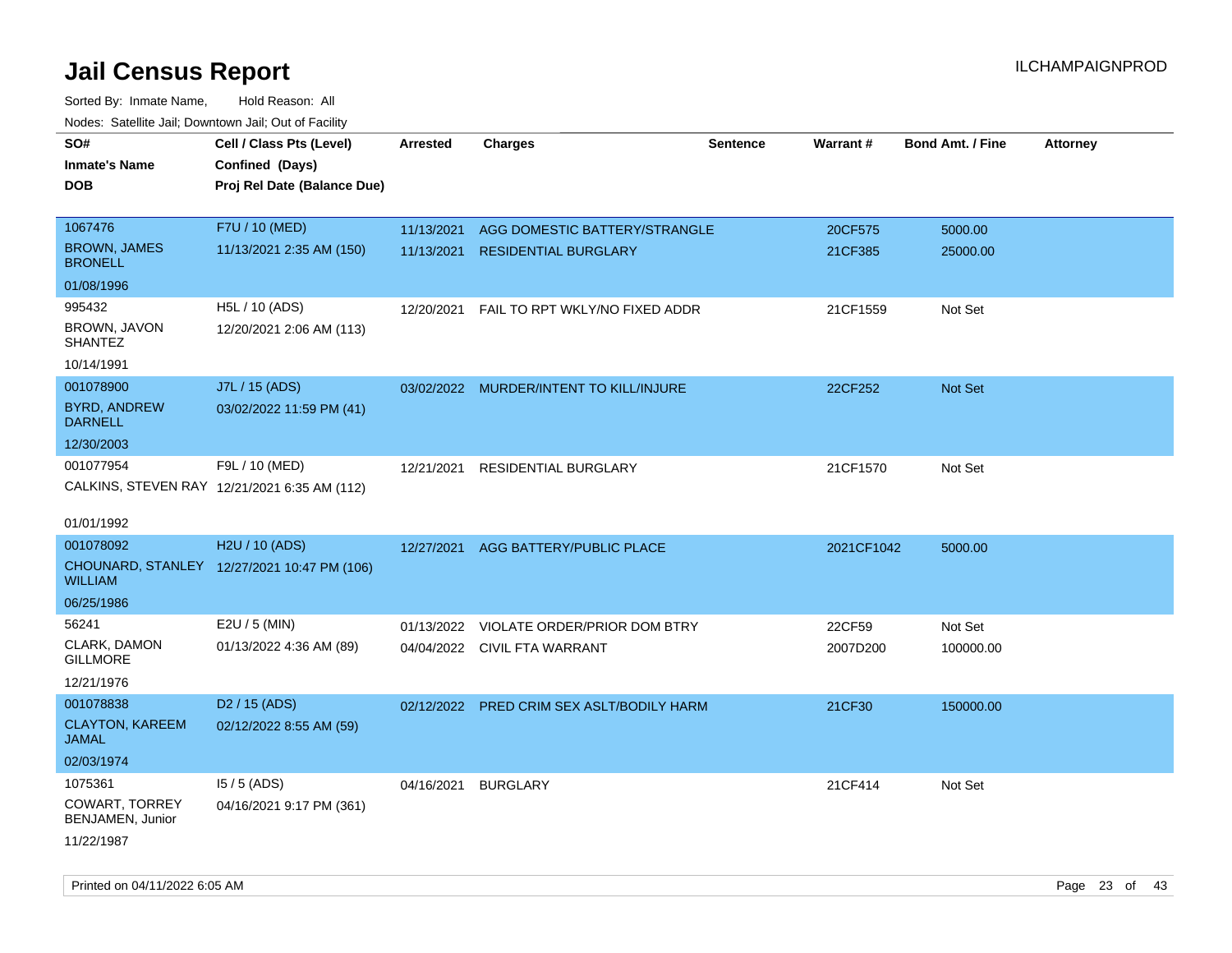# Jail Census Report

ILCHAMPAIGNPROD

Sorted By: Inmate Name, Hold Reason: All

Nodes: Satellite Jail; Downtown Jail; Out of Facility

| SO# / Inmate's Name / DOB | Cell / Class Pts (Level) / Confined (Days) / Proj Rel Date (Balance Due) | Arrested | Charges | Sentence | Warrant # | Bond Amt. / Fine | Attorney |
|---|---|---|---|---|---|---|---|
| 1067476 BROWN, JAMES BRONELL 01/08/1996 | F7U / 10 (MED) 11/13/2021 2:35 AM (150) | 11/13/2021 | AGG DOMESTIC BATTERY/STRANGLE | | 20CF575 | 5000.00 | |
| | | 11/13/2021 | RESIDENTIAL BURGLARY | | 21CF385 | 25000.00 | |
| 995432 BROWN, JAVON SHANTEZ 10/14/1991 | H5L / 10 (ADS) 12/20/2021 2:06 AM (113) | 12/20/2021 | FAIL TO RPT WKLY/NO FIXED ADDR | | 21CF1559 | Not Set | |
| 001078900 BYRD, ANDREW DARNELL 12/30/2003 | J7L / 15 (ADS) 03/02/2022 11:59 PM (41) | 03/02/2022 | MURDER/INTENT TO KILL/INJURE | | 22CF252 | Not Set | |
| 001077954 CALKINS, STEVEN RAY 01/01/1992 | F9L / 10 (MED) 12/21/2021 6:35 AM (112) | 12/21/2021 | RESIDENTIAL BURGLARY | | 21CF1570 | Not Set | |
| 001078092 CHOUNARD, STANLEY WILLIAM 06/25/1986 | H2U / 10 (ADS) 12/27/2021 10:47 PM (106) | 12/27/2021 | AGG BATTERY/PUBLIC PLACE | | 2021CF1042 | 5000.00 | |
| 56241 CLARK, DAMON GILLMORE 12/21/1976 | E2U / 5 (MIN) 01/13/2022 4:36 AM (89) | 01/13/2022 | VIOLATE ORDER/PRIOR DOM BTRY | | 22CF59 | Not Set | |
| | | 04/04/2022 | CIVIL FTA WARRANT | | 2007D200 | 100000.00 | |
| 001078838 CLAYTON, KAREEM JAMAL 02/03/1974 | D2 / 15 (ADS) 02/12/2022 8:55 AM (59) | 02/12/2022 | PRED CRIM SEX ASLT/BODILY HARM | | 21CF30 | 150000.00 | |
| 1075361 COWART, TORREY BENJAMEN, Junior 11/22/1987 | I5 / 5 (ADS) 04/16/2021 9:17 PM (361) | 04/16/2021 | BURGLARY | | 21CF414 | Not Set | |

Printed on 04/11/2022 6:05 AM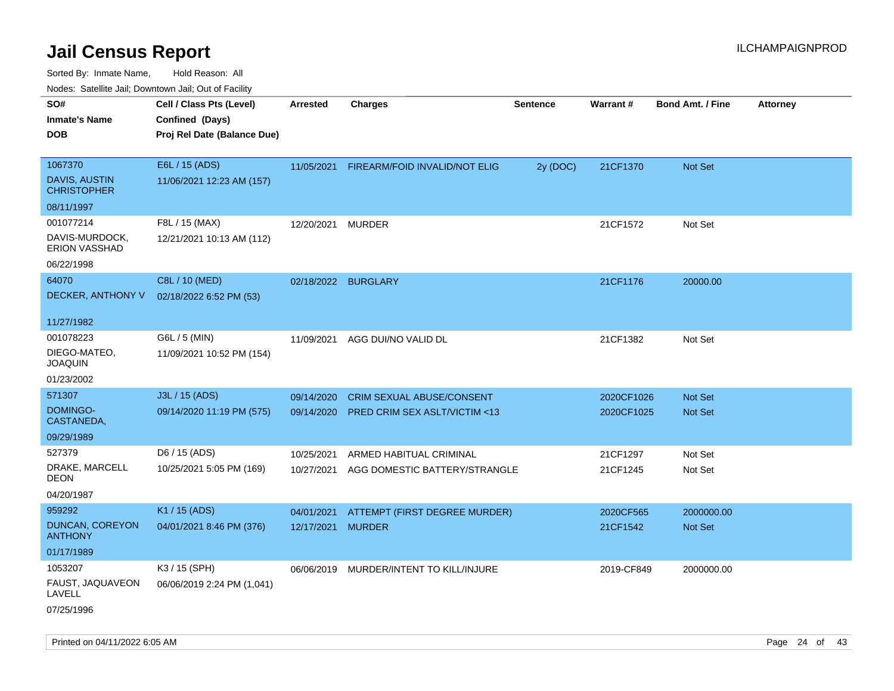# Jail Census Report

ILCHAMPAIGNPROD

Sorted By: Inmate Name, Hold Reason: All

Nodes: Satellite Jail; Downtown Jail; Out of Facility

| SO# / Inmate's Name / DOB | Cell / Class Pts (Level) / Confined (Days) / Proj Rel Date (Balance Due) | Arrested | Charges | Sentence | Warrant # | Bond Amt. / Fine | Attorney |
|---|---|---|---|---|---|---|---|
| 1067370<br>DAVIS, AUSTIN CHRISTOPHER<br>08/11/1997 | E6L / 15 (ADS)<br>11/06/2021 12:23 AM (157) | 11/05/2021 | FIREARM/FOID INVALID/NOT ELIG | 2y (DOC) | 21CF1370 | Not Set | |
| 001077214<br>DAVIS-MURDOCK, ERION VASSHAD<br>06/22/1998 | F8L / 15 (MAX)<br>12/21/2021 10:13 AM (112) | 12/20/2021 | MURDER | | 21CF1572 | Not Set | |
| 64070<br>DECKER, ANTHONY V<br>11/27/1982 | C8L / 10 (MED)<br>02/18/2022 6:52 PM (53) | 02/18/2022 | BURGLARY | | 21CF1176 | 20000.00 | |
| 001078223<br>DIEGO-MATEO, JOAQUIN<br>01/23/2002 | G6L / 5 (MIN)<br>11/09/2021 10:52 PM (154) | 11/09/2021 | AGG DUI/NO VALID DL | | 21CF1382 | Not Set | |
| 571307<br>DOMINGO-CASTANEDA,<br>09/29/1989 | J3L / 15 (ADS)<br>09/14/2020 11:19 PM (575) | 09/14/2020<br>09/14/2020 | CRIM SEXUAL ABUSE/CONSENT<br>PRED CRIM SEX ASLT/VICTIM <13 | | 2020CF1026<br>2020CF1025 | Not Set<br>Not Set | |
| 527379<br>DRAKE, MARCELL DEON<br>04/20/1987 | D6 / 15 (ADS)<br>10/25/2021 5:05 PM (169) | 10/25/2021<br>10/27/2021 | ARMED HABITUAL CRIMINAL<br>AGG DOMESTIC BATTERY/STRANGLE | | 21CF1297<br>21CF1245 | Not Set<br>Not Set | |
| 959292<br>DUNCAN, COREYON ANTHONY<br>01/17/1989 | K1 / 15 (ADS)<br>04/01/2021 8:46 PM (376) | 04/01/2021<br>12/17/2021 | ATTEMPT (FIRST DEGREE MURDER)<br>MURDER | | 2020CF565<br>21CF1542 | 2000000.00<br>Not Set | |
| 1053207<br>FAUST, JAQUAVEON LAVELL<br>07/25/1996 | K3 / 15 (SPH)<br>06/06/2019 2:24 PM (1,041) | 06/06/2019 | MURDER/INTENT TO KILL/INJURE | | 2019-CF849 | 2000000.00 | |

Printed on 04/11/2022 6:05 AM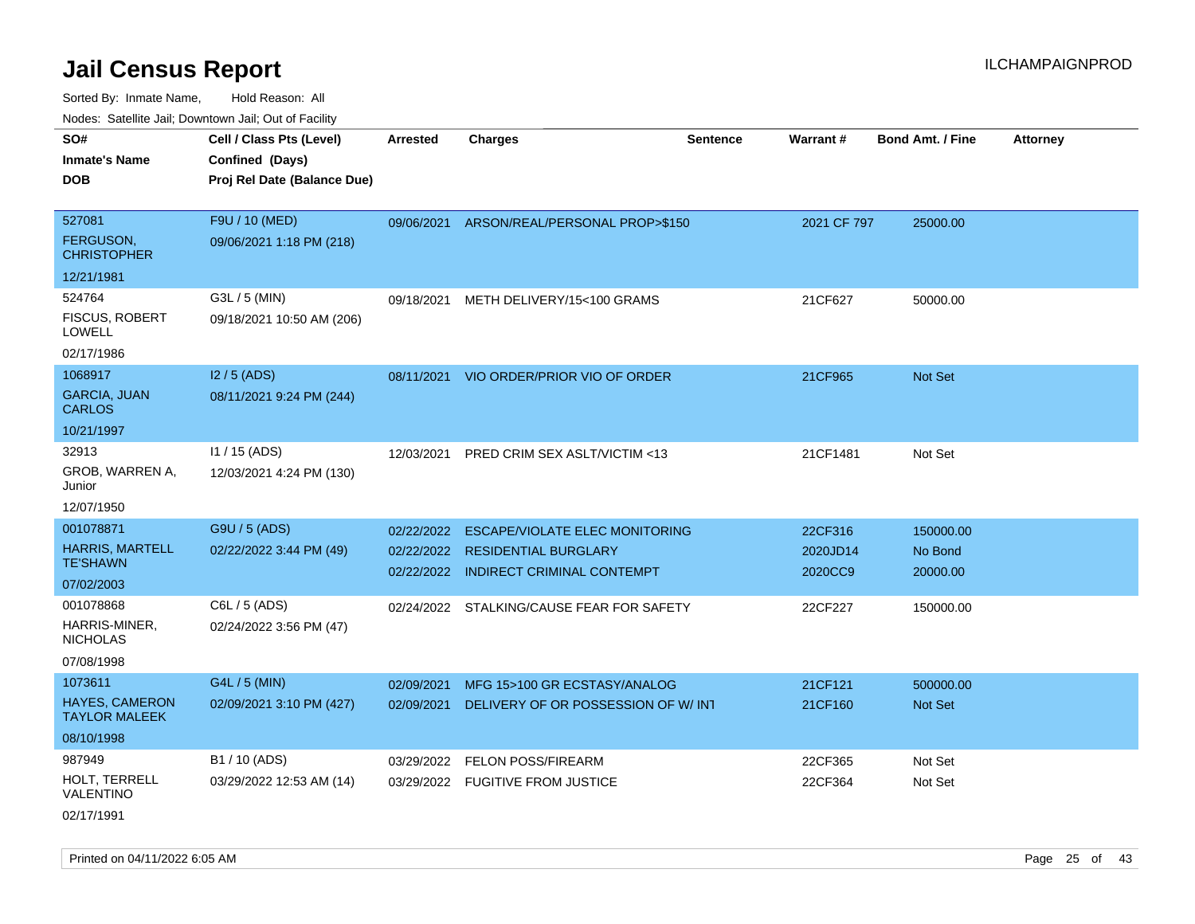# Jail Census Report

Sorted By: Inmate Name, Hold Reason: All

Nodes: Satellite Jail; Downtown Jail; Out of Facility

| SO#<br>Inmate's Name<br>DOB | Cell / Class Pts (Level)<br>Confined (Days)<br>Proj Rel Date (Balance Due) | Arrested | Charges | Sentence | Warrant # | Bond Amt. / Fine | Attorney |
|---|---|---|---|---|---|---|---|
| 527081<br>FERGUSON, CHRISTOPHER<br>12/21/1981 | F9U / 10 (MED)<br>09/06/2021 1:18 PM (218) | 09/06/2021 | ARSON/REAL/PERSONAL PROP>$150 | | 2021 CF 797 | 25000.00 | |
| 524764<br>FISCUS, ROBERT LOWELL<br>02/17/1986 | G3L / 5 (MIN)<br>09/18/2021 10:50 AM (206) | 09/18/2021 | METH DELIVERY/15<100 GRAMS | | 21CF627 | 50000.00 | |
| 1068917<br>GARCIA, JUAN CARLOS<br>10/21/1997 | I2 / 5 (ADS)<br>08/11/2021 9:24 PM (244) | 08/11/2021 | VIO ORDER/PRIOR VIO OF ORDER | | 21CF965 | Not Set | |
| 32913<br>GROB, WARREN A, Junior<br>12/07/1950 | I1 / 15 (ADS)<br>12/03/2021 4:24 PM (130) | 12/03/2021 | PRED CRIM SEX ASLT/VICTIM <13 | | 21CF1481 | Not Set | |
| 001078871<br>HARRIS, MARTELL TE'SHAWN<br>07/02/2003 | G9U / 5 (ADS)<br>02/22/2022 3:44 PM (49) | 02/22/2022<br>02/22/2022<br>02/22/2022 | ESCAPE/VIOLATE ELEC MONITORING<br>RESIDENTIAL BURGLARY<br>INDIRECT CRIMINAL CONTEMPT | | 22CF316<br>2020JD14<br>2020CC9 | 150000.00<br>No Bond<br>20000.00 | |
| 001078868<br>HARRIS-MINER, NICHOLAS<br>07/08/1998 | C6L / 5 (ADS)<br>02/24/2022 3:56 PM (47) | 02/24/2022 | STALKING/CAUSE FEAR FOR SAFETY | | 22CF227 | 150000.00 | |
| 1073611<br>HAYES, CAMERON TAYLOR MALEEK<br>08/10/1998 | G4L / 5 (MIN)<br>02/09/2021 3:10 PM (427) | 02/09/2021<br>02/09/2021 | MFG 15>100 GR ECSTASY/ANALOG<br>DELIVERY OF OR POSSESSION OF W/ INT | | 21CF121<br>21CF160 | 500000.00<br>Not Set | |
| 987949<br>HOLT, TERRELL VALENTINO<br>02/17/1991 | B1 / 10 (ADS)<br>03/29/2022 12:53 AM (14) | 03/29/2022<br>03/29/2022 | FELON POSS/FIREARM<br>FUGITIVE FROM JUSTICE | | 22CF365<br>22CF364 | Not Set<br>Not Set | |

Printed on 04/11/2022 6:05 AM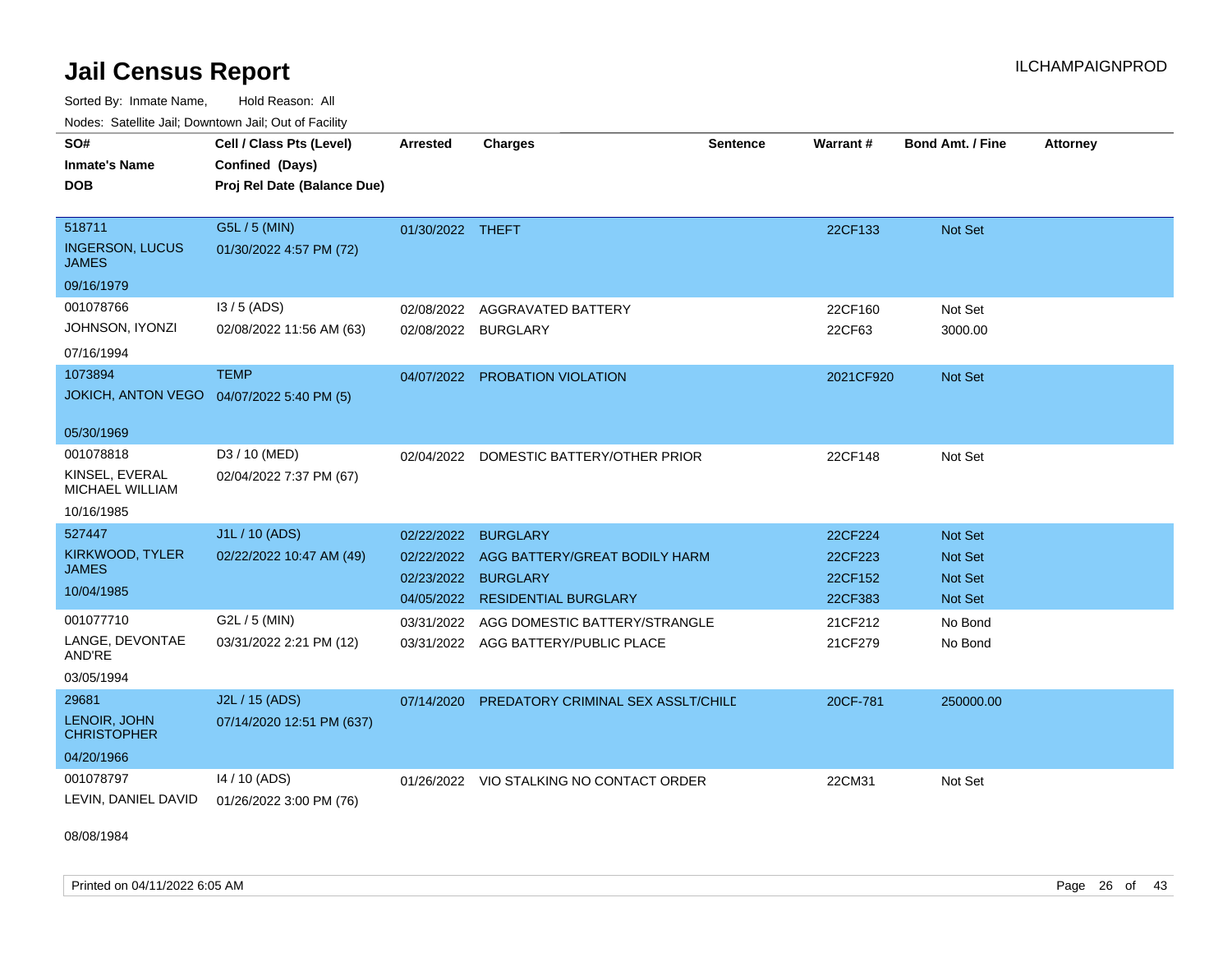# Jail Census Report

ILCHAMPAIGNPROD

Sorted By: Inmate Name, Hold Reason: All

Nodes: Satellite Jail; Downtown Jail; Out of Facility

| SO# / Inmate's Name / DOB | Cell / Class Pts (Level) / Confined (Days) / Proj Rel Date (Balance Due) | Arrested | Charges | Sentence | Warrant # | Bond Amt. / Fine | Attorney |
|---|---|---|---|---|---|---|---|
| 518711 INGERSON, LUCUS JAMES 09/16/1979 | G5L / 5 (MIN) 01/30/2022 4:57 PM (72) | 01/30/2022 | THEFT | | 22CF133 | Not Set | |
| 001078766 JOHNSON, IYONZI 07/16/1994 | I3 / 5 (ADS) 02/08/2022 11:56 AM (63) | 02/08/2022 | AGGRAVATED BATTERY | | 22CF160 | Not Set | |
| | | 02/08/2022 | BURGLARY | | 22CF63 | 3000.00 | |
| 1073894 JOKICH, ANTON VEGO 05/30/1969 | TEMP 04/07/2022 5:40 PM (5) | 04/07/2022 | PROBATION VIOLATION | | 2021CF920 | Not Set | |
| 001078818 KINSEL, EVERAL MICHAEL WILLIAM 10/16/1985 | D3 / 10 (MED) 02/04/2022 7:37 PM (67) | 02/04/2022 | DOMESTIC BATTERY/OTHER PRIOR | | 22CF148 | Not Set | |
| 527447 KIRKWOOD, TYLER JAMES 10/04/1985 | J1L / 10 (ADS) 02/22/2022 10:47 AM (49) | 02/22/2022 | BURGLARY | | 22CF224 | Not Set | |
| | | 02/22/2022 | AGG BATTERY/GREAT BODILY HARM | | 22CF223 | Not Set | |
| | | 02/23/2022 | BURGLARY | | 22CF152 | Not Set | |
| | | 04/05/2022 | RESIDENTIAL BURGLARY | | 22CF383 | Not Set | |
| 001077710 LANGE, DEVONTAE AND'RE 03/05/1994 | G2L / 5 (MIN) 03/31/2022 2:21 PM (12) | 03/31/2022 | AGG DOMESTIC BATTERY/STRANGLE | | 21CF212 | No Bond | |
| | | 03/31/2022 | AGG BATTERY/PUBLIC PLACE | | 21CF279 | No Bond | |
| 29681 LENOIR, JOHN CHRISTOPHER 04/20/1966 | J2L / 15 (ADS) 07/14/2020 12:51 PM (637) | 07/14/2020 | PREDATORY CRIMINAL SEX ASSLT/CHILD | | 20CF-781 | 250000.00 | |
| 001078797 LEVIN, DANIEL DAVID 08/08/1984 | I4 / 10 (ADS) 01/26/2022 3:00 PM (76) | 01/26/2022 | VIO STALKING NO CONTACT ORDER | | 22CM31 | Not Set | |

Printed on 04/11/2022 6:05 AM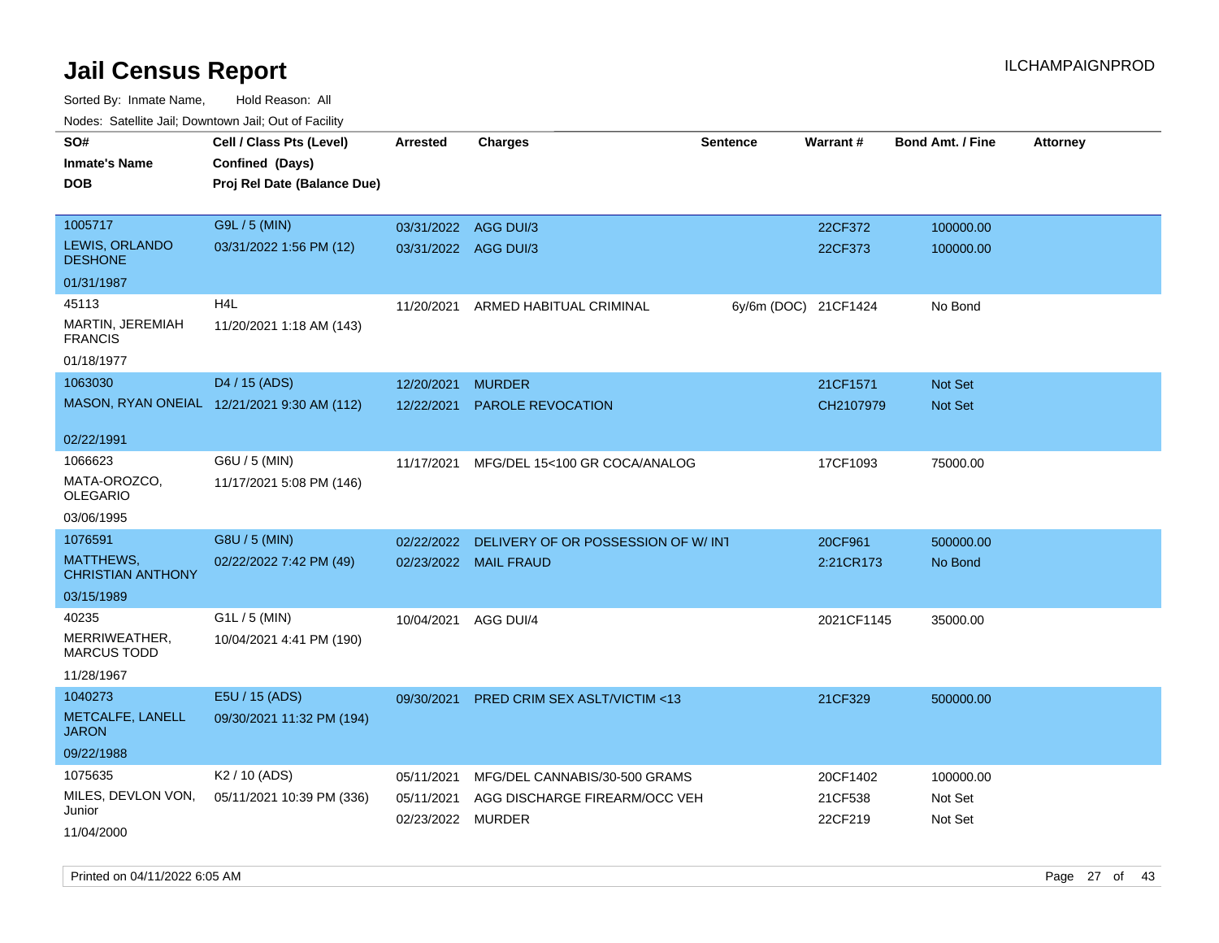# Jail Census Report

Sorted By: Inmate Name, Hold Reason: All

Nodes: Satellite Jail; Downtown Jail; Out of Facility

| SO# / Inmate's Name / DOB | Cell / Class Pts (Level) / Confined (Days) / Proj Rel Date (Balance Due) | Arrested | Charges | Sentence | Warrant # | Bond Amt. / Fine | Attorney |
|---|---|---|---|---|---|---|---|
| 1005717 LEWIS, ORLANDO DESHONE 01/31/1987 | G9L / 5 (MIN) 03/31/2022 1:56 PM (12) | 03/31/2022 | AGG DUI/3 | | 22CF372 | 100000.00 | |
| | | 03/31/2022 | AGG DUI/3 | | 22CF373 | 100000.00 | |
| 45113 MARTIN, JEREMIAH FRANCIS 01/18/1977 | H4L 11/20/2021 1:18 AM (143) | 11/20/2021 | ARMED HABITUAL CRIMINAL | 6y/6m (DOC) | 21CF1424 | No Bond | |
| 1063030 MASON, RYAN ONEIAL 02/22/1991 | D4 / 15 (ADS) 12/21/2021 9:30 AM (112) | 12/20/2021 | MURDER | | 21CF1571 | Not Set | |
| | | 12/22/2021 | PAROLE REVOCATION | | CH2107979 | Not Set | |
| 1066623 MATA-OROZCO, OLEGARIO 03/06/1995 | G6U / 5 (MIN) 11/17/2021 5:08 PM (146) | 11/17/2021 | MFG/DEL 15<100 GR COCA/ANALOG | | 17CF1093 | 75000.00 | |
| 1076591 MATTHEWS, CHRISTIAN ANTHONY 03/15/1989 | G8U / 5 (MIN) 02/22/2022 7:42 PM (49) | 02/22/2022 | DELIVERY OF OR POSSESSION OF W/ INT | | 20CF961 | 500000.00 | |
| | | 02/23/2022 | MAIL FRAUD | | 2:21CR173 | No Bond | |
| 40235 MERRIWEATHER, MARCUS TODD 11/28/1967 | G1L / 5 (MIN) 10/04/2021 4:41 PM (190) | 10/04/2021 | AGG DUI/4 | | 2021CF1145 | 35000.00 | |
| 1040273 METCALFE, LANELL JARON 09/22/1988 | E5U / 15 (ADS) 09/30/2021 11:32 PM (194) | 09/30/2021 | PRED CRIM SEX ASLT/VICTIM <13 | | 21CF329 | 500000.00 | |
| 1075635 MILES, DEVLON VON, Junior 11/04/2000 | K2 / 10 (ADS) 05/11/2021 10:39 PM (336) | 05/11/2021 | MFG/DEL CANNABIS/30-500 GRAMS | | 20CF1402 | 100000.00 | |
| | | 05/11/2021 | AGG DISCHARGE FIREARM/OCC VEH | | 21CF538 | Not Set | |
| | | 02/23/2022 | MURDER | | 22CF219 | Not Set | |

Printed on 04/11/2022 6:05 AM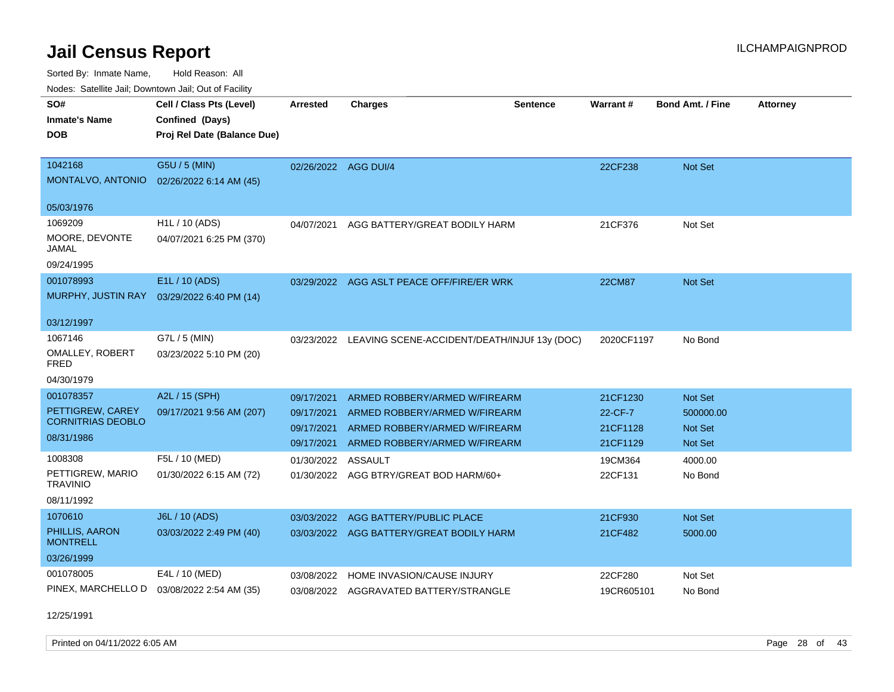# Jail Census Report

ILCHAMPAIGNPROD

Sorted By: Inmate Name, Hold Reason: All

Nodes: Satellite Jail; Downtown Jail; Out of Facility

| SO# / Inmate's Name / DOB | Cell / Class Pts (Level) / Confined (Days) / Proj Rel Date (Balance Due) | Arrested | Charges | Sentence | Warrant # | Bond Amt. / Fine | Attorney |
|---|---|---|---|---|---|---|---|
| 1042168<br>MONTALVO, ANTONIO<br>05/03/1976 | G5U / 5 (MIN)<br>02/26/2022 6:14 AM (45) | 02/26/2022 | AGG DUI/4 | | 22CF238 | Not Set | |
| 1069209<br>MOORE, DEVONTE JAMAL<br>09/24/1995 | H1L / 10 (ADS)<br>04/07/2021 6:25 PM (370) | 04/07/2021 | AGG BATTERY/GREAT BODILY HARM | | 21CF376 | Not Set | |
| 001078993<br>MURPHY, JUSTIN RAY<br>03/12/1997 | E1L / 10 (ADS)<br>03/29/2022 6:40 PM (14) | 03/29/2022 | AGG ASLT PEACE OFF/FIRE/ER WRK | | 22CM87 | Not Set | |
| 1067146<br>OMALLEY, ROBERT FRED<br>04/30/1979 | G7L / 5 (MIN)<br>03/23/2022 5:10 PM (20) | 03/23/2022 | LEAVING SCENE-ACCIDENT/DEATH/INJUF | 13y (DOC) | 2020CF1197 | No Bond | |
| 001078357<br>PETTIGREW, CAREY CORNITRIAS DEOBLO<br>08/31/1986 | A2L / 15 (SPH)<br>09/17/2021 9:56 AM (207) | 09/17/2021 | ARMED ROBBERY/ARMED W/FIREARM | | 21CF1230 | Not Set | |
| | | 09/17/2021 | ARMED ROBBERY/ARMED W/FIREARM | | 22-CF-7 | 500000.00 | |
| | | 09/17/2021 | ARMED ROBBERY/ARMED W/FIREARM | | 21CF1128 | Not Set | |
| | | 09/17/2021 | ARMED ROBBERY/ARMED W/FIREARM | | 21CF1129 | Not Set | |
| 1008308<br>PETTIGREW, MARIO TRAVINIO<br>08/11/1992 | F5L / 10 (MED)<br>01/30/2022 6:15 AM (72) | 01/30/2022 | ASSAULT | | 19CM364 | 4000.00 | |
| | | 01/30/2022 | AGG BTRY/GREAT BOD HARM/60+ | | 22CF131 | No Bond | |
| 1070610<br>PHILLIS, AARON MONTRELL<br>03/26/1999 | J6L / 10 (ADS)<br>03/03/2022 2:49 PM (40) | 03/03/2022 | AGG BATTERY/PUBLIC PLACE | | 21CF930 | Not Set | |
| | | 03/03/2022 | AGG BATTERY/GREAT BODILY HARM | | 21CF482 | 5000.00 | |
| 001078005<br>PINEX, MARCHELLO D<br>12/25/1991 | E4L / 10 (MED)<br>03/08/2022 2:54 AM (35) | 03/08/2022 | HOME INVASION/CAUSE INJURY | | 22CF280 | Not Set | |
| | | 03/08/2022 | AGGRAVATED BATTERY/STRANGLE | | 19CR605101 | No Bond | |

Printed on 04/11/2022 6:05 AM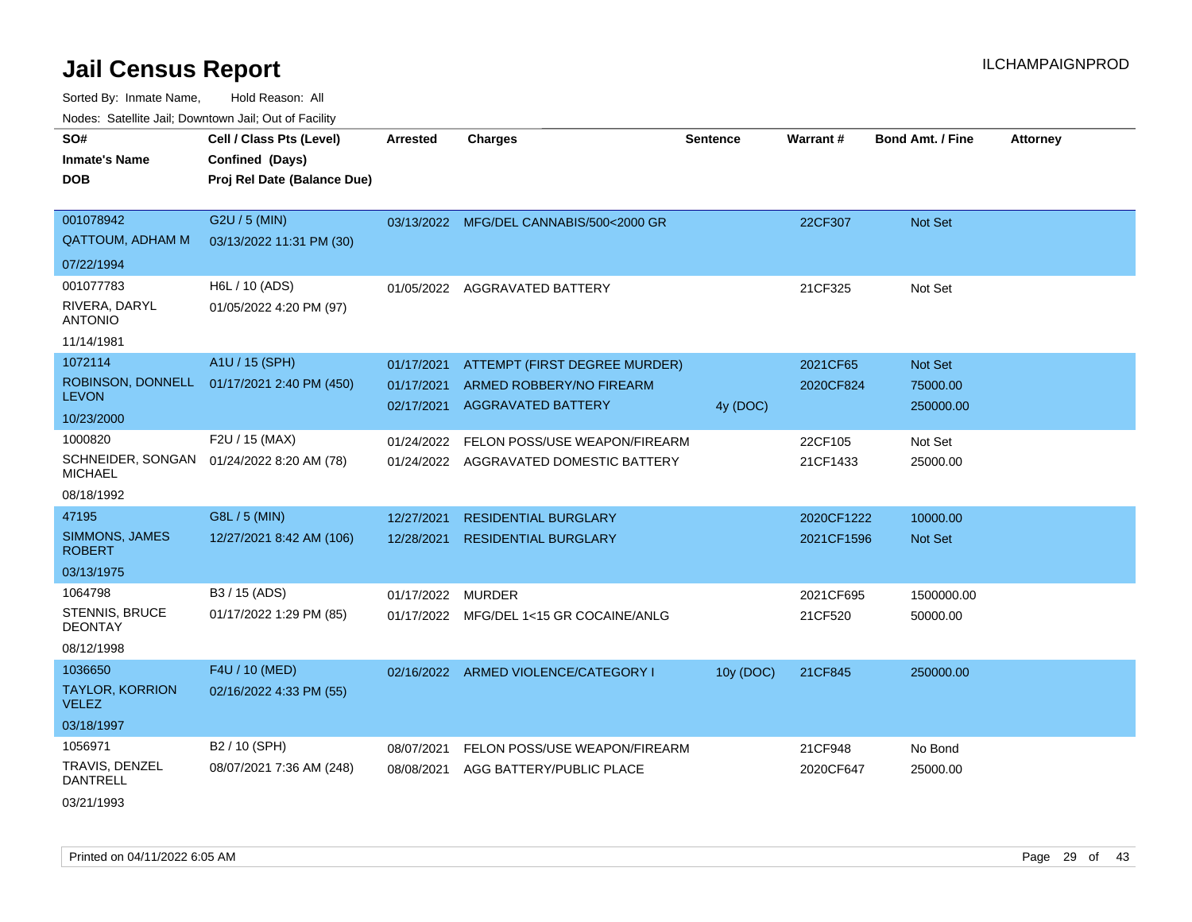# Jail Census Report

ILCHAMPAIGNPROD

Sorted By: Inmate Name, Hold Reason: All

Nodes: Satellite Jail; Downtown Jail; Out of Facility

| SO# / Inmate's Name / DOB | Cell / Class Pts (Level) / Confined (Days) / Proj Rel Date (Balance Due) | Arrested | Charges | Sentence | Warrant # | Bond Amt. / Fine | Attorney |
|---|---|---|---|---|---|---|---|
| 001078942<br>QATTOUM, ADHAM M<br>07/22/1994 | G2U / 5 (MIN)<br>03/13/2022 11:31 PM (30) | 03/13/2022 | MFG/DEL CANNABIS/500<2000 GR | | 22CF307 | Not Set | |
| 001077783<br>RIVERA, DARYL ANTONIO<br>11/14/1981 | H6L / 10 (ADS)<br>01/05/2022 4:20 PM (97) | 01/05/2022 | AGGRAVATED BATTERY | | 21CF325 | Not Set | |
| 1072114<br>ROBINSON, DONNELL LEVON<br>10/23/2000 | A1U / 15 (SPH)<br>01/17/2021 2:40 PM (450) | 01/17/2021 | ATTEMPT (FIRST DEGREE MURDER) | | 2021CF65 | Not Set | |
| | | 01/17/2021 | ARMED ROBBERY/NO FIREARM | | 2020CF824 | 75000.00 | |
| | | 02/17/2021 | AGGRAVATED BATTERY | 4y (DOC) | | 250000.00 | |
| 1000820<br>SCHNEIDER, SONGAN MICHAEL<br>08/18/1992 | F2U / 15 (MAX)<br>01/24/2022 8:20 AM (78) | 01/24/2022 | FELON POSS/USE WEAPON/FIREARM | | 22CF105 | Not Set | |
| | | 01/24/2022 | AGGRAVATED DOMESTIC BATTERY | | 21CF1433 | 25000.00 | |
| 47195<br>SIMMONS, JAMES ROBERT<br>03/13/1975 | G8L / 5 (MIN)<br>12/27/2021 8:42 AM (106) | 12/27/2021 | RESIDENTIAL BURGLARY | | 2020CF1222 | 10000.00 | |
| | | 12/28/2021 | RESIDENTIAL BURGLARY | | 2021CF1596 | Not Set | |
| 1064798<br>STENNIS, BRUCE DEONTAY<br>08/12/1998 | B3 / 15 (ADS)<br>01/17/2022 1:29 PM (85) | 01/17/2022 | MURDER | | 2021CF695 | 1500000.00 | |
| | | 01/17/2022 | MFG/DEL 1<15 GR COCAINE/ANLG | | 21CF520 | 50000.00 | |
| 1036650<br>TAYLOR, KORRION VELEZ<br>03/18/1997 | F4U / 10 (MED)<br>02/16/2022 4:33 PM (55) | 02/16/2022 | ARMED VIOLENCE/CATEGORY I | 10y (DOC) | 21CF845 | 250000.00 | |
| 1056971<br>TRAVIS, DENZEL DANTRELL<br>03/21/1993 | B2 / 10 (SPH)<br>08/07/2021 7:36 AM (248) | 08/07/2021 | FELON POSS/USE WEAPON/FIREARM | | 21CF948 | No Bond | |
| | | 08/08/2021 | AGG BATTERY/PUBLIC PLACE | | 2020CF647 | 25000.00 | |

Printed on 04/11/2022 6:05 AM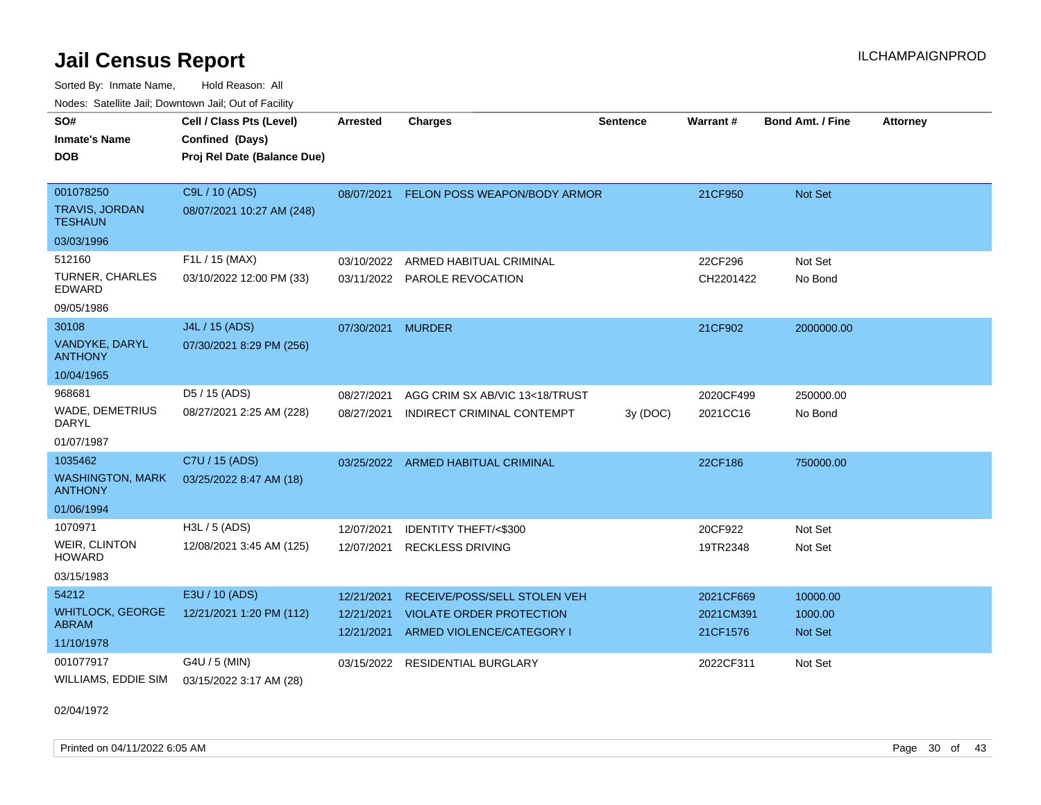# Jail Census Report

ILCHAMPAIGNPROD

Sorted By: Inmate Name, Hold Reason: All

Nodes: Satellite Jail; Downtown Jail; Out of Facility

| SO# / Inmate's Name / DOB | Cell / Class Pts (Level) / Confined (Days) / Proj Rel Date (Balance Due) | Arrested | Charges | Sentence | Warrant # | Bond Amt. / Fine | Attorney |
|---|---|---|---|---|---|---|---|
| 001078250<br>TRAVIS, JORDAN TESHAUN<br>03/03/1996 | C9L / 10 (ADS)<br>08/07/2021 10:27 AM (248) | 08/07/2021 | FELON POSS WEAPON/BODY ARMOR | | 21CF950 | Not Set | |
| 512160<br>TURNER, CHARLES EDWARD<br>09/05/1986 | F1L / 15 (MAX)<br>03/10/2022 12:00 PM (33) | 03/10/2022<br>03/11/2022 | ARMED HABITUAL CRIMINAL<br>PAROLE REVOCATION | | 22CF296<br>CH2201422 | Not Set<br>No Bond | |
| 30108<br>VANDYKE, DARYL ANTHONY<br>10/04/1965 | J4L / 15 (ADS)<br>07/30/2021 8:29 PM (256) | 07/30/2021 | MURDER | | 21CF902 | 2000000.00 | |
| 968681<br>WADE, DEMETRIUS DARYL<br>01/07/1987 | D5 / 15 (ADS)<br>08/27/2021 2:25 AM (228) | 08/27/2021<br>08/27/2021 | AGG CRIM SX AB/VIC 13<18/TRUST<br>INDIRECT CRIMINAL CONTEMPT | <br>3y (DOC) | 2020CF499<br>2021CC16 | 250000.00<br>No Bond | |
| 1035462<br>WASHINGTON, MARK ANTHONY<br>01/06/1994 | C7U / 15 (ADS)<br>03/25/2022 8:47 AM (18) | 03/25/2022 | ARMED HABITUAL CRIMINAL | | 22CF186 | 750000.00 | |
| 1070971<br>WEIR, CLINTON HOWARD<br>03/15/1983 | H3L / 5 (ADS)<br>12/08/2021 3:45 AM (125) | 12/07/2021<br>12/07/2021 | IDENTITY THEFT/<$300<br>RECKLESS DRIVING | | 20CF922<br>19TR2348 | Not Set<br>Not Set | |
| 54212<br>WHITLOCK, GEORGE ABRAM<br>11/10/1978 | E3U / 10 (ADS)<br>12/21/2021 1:20 PM (112) | 12/21/2021<br>12/21/2021<br>12/21/2021 | RECEIVE/POSS/SELL STOLEN VEH<br>VIOLATE ORDER PROTECTION<br>ARMED VIOLENCE/CATEGORY I | | 2021CF669<br>2021CM391<br>21CF1576 | 10000.00<br>1000.00<br>Not Set | |
| 001077917<br>WILLIAMS, EDDIE SIM<br>02/04/1972 | G4U / 5 (MIN)<br>03/15/2022 3:17 AM (28) | 03/15/2022 | RESIDENTIAL BURGLARY | | 2022CF311 | Not Set | |

Printed on 04/11/2022 6:05 AM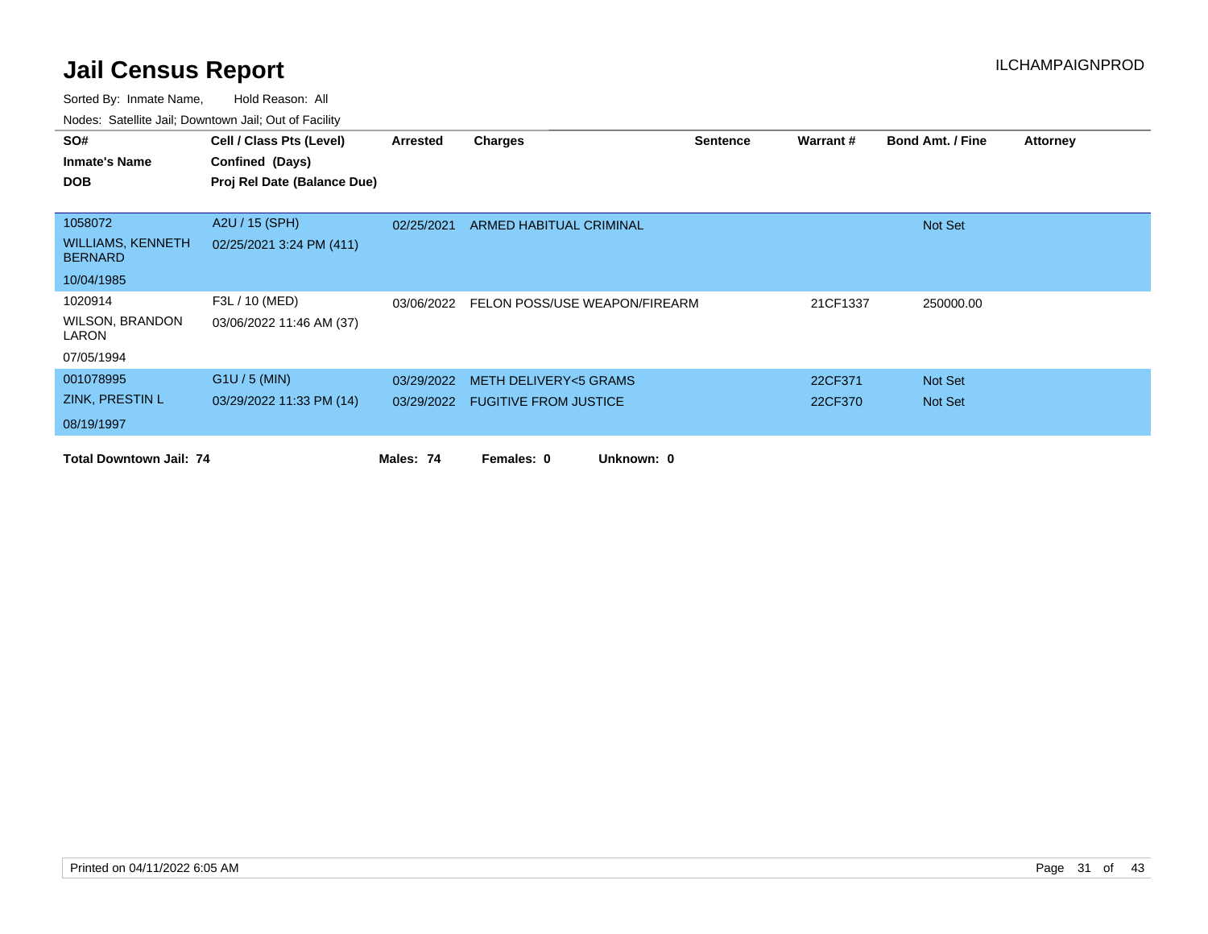# Jail Census Report

ILCHAMPAIGNPROD

Sorted By: Inmate Name, Hold Reason: All

Nodes: Satellite Jail; Downtown Jail; Out of Facility

| SO# / Inmate's Name / DOB | Cell / Class Pts (Level) / Confined (Days) / Proj Rel Date (Balance Due) | Arrested | Charges | Sentence | Warrant # | Bond Amt. / Fine | Attorney |
|---|---|---|---|---|---|---|---|
| 1058072<br>WILLIAMS, KENNETH BERNARD<br>10/04/1985 | A2U / 15 (SPH)<br>02/25/2021 3:24 PM (411) | 02/25/2021 | ARMED HABITUAL CRIMINAL | | | Not Set | |
| 1020914<br>WILSON, BRANDON LARON<br>07/05/1994 | F3L / 10 (MED)<br>03/06/2022 11:46 AM (37) | 03/06/2022 | FELON POSS/USE WEAPON/FIREARM | | 21CF1337 | 250000.00 | |
| 001078995<br>ZINK, PRESTIN L<br>08/19/1997 | G1U / 5 (MIN)<br>03/29/2022 11:33 PM (14) | 03/29/2022 | METH DELIVERY<5 GRAMS | | 22CF371 | Not Set | |
| | | 03/29/2022 | FUGITIVE FROM JUSTICE | | 22CF370 | Not Set | |

**Total Downtown Jail: 74** **Males: 74** **Females: 0** **Unknown: 0**

Printed on 04/11/2022 6:05 AM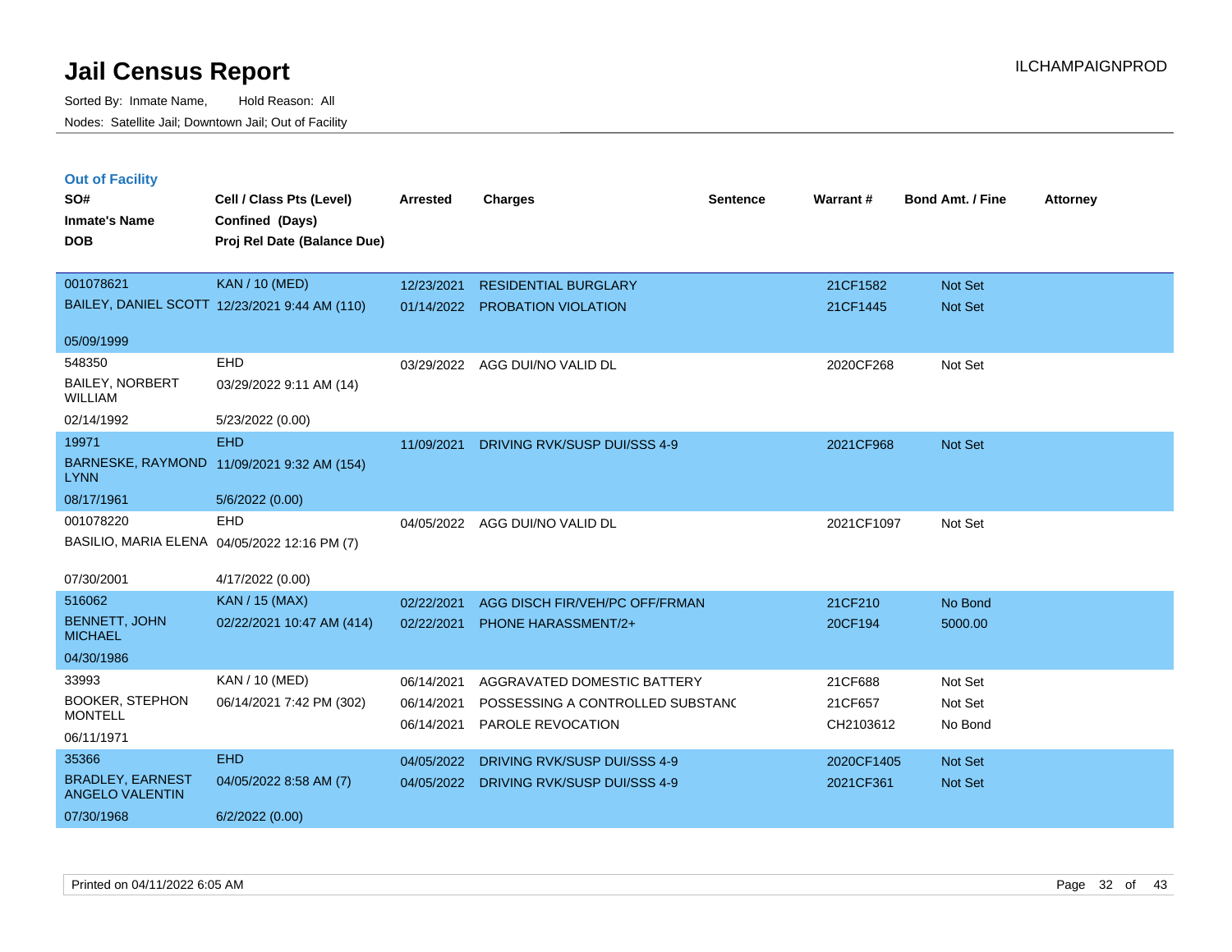# Jail Census Report

Sorted By: Inmate Name, Hold Reason: All
Nodes: Satellite Jail; Downtown Jail; Out of Facility

ILCHAMPAIGNPROD

## Out of Facility

| SO# / Inmate's Name / DOB | Cell / Class Pts (Level) / Confined (Days) / Proj Rel Date (Balance Due) | Arrested | Charges | Sentence | Warrant # | Bond Amt. / Fine | Attorney |
|---|---|---|---|---|---|---|---|
| 001078621 BAILEY, DANIEL SCOTT 05/09/1999 | KAN / 10 (MED) 12/23/2021 9:44 AM (110) | 12/23/2021 | RESIDENTIAL BURGLARY | | 21CF1582 | Not Set | |
| | | 01/14/2022 | PROBATION VIOLATION | | 21CF1445 | Not Set | |
| 548350 BAILEY, NORBERT WILLIAM 02/14/1992 | EHD 03/29/2022 9:11 AM (14) 5/23/2022 (0.00) | 03/29/2022 | AGG DUI/NO VALID DL | | 2020CF268 | Not Set | |
| 19971 BARNESKE, RAYMOND LYNN 08/17/1961 | EHD 11/09/2021 9:32 AM (154) 5/6/2022 (0.00) | 11/09/2021 | DRIVING RVK/SUSP DUI/SSS 4-9 | | 2021CF968 | Not Set | |
| 001078220 BASILIO, MARIA ELENA 07/30/2001 | EHD 04/05/2022 12:16 PM (7) 4/17/2022 (0.00) | 04/05/2022 | AGG DUI/NO VALID DL | | 2021CF1097 | Not Set | |
| 516062 BENNETT, JOHN MICHAEL 04/30/1986 | KAN / 15 (MAX) 02/22/2021 10:47 AM (414) | 02/22/2021 | AGG DISCH FIR/VEH/PC OFF/FRMAN | | 21CF210 | No Bond | |
| | | 02/22/2021 | PHONE HARASSMENT/2+ | | 20CF194 | 5000.00 | |
| 33993 BOOKER, STEPHON MONTELL 06/11/1971 | KAN / 10 (MED) 06/14/2021 7:42 PM (302) | 06/14/2021 | AGGRAVATED DOMESTIC BATTERY | | 21CF688 | Not Set | |
| | | 06/14/2021 | POSSESSING A CONTROLLED SUBSTANC | | 21CF657 | Not Set | |
| | | 06/14/2021 | PAROLE REVOCATION | | CH2103612 | No Bond | |
| 35366 BRADLEY, EARNEST ANGELO VALENTIN 07/30/1968 | EHD 04/05/2022 8:58 AM (7) 6/2/2022 (0.00) | 04/05/2022 | DRIVING RVK/SUSP DUI/SSS 4-9 | | 2020CF1405 | Not Set | |
| | | 04/05/2022 | DRIVING RVK/SUSP DUI/SSS 4-9 | | 2021CF361 | Not Set | |

Printed on 04/11/2022 6:05 AM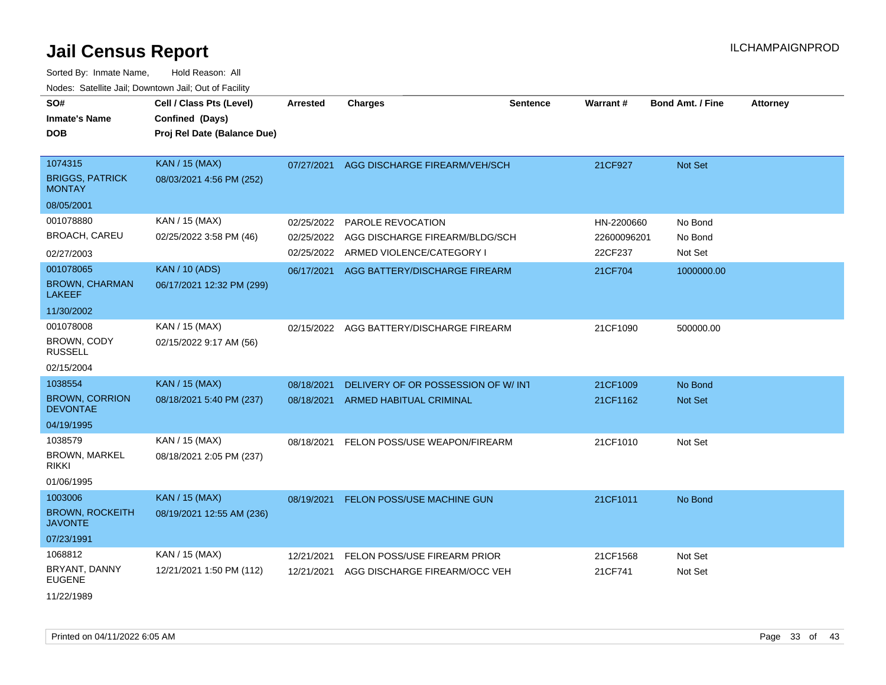# Jail Census Report

Sorted By: Inmate Name, Hold Reason: All

Nodes: Satellite Jail; Downtown Jail; Out of Facility

| SO# / Inmate's Name / DOB | Cell / Class Pts (Level) / Confined (Days) / Proj Rel Date (Balance Due) | Arrested | Charges | Sentence | Warrant # | Bond Amt. / Fine | Attorney |
|---|---|---|---|---|---|---|---|
| 1074315<br>BRIGGS, PATRICK MONTAY<br>08/05/2001 | KAN / 15 (MAX)<br>08/03/2021 4:56 PM (252) | 07/27/2021 | AGG DISCHARGE FIREARM/VEH/SCH | | 21CF927 | Not Set | |
| 001078880<br>BROACH, CAREU<br>02/27/2003 | KAN / 15 (MAX)<br>02/25/2022 3:58 PM (46) | 02/25/2022<br>02/25/2022<br>02/25/2022 | PAROLE REVOCATION<br>AGG DISCHARGE FIREARM/BLDG/SCH<br>ARMED VIOLENCE/CATEGORY I | | HN-2200660<br>22600096201<br>22CF237 | No Bond<br>No Bond<br>Not Set | |
| 001078065<br>BROWN, CHARMAN LAKEEF<br>11/30/2002 | KAN / 10 (ADS)<br>06/17/2021 12:32 PM (299) | 06/17/2021 | AGG BATTERY/DISCHARGE FIREARM | | 21CF704 | 1000000.00 | |
| 001078008<br>BROWN, CODY RUSSELL<br>02/15/2004 | KAN / 15 (MAX)<br>02/15/2022 9:17 AM (56) | 02/15/2022 | AGG BATTERY/DISCHARGE FIREARM | | 21CF1090 | 500000.00 | |
| 1038554<br>BROWN, CORRION DEVONTAE<br>04/19/1995 | KAN / 15 (MAX)<br>08/18/2021 5:40 PM (237) | 08/18/2021<br>08/18/2021 | DELIVERY OF OR POSSESSION OF W/ INT<br>ARMED HABITUAL CRIMINAL | | 21CF1009<br>21CF1162 | No Bond<br>Not Set | |
| 1038579<br>BROWN, MARKEL RIKKI<br>01/06/1995 | KAN / 15 (MAX)<br>08/18/2021 2:05 PM (237) | 08/18/2021 | FELON POSS/USE WEAPON/FIREARM | | 21CF1010 | Not Set | |
| 1003006<br>BROWN, ROCKEITH JAVONTE<br>07/23/1991 | KAN / 15 (MAX)<br>08/19/2021 12:55 AM (236) | 08/19/2021 | FELON POSS/USE MACHINE GUN | | 21CF1011 | No Bond | |
| 1068812<br>BRYANT, DANNY EUGENE<br>11/22/1989 | KAN / 15 (MAX)<br>12/21/2021 1:50 PM (112) | 12/21/2021<br>12/21/2021 | FELON POSS/USE FIREARM PRIOR<br>AGG DISCHARGE FIREARM/OCC VEH | | 21CF1568<br>21CF741 | Not Set<br>Not Set | |

Printed on 04/11/2022 6:05 AM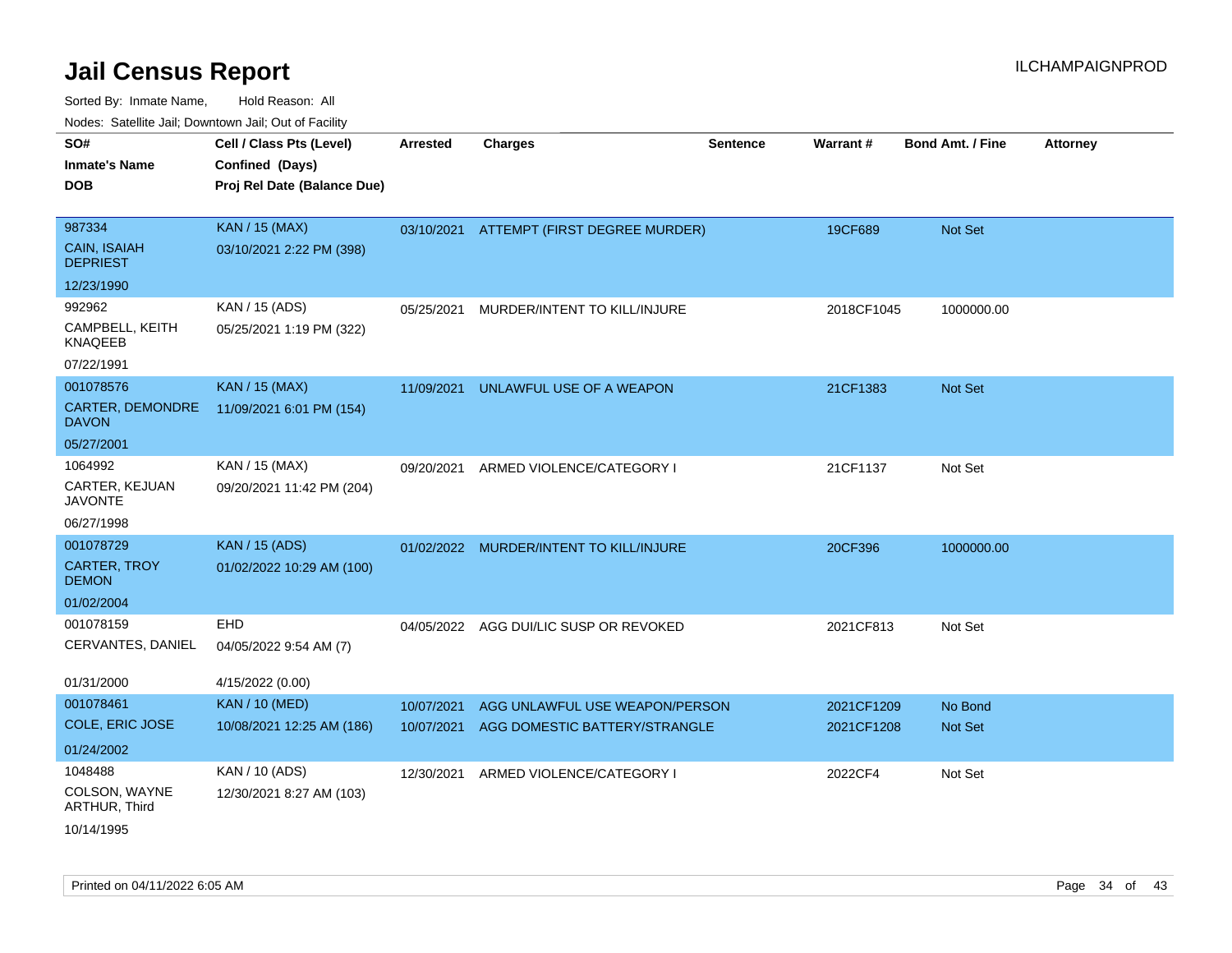# Jail Census Report

ILCHAMPAIGNPROD

Sorted By: Inmate Name, Hold Reason: All

Nodes: Satellite Jail; Downtown Jail; Out of Facility

| SO# / Inmate's Name / DOB | Cell / Class Pts (Level) / Confined (Days) / Proj Rel Date (Balance Due) | Arrested | Charges | Sentence | Warrant # | Bond Amt. / Fine | Attorney |
|---|---|---|---|---|---|---|---|
| 987334<br>CAIN, ISAIAH DEPRIEST<br>12/23/1990 | KAN / 15 (MAX)<br>03/10/2021 2:22 PM (398) | 03/10/2021 | ATTEMPT (FIRST DEGREE MURDER) | | 19CF689 | Not Set | |
| 992962<br>CAMPBELL, KEITH KNAQEEB<br>07/22/1991 | KAN / 15 (ADS)<br>05/25/2021 1:19 PM (322) | 05/25/2021 | MURDER/INTENT TO KILL/INJURE | | 2018CF1045 | 1000000.00 | |
| 001078576<br>CARTER, DEMONDRE DAVON<br>05/27/2001 | KAN / 15 (MAX)<br>11/09/2021 6:01 PM (154) | 11/09/2021 | UNLAWFUL USE OF A WEAPON | | 21CF1383 | Not Set | |
| 1064992<br>CARTER, KEJUAN JAVONTE<br>06/27/1998 | KAN / 15 (MAX)<br>09/20/2021 11:42 PM (204) | 09/20/2021 | ARMED VIOLENCE/CATEGORY I | | 21CF1137 | Not Set | |
| 001078729<br>CARTER, TROY DEMON<br>01/02/2004 | KAN / 15 (ADS)<br>01/02/2022 10:29 AM (100) | 01/02/2022 | MURDER/INTENT TO KILL/INJURE | | 20CF396 | 1000000.00 | |
| 001078159<br>CERVANTES, DANIEL<br>01/31/2000 | EHD<br>04/05/2022 9:54 AM (7)<br>4/15/2022 (0.00) | 04/05/2022 | AGG DUI/LIC SUSP OR REVOKED | | 2021CF813 | Not Set | |
| 001078461<br>COLE, ERIC JOSE<br>01/24/2002 | KAN / 10 (MED)<br>10/08/2021 12:25 AM (186) | 10/07/2021<br>10/07/2021 | AGG UNLAWFUL USE WEAPON/PERSON<br>AGG DOMESTIC BATTERY/STRANGLE | | 2021CF1209<br>2021CF1208 | No Bond<br>Not Set | |
| 1048488<br>COLSON, WAYNE ARTHUR, Third<br>10/14/1995 | KAN / 10 (ADS)<br>12/30/2021 8:27 AM (103) | 12/30/2021 | ARMED VIOLENCE/CATEGORY I | | 2022CF4 | Not Set | |

Printed on 04/11/2022 6:05 AM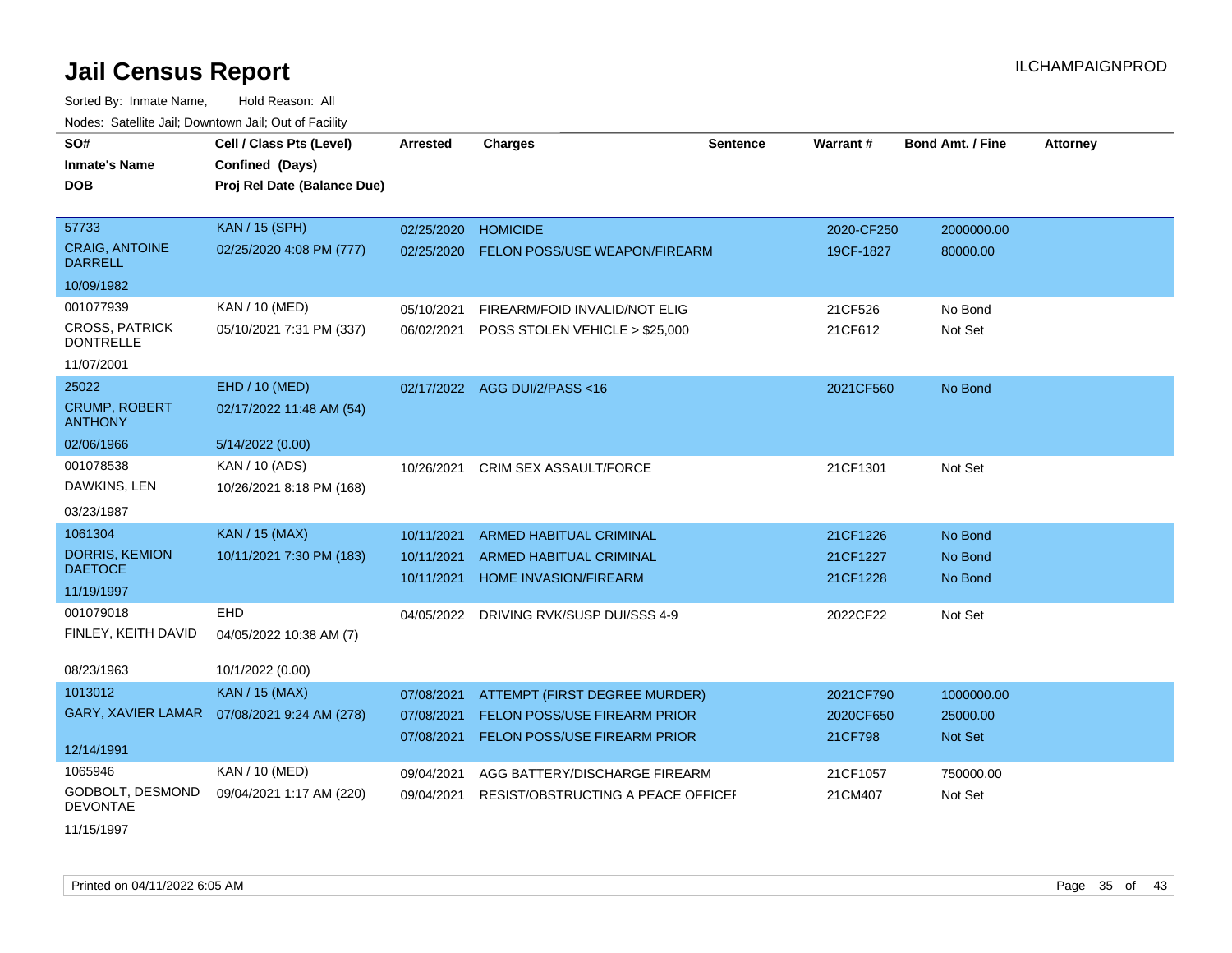# Jail Census Report

ILCHAMPAIGNPROD

Sorted By: Inmate Name, Hold Reason: All

Nodes: Satellite Jail; Downtown Jail; Out of Facility

| SO# / Inmate's Name / DOB | Cell / Class Pts (Level) / Confined (Days) / Proj Rel Date (Balance Due) | Arrested | Charges | Sentence | Warrant # | Bond Amt. / Fine | Attorney |
|---|---|---|---|---|---|---|---|
| 57733<br>CRAIG, ANTOINE DARRELL<br>10/09/1982 | KAN / 15 (SPH)<br>02/25/2020 4:08 PM (777) | 02/25/2020<br>02/25/2020 | HOMICIDE<br>FELON POSS/USE WEAPON/FIREARM | | 2020-CF250<br>19CF-1827 | 2000000.00<br>80000.00 | |
| 001077939<br>CROSS, PATRICK DONTRELLE<br>11/07/2001 | KAN / 10 (MED)<br>05/10/2021 7:31 PM (337) | 05/10/2021<br>06/02/2021 | FIREARM/FOID INVALID/NOT ELIG<br>POSS STOLEN VEHICLE > $25,000 | | 21CF526<br>21CF612 | No Bond<br>Not Set | |
| 25022<br>CRUMP, ROBERT ANTHONY<br>02/06/1966 | EHD / 10 (MED)<br>02/17/2022 11:48 AM (54)<br>5/14/2022 (0.00) | 02/17/2022 | AGG DUI/2/PASS <16 | | 2021CF560 | No Bond | |
| 001078538<br>DAWKINS, LEN<br>03/23/1987 | KAN / 10 (ADS)<br>10/26/2021 8:18 PM (168) | 10/26/2021 | CRIM SEX ASSAULT/FORCE | | 21CF1301 | Not Set | |
| 1061304<br>DORRIS, KEMION DAETOCE<br>11/19/1997 | KAN / 15 (MAX)<br>10/11/2021 7:30 PM (183) | 10/11/2021<br>10/11/2021<br>10/11/2021 | ARMED HABITUAL CRIMINAL<br>ARMED HABITUAL CRIMINAL<br>HOME INVASION/FIREARM | | 21CF1226<br>21CF1227<br>21CF1228 | No Bond<br>No Bond<br>No Bond | |
| 001079018<br>FINLEY, KEITH DAVID<br>08/23/1963 | EHD<br>04/05/2022 10:38 AM (7)<br>10/1/2022 (0.00) | 04/05/2022 | DRIVING RVK/SUSP DUI/SSS 4-9 | | 2022CF22 | Not Set | |
| 1013012<br>GARY, XAVIER LAMAR<br>12/14/1991 | KAN / 15 (MAX)<br>07/08/2021 9:24 AM (278) | 07/08/2021<br>07/08/2021<br>07/08/2021 | ATTEMPT (FIRST DEGREE MURDER)<br>FELON POSS/USE FIREARM PRIOR<br>FELON POSS/USE FIREARM PRIOR | | 2021CF790<br>2020CF650<br>21CF798 | 1000000.00<br>25000.00<br>Not Set | |
| 1065946<br>GODBOLT, DESMOND DEVONTAE<br>11/15/1997 | KAN / 10 (MED)<br>09/04/2021 1:17 AM (220) | 09/04/2021<br>09/04/2021 | AGG BATTERY/DISCHARGE FIREARM<br>RESIST/OBSTRUCTING A PEACE OFFICEI | | 21CF1057<br>21CM407 | 750000.00<br>Not Set | |

Printed on 04/11/2022 6:05 AM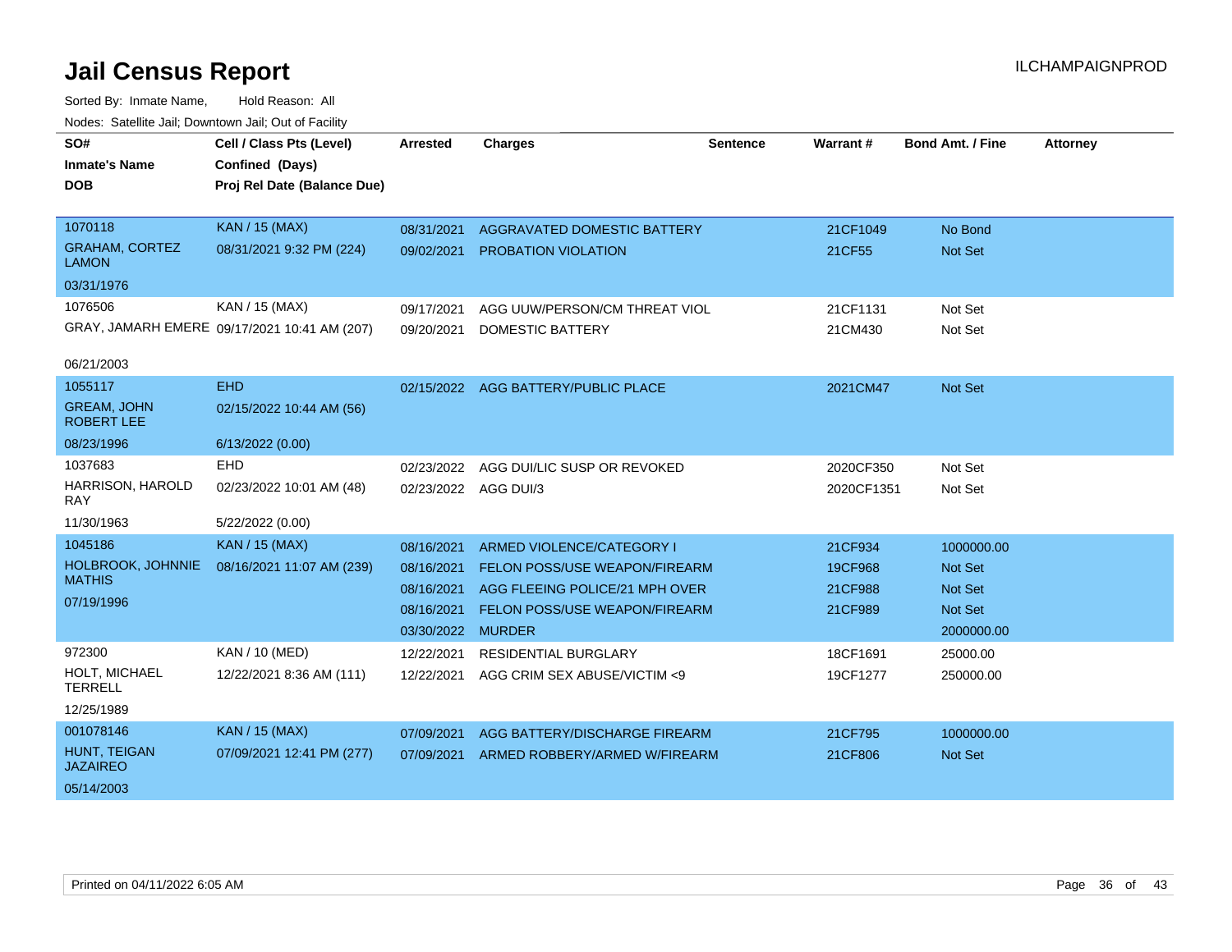# Jail Census Report

ILCHAMPAIGNPROD

Sorted By: Inmate Name, Hold Reason: All

Nodes: Satellite Jail; Downtown Jail; Out of Facility

| SO# / Inmate's Name / DOB | Cell / Class Pts (Level) / Confined (Days) / Proj Rel Date (Balance Due) | Arrested | Charges | Sentence | Warrant # | Bond Amt. / Fine | Attorney |
|---|---|---|---|---|---|---|---|
| 1070118<br>GRAHAM, CORTEZ LAMON<br>03/31/1976 | KAN / 15 (MAX)<br>08/31/2021 9:32 PM (224) | 08/31/2021 | AGGRAVATED DOMESTIC BATTERY | | 21CF1049 | No Bond | |
| | | 09/02/2021 | PROBATION VIOLATION | | 21CF55 | Not Set | |
| 1076506<br>GRAY, JAMARH EMERE<br>06/21/2003 | KAN / 15 (MAX)<br>09/17/2021 10:41 AM (207) | 09/17/2021 | AGG UUW/PERSON/CM THREAT VIOL | | 21CF1131 | Not Set | |
| | | 09/20/2021 | DOMESTIC BATTERY | | 21CM430 | Not Set | |
| 1055117<br>GREAM, JOHN ROBERT LEE<br>08/23/1996 | EHD<br>02/15/2022 10:44 AM (56)<br>6/13/2022 (0.00) | 02/15/2022 | AGG BATTERY/PUBLIC PLACE | | 2021CM47 | Not Set | |
| 1037683<br>HARRISON, HAROLD RAY<br>11/30/1963 | EHD<br>02/23/2022 10:01 AM (48)<br>5/22/2022 (0.00) | 02/23/2022 | AGG DUI/LIC SUSP OR REVOKED | | 2020CF350 | Not Set | |
| | | 02/23/2022 | AGG DUI/3 | | 2020CF1351 | Not Set | |
| 1045186<br>HOLBROOK, JOHNNIE MATHIS<br>07/19/1996 | KAN / 15 (MAX)<br>08/16/2021 11:07 AM (239) | 08/16/2021 | ARMED VIOLENCE/CATEGORY I | | 21CF934 | 1000000.00 | |
| | | 08/16/2021 | FELON POSS/USE WEAPON/FIREARM | | 19CF968 | Not Set | |
| | | 08/16/2021 | AGG FLEEING POLICE/21 MPH OVER | | 21CF988 | Not Set | |
| | | 08/16/2021 | FELON POSS/USE WEAPON/FIREARM | | 21CF989 | Not Set | |
| | | 03/30/2022 | MURDER | | | 2000000.00 | |
| 972300<br>HOLT, MICHAEL TERRELL<br>12/25/1989 | KAN / 10 (MED)<br>12/22/2021 8:36 AM (111) | 12/22/2021 | RESIDENTIAL BURGLARY | | 18CF1691 | 25000.00 | |
| | | 12/22/2021 | AGG CRIM SEX ABUSE/VICTIM <9 | | 19CF1277 | 250000.00 | |
| 001078146<br>HUNT, TEIGAN JAZAIREO<br>05/14/2003 | KAN / 15 (MAX)<br>07/09/2021 12:41 PM (277) | 07/09/2021 | AGG BATTERY/DISCHARGE FIREARM | | 21CF795 | 1000000.00 | |
| | | 07/09/2021 | ARMED ROBBERY/ARMED W/FIREARM | | 21CF806 | Not Set | |

Printed on 04/11/2022 6:05 AM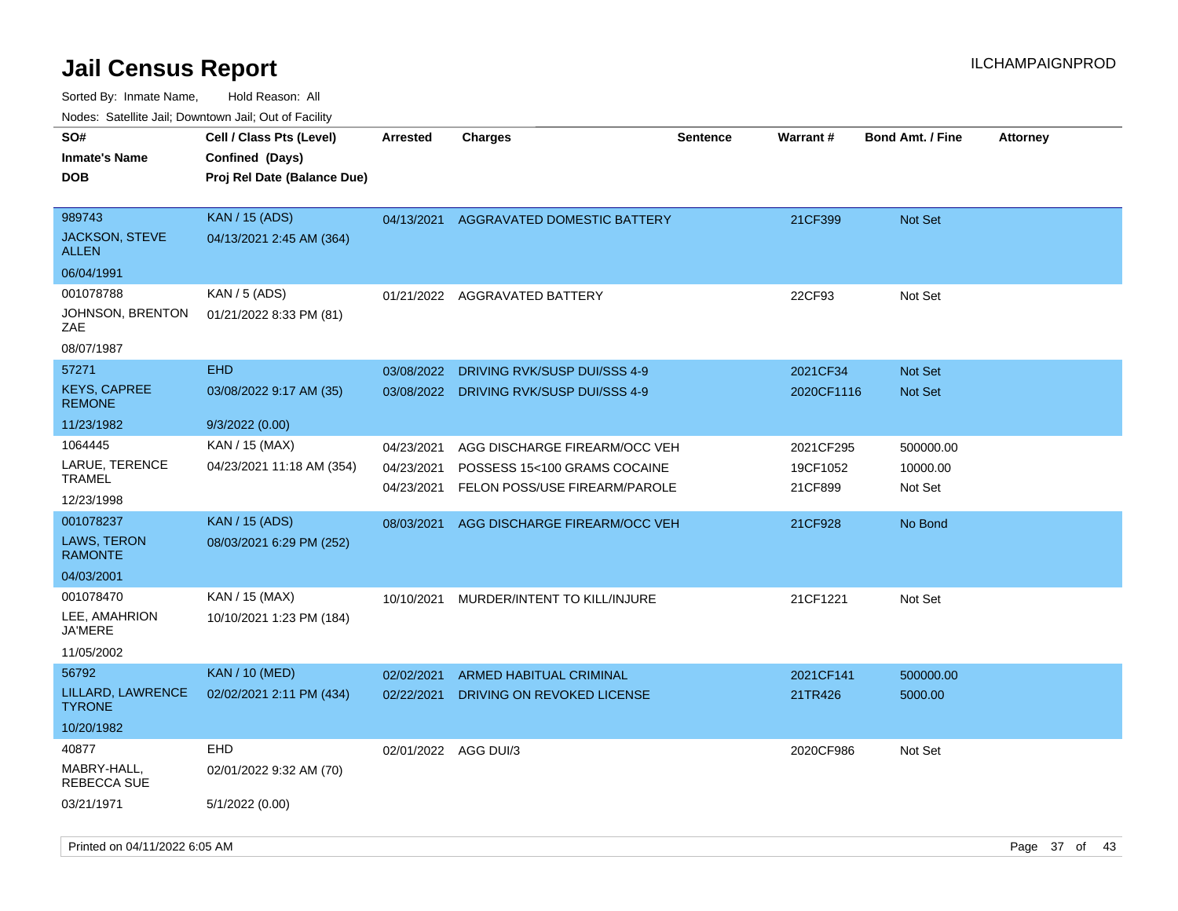# Jail Census Report

Sorted By: Inmate Name, Hold Reason: All

Nodes: Satellite Jail; Downtown Jail; Out of Facility

| SO# / Inmate's Name / DOB | Cell / Class Pts (Level) / Confined (Days) / Proj Rel Date (Balance Due) | Arrested | Charges | Sentence | Warrant # | Bond Amt. / Fine | Attorney |
|---|---|---|---|---|---|---|---|
| 989743<br>JACKSON, STEVE ALLEN<br>06/04/1991 | KAN / 15 (ADS)<br>04/13/2021 2:45 AM (364) | 04/13/2021 | AGGRAVATED DOMESTIC BATTERY | | 21CF399 | Not Set | |
| 001078788<br>JOHNSON, BRENTON ZAE<br>08/07/1987 | KAN / 5 (ADS)<br>01/21/2022 8:33 PM (81) | 01/21/2022 | AGGRAVATED BATTERY | | 22CF93 | Not Set | |
| 57271<br>KEYS, CAPREE REMONE<br>11/23/1982 | EHD<br>03/08/2022 9:17 AM (35)<br>9/3/2022 (0.00) | 03/08/2022<br>03/08/2022 | DRIVING RVK/SUSP DUI/SSS 4-9<br>DRIVING RVK/SUSP DUI/SSS 4-9 | | 2021CF34<br>2020CF1116 | Not Set<br>Not Set | |
| 1064445<br>LARUE, TERENCE TRAMEL<br>12/23/1998 | KAN / 15 (MAX)<br>04/23/2021 11:18 AM (354) | 04/23/2021<br>04/23/2021<br>04/23/2021 | AGG DISCHARGE FIREARM/OCC VEH<br>POSSESS 15<100 GRAMS COCAINE<br>FELON POSS/USE FIREARM/PAROLE | | 2021CF295<br>19CF1052<br>21CF899 | 500000.00<br>10000.00<br>Not Set | |
| 001078237<br>LAWS, TERON RAMONTE<br>04/03/2001 | KAN / 15 (ADS)<br>08/03/2021 6:29 PM (252) | 08/03/2021 | AGG DISCHARGE FIREARM/OCC VEH | | 21CF928 | No Bond | |
| 001078470<br>LEE, AMAHRION JA'MERE<br>11/05/2002 | KAN / 15 (MAX)<br>10/10/2021 1:23 PM (184) | 10/10/2021 | MURDER/INTENT TO KILL/INJURE | | 21CF1221 | Not Set | |
| 56792<br>LILLARD, LAWRENCE TYRONE<br>10/20/1982 | KAN / 10 (MED)<br>02/02/2021 2:11 PM (434) | 02/02/2021<br>02/22/2021 | ARMED HABITUAL CRIMINAL<br>DRIVING ON REVOKED LICENSE | | 2021CF141<br>21TR426 | 500000.00<br>5000.00 | |
| 40877<br>MABRY-HALL, REBECCA SUE<br>03/21/1971 | EHD<br>02/01/2022 9:32 AM (70)<br>5/1/2022 (0.00) | 02/01/2022 | AGG DUI/3 | | 2020CF986 | Not Set | |

Printed on 04/11/2022 6:05 AM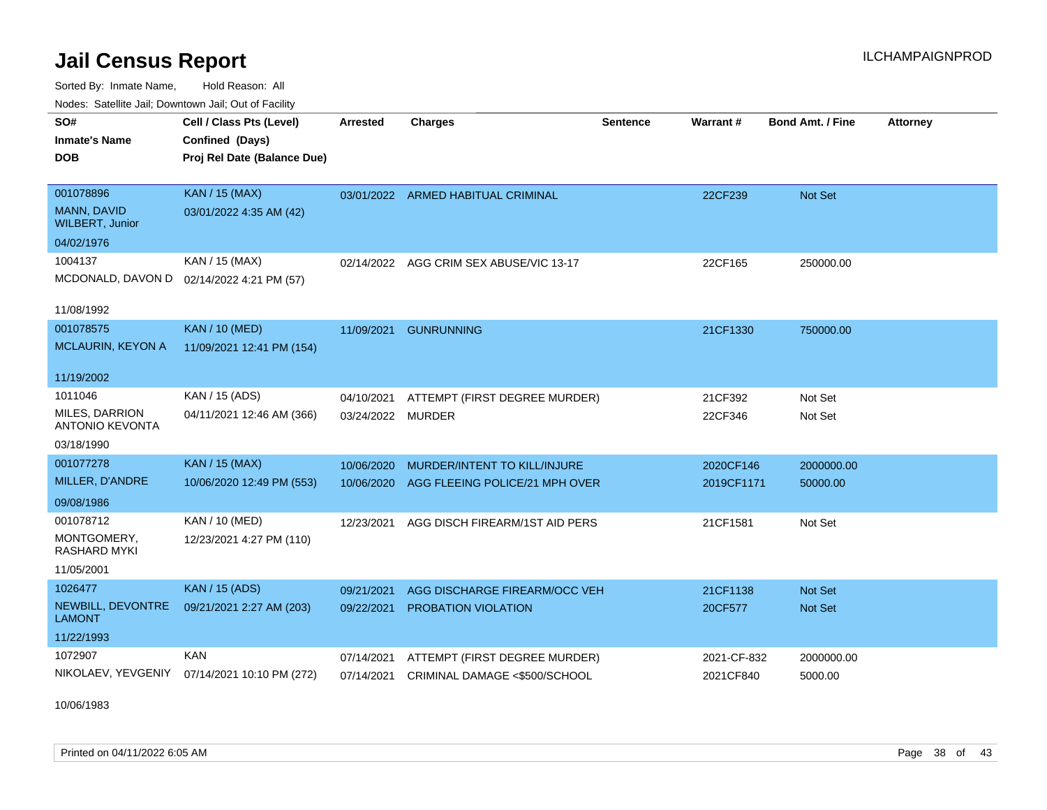# Jail Census Report

ILCHAMPAIGNPROD

Sorted By: Inmate Name, Hold Reason: All

Nodes: Satellite Jail; Downtown Jail; Out of Facility

| SO# / Inmate's Name / DOB | Cell / Class Pts (Level) / Confined (Days) / Proj Rel Date (Balance Due) | Arrested | Charges | Sentence | Warrant # | Bond Amt. / Fine | Attorney |
|---|---|---|---|---|---|---|---|
| 001078896<br>MANN, DAVID WILBERT, Junior<br>04/02/1976 | KAN / 15 (MAX)<br>03/01/2022 4:35 AM (42) | 03/01/2022 | ARMED HABITUAL CRIMINAL | | 22CF239 | Not Set | |
| 1004137<br>MCDONALD, DAVON D<br>11/08/1992 | KAN / 15 (MAX)<br>02/14/2022 4:21 PM (57) | 02/14/2022 | AGG CRIM SEX ABUSE/VIC 13-17 | | 22CF165 | 250000.00 | |
| 001078575<br>MCLAURIN, KEYON A<br>11/19/2002 | KAN / 10 (MED)<br>11/09/2021 12:41 PM (154) | 11/09/2021 | GUNRUNNING | | 21CF1330 | 750000.00 | |
| 1011046<br>MILES, DARRION ANTONIO KEVONTA<br>03/18/1990 | KAN / 15 (ADS)<br>04/11/2021 12:46 AM (366) | 04/10/2021 | ATTEMPT (FIRST DEGREE MURDER) | | 21CF392 | Not Set | |
| | | 03/24/2022 | MURDER | | 22CF346 | Not Set | |
| 001077278<br>MILLER, D'ANDRE<br>09/08/1986 | KAN / 15 (MAX)<br>10/06/2020 12:49 PM (553) | 10/06/2020 | MURDER/INTENT TO KILL/INJURE | | 2020CF146 | 2000000.00 | |
| | | 10/06/2020 | AGG FLEEING POLICE/21 MPH OVER | | 2019CF1171 | 50000.00 | |
| 001078712<br>MONTGOMERY, RASHARD MYKI<br>11/05/2001 | KAN / 10 (MED)<br>12/23/2021 4:27 PM (110) | 12/23/2021 | AGG DISCH FIREARM/1ST AID PERS | | 21CF1581 | Not Set | |
| 1026477<br>NEWBILL, DEVONTRE LAMONT<br>11/22/1993 | KAN / 15 (ADS)<br>09/21/2021 2:27 AM (203) | 09/21/2021 | AGG DISCHARGE FIREARM/OCC VEH | | 21CF1138 | Not Set | |
| | | 09/22/2021 | PROBATION VIOLATION | | 20CF577 | Not Set | |
| 1072907<br>NIKOLAEV, YEVGENIY<br>10/06/1983 | KAN<br>07/14/2021 10:10 PM (272) | 07/14/2021 | ATTEMPT (FIRST DEGREE MURDER) | | 2021-CF-832 | 2000000.00 | |
| | | 07/14/2021 | CRIMINAL DAMAGE <$500/SCHOOL | | 2021CF840 | 5000.00 | |

Printed on 04/11/2022 6:05 AM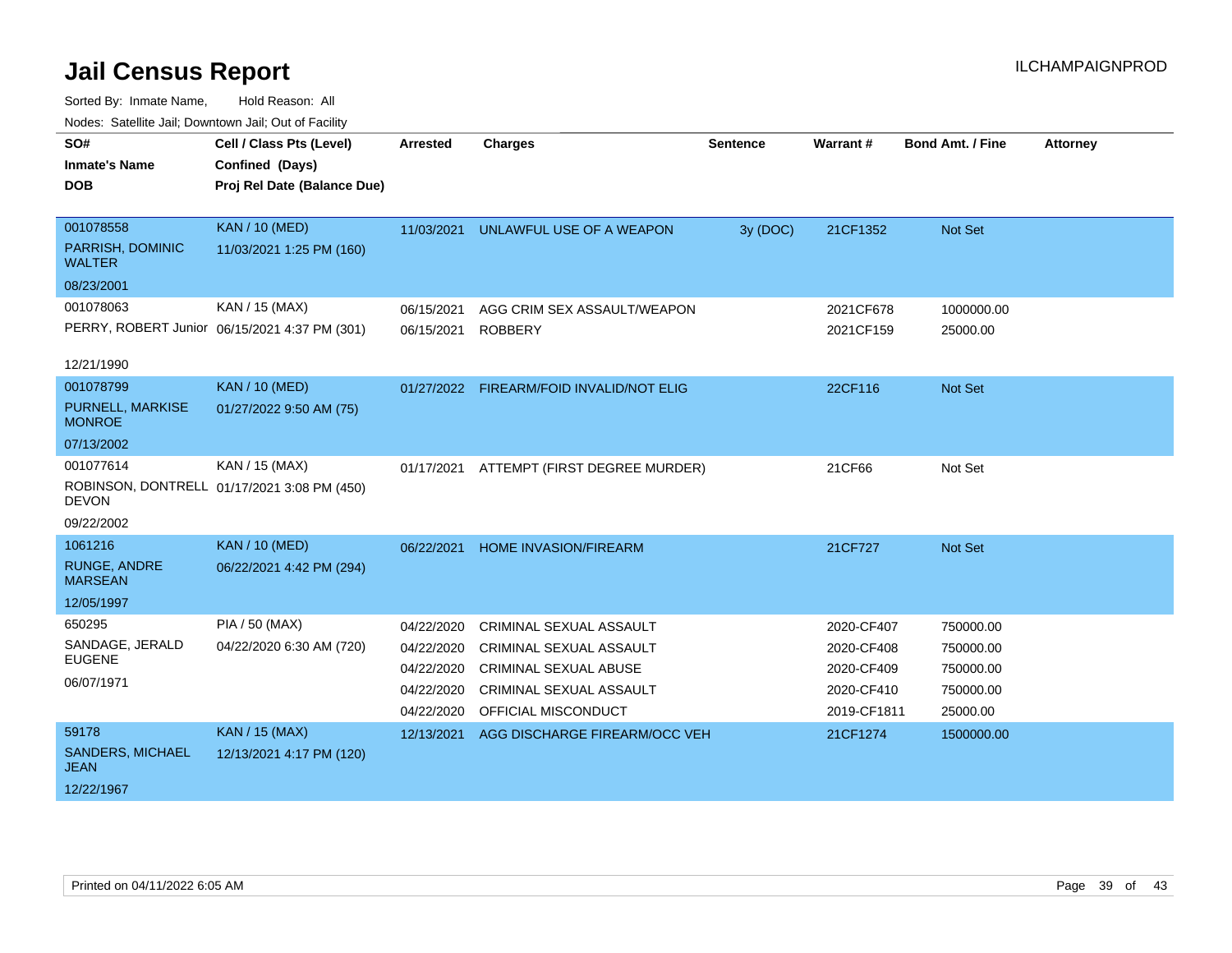# Jail Census Report

ILCHAMPAIGNPROD

Sorted By: Inmate Name, Hold Reason: All

Nodes: Satellite Jail; Downtown Jail; Out of Facility

| SO# / Inmate's Name / DOB | Cell / Class Pts (Level) / Confined (Days) / Proj Rel Date (Balance Due) | Arrested | Charges | Sentence | Warrant # | Bond Amt. / Fine | Attorney |
|---|---|---|---|---|---|---|---|
| 001078558<br>PARRISH, DOMINIC WALTER<br>08/23/2001 | KAN / 10 (MED)<br>11/03/2021 1:25 PM (160) | 11/03/2021 | UNLAWFUL USE OF A WEAPON | 3y (DOC) | 21CF1352 | Not Set | |
| 001078063<br>PERRY, ROBERT Junior<br>12/21/1990 | KAN / 15 (MAX)<br>06/15/2021 4:37 PM (301) | 06/15/2021 | AGG CRIM SEX ASSAULT/WEAPON | | 2021CF678 | 1000000.00 | |
| | | 06/15/2021 | ROBBERY | | 2021CF159 | 25000.00 | |
| 001078799<br>PURNELL, MARKISE MONROE<br>07/13/2002 | KAN / 10 (MED)<br>01/27/2022 9:50 AM (75) | 01/27/2022 | FIREARM/FOID INVALID/NOT ELIG | | 22CF116 | Not Set | |
| 001077614<br>ROBINSON, DONTRELL DEVON<br>09/22/2002 | KAN / 15 (MAX)<br>01/17/2021 3:08 PM (450) | 01/17/2021 | ATTEMPT (FIRST DEGREE MURDER) | | 21CF66 | Not Set | |
| 1061216<br>RUNGE, ANDRE MARSEAN<br>12/05/1997 | KAN / 10 (MED)<br>06/22/2021 4:42 PM (294) | 06/22/2021 | HOME INVASION/FIREARM | | 21CF727 | Not Set | |
| 650295<br>SANDAGE, JERALD EUGENE<br>06/07/1971 | PIA / 50 (MAX)<br>04/22/2020 6:30 AM (720) | 04/22/2020 | CRIMINAL SEXUAL ASSAULT | | 2020-CF407 | 750000.00 | |
| | | 04/22/2020 | CRIMINAL SEXUAL ASSAULT | | 2020-CF408 | 750000.00 | |
| | | 04/22/2020 | CRIMINAL SEXUAL ABUSE | | 2020-CF409 | 750000.00 | |
| | | 04/22/2020 | CRIMINAL SEXUAL ASSAULT | | 2020-CF410 | 750000.00 | |
| | | 04/22/2020 | OFFICIAL MISCONDUCT | | 2019-CF1811 | 25000.00 | |
| 59178<br>SANDERS, MICHAEL JEAN<br>12/22/1967 | KAN / 15 (MAX)<br>12/13/2021 4:17 PM (120) | 12/13/2021 | AGG DISCHARGE FIREARM/OCC VEH | | 21CF1274 | 1500000.00 | |

Printed on 04/11/2022 6:05 AM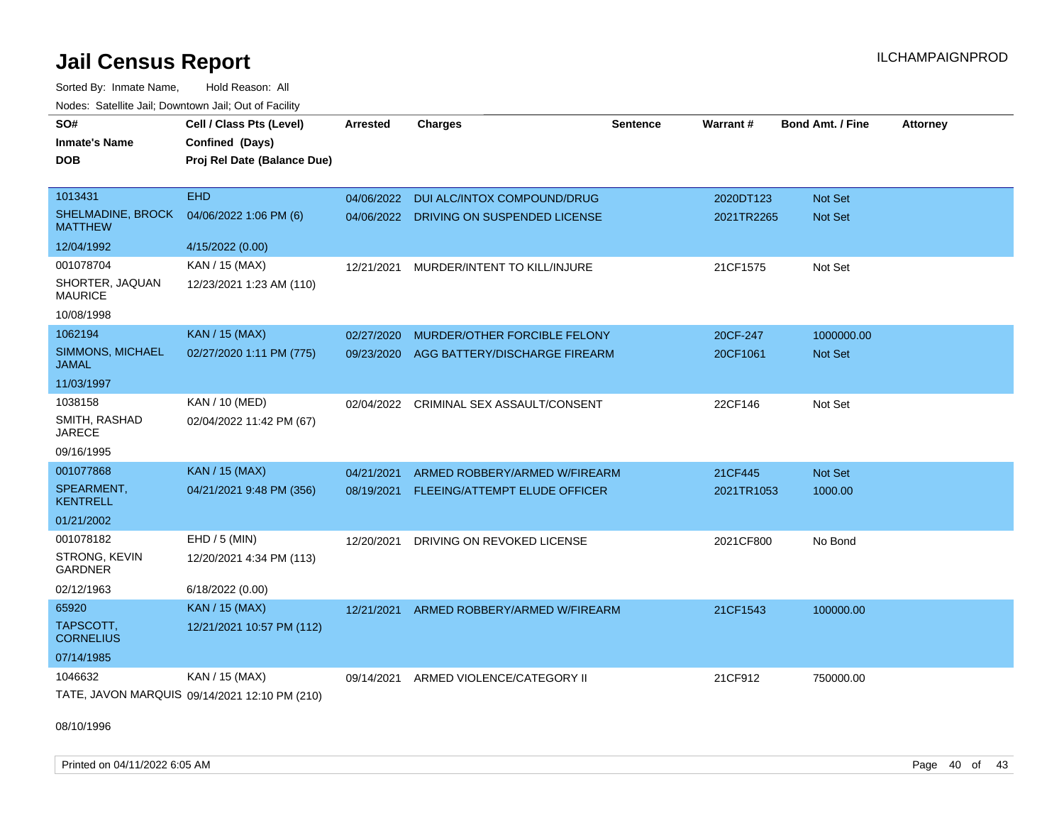# Jail Census Report

Sorted By: Inmate Name, Hold Reason: All

Nodes: Satellite Jail; Downtown Jail; Out of Facility

| SO# / Inmate's Name / DOB | Cell / Class Pts (Level) / Confined (Days) / Proj Rel Date (Balance Due) | Arrested | Charges | Sentence | Warrant # | Bond Amt. / Fine | Attorney |
|---|---|---|---|---|---|---|---|
| 1013431 | EHD | 04/06/2022 | DUI ALC/INTOX COMPOUND/DRUG | | 2020DT123 | Not Set | |
| SHELMADINE, BROCK MATTHEW | 04/06/2022 1:06 PM (6) | 04/06/2022 | DRIVING ON SUSPENDED LICENSE | | 2021TR2265 | Not Set | |
| 12/04/1992 | 4/15/2022 (0.00) | | | | | | |
| 001078704 | KAN / 15 (MAX) | 12/21/2021 | MURDER/INTENT TO KILL/INJURE | | 21CF1575 | Not Set | |
| SHORTER, JAQUAN MAURICE | 12/23/2021 1:23 AM (110) | | | | | | |
| 10/08/1998 | | | | | | | |
| 1062194 | KAN / 15 (MAX) | 02/27/2020 | MURDER/OTHER FORCIBLE FELONY | | 20CF-247 | 1000000.00 | |
| SIMMONS, MICHAEL JAMAL | 02/27/2020 1:11 PM (775) | 09/23/2020 | AGG BATTERY/DISCHARGE FIREARM | | 20CF1061 | Not Set | |
| 11/03/1997 | | | | | | | |
| 1038158 | KAN / 10 (MED) | 02/04/2022 | CRIMINAL SEX ASSAULT/CONSENT | | 22CF146 | Not Set | |
| SMITH, RASHAD JARECE | 02/04/2022 11:42 PM (67) | | | | | | |
| 09/16/1995 | | | | | | | |
| 001077868 | KAN / 15 (MAX) | 04/21/2021 | ARMED ROBBERY/ARMED W/FIREARM | | 21CF445 | Not Set | |
| SPEARMENT, KENTRELL | 04/21/2021 9:48 PM (356) | 08/19/2021 | FLEEING/ATTEMPT ELUDE OFFICER | | 2021TR1053 | 1000.00 | |
| 01/21/2002 | | | | | | | |
| 001078182 | EHD / 5 (MIN) | 12/20/2021 | DRIVING ON REVOKED LICENSE | | 2021CF800 | No Bond | |
| STRONG, KEVIN GARDNER | 12/20/2021 4:34 PM (113) | | | | | | |
| 02/12/1963 | 6/18/2022 (0.00) | | | | | | |
| 65920 | KAN / 15 (MAX) | 12/21/2021 | ARMED ROBBERY/ARMED W/FIREARM | | 21CF1543 | 100000.00 | |
| TAPSCOTT, CORNELIUS | 12/21/2021 10:57 PM (112) | | | | | | |
| 07/14/1985 | | | | | | | |
| 1046632 | KAN / 15 (MAX) | 09/14/2021 | ARMED VIOLENCE/CATEGORY II | | 21CF912 | 750000.00 | |
| TATE, JAVON MARQUIS | 09/14/2021 12:10 PM (210) | | | | | | |
| 08/10/1996 | | | | | | | |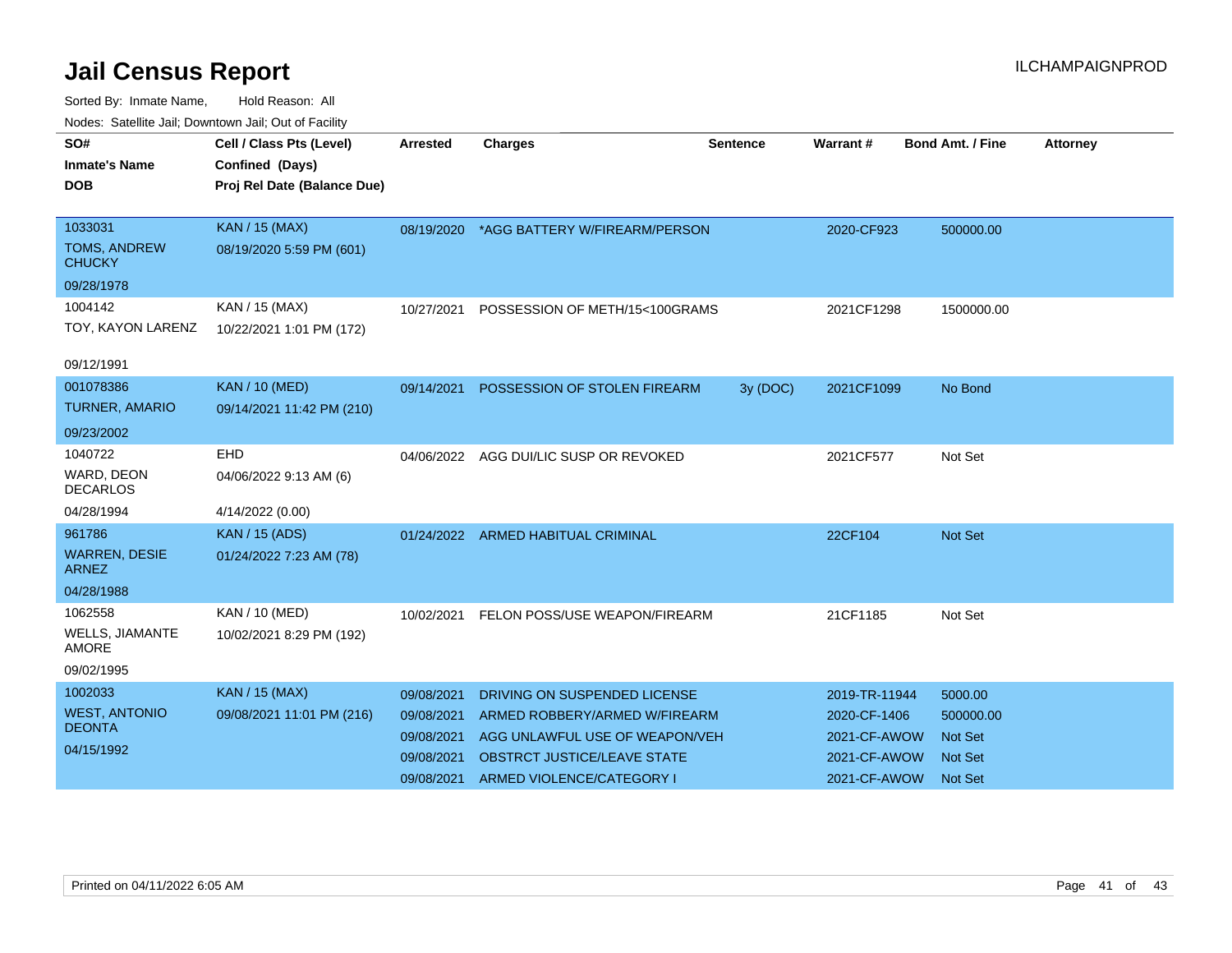# Jail Census Report

Sorted By: Inmate Name, Hold Reason: All

Nodes: Satellite Jail; Downtown Jail; Out of Facility

| SO# / Inmate's Name / DOB | Cell / Class Pts (Level) / Confined (Days) / Proj Rel Date (Balance Due) | Arrested | Charges | Sentence | Warrant # | Bond Amt. / Fine | Attorney |
|---|---|---|---|---|---|---|---|
| 1033031 TOMS, ANDREW CHUCKY 09/28/1978 | KAN / 15 (MAX) 08/19/2020 5:59 PM (601) | 08/19/2020 | *AGG BATTERY W/FIREARM/PERSON | | 2020-CF923 | 500000.00 | |
| 1004142 TOY, KAYON LARENZ 09/12/1991 | KAN / 15 (MAX) 10/22/2021 1:01 PM (172) | 10/27/2021 | POSSESSION OF METH/15<100GRAMS | | 2021CF1298 | 1500000.00 | |
| 001078386 TURNER, AMARIO 09/23/2002 | KAN / 10 (MED) 09/14/2021 11:42 PM (210) | 09/14/2021 | POSSESSION OF STOLEN FIREARM | 3y (DOC) | 2021CF1099 | No Bond | |
| 1040722 WARD, DEON DECARLOS 04/28/1994 | EHD 04/06/2022 9:13 AM (6) 4/14/2022 (0.00) | 04/06/2022 | AGG DUI/LIC SUSP OR REVOKED | | 2021CF577 | Not Set | |
| 961786 WARREN, DESIE ARNEZ 04/28/1988 | KAN / 15 (ADS) 01/24/2022 7:23 AM (78) | 01/24/2022 | ARMED HABITUAL CRIMINAL | | 22CF104 | Not Set | |
| 1062558 WELLS, JIAMANTE AMORE 09/02/1995 | KAN / 10 (MED) 10/02/2021 8:29 PM (192) | 10/02/2021 | FELON POSS/USE WEAPON/FIREARM | | 21CF1185 | Not Set | |
| 1002033 WEST, ANTONIO DEONTA 04/15/1992 | KAN / 15 (MAX) 09/08/2021 11:01 PM (216) | 09/08/2021 | DRIVING ON SUSPENDED LICENSE | | 2019-TR-11944 | 5000.00 | |
| | | 09/08/2021 | ARMED ROBBERY/ARMED W/FIREARM | | 2020-CF-1406 | 500000.00 | |
| | | 09/08/2021 | AGG UNLAWFUL USE OF WEAPON/VEH | | 2021-CF-AWOW | Not Set | |
| | | 09/08/2021 | OBSTRCT JUSTICE/LEAVE STATE | | 2021-CF-AWOW | Not Set | |
| | | 09/08/2021 | ARMED VIOLENCE/CATEGORY I | | 2021-CF-AWOW | Not Set | |

Printed on 04/11/2022 6:05 AM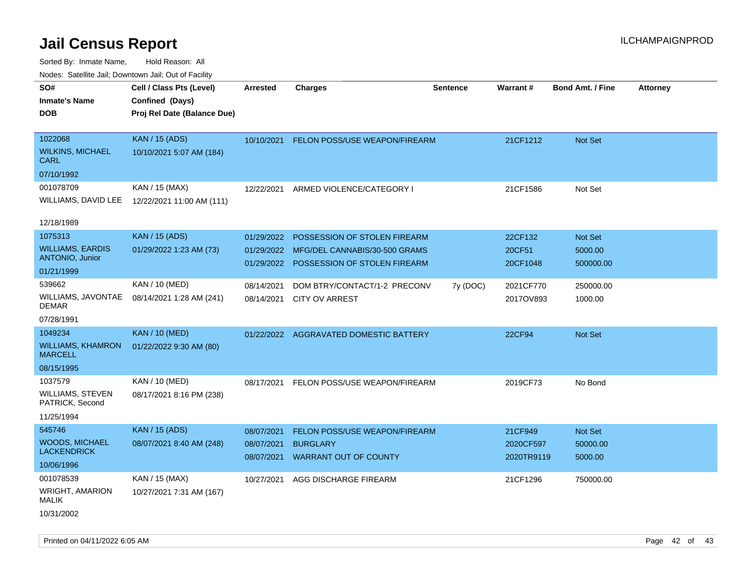# Jail Census Report

Sorted By: Inmate Name, Hold Reason: All

Nodes: Satellite Jail; Downtown Jail; Out of Facility

| SO# / Inmate's Name / DOB | Cell / Class Pts (Level) / Confined (Days) / Proj Rel Date (Balance Due) | Arrested | Charges | Sentence | Warrant # | Bond Amt. / Fine | Attorney |
|---|---|---|---|---|---|---|---|
| 1022068 WILKINS, MICHAEL CARL 07/10/1992 | KAN / 15 (ADS) 10/10/2021 5:07 AM (184) | 10/10/2021 | FELON POSS/USE WEAPON/FIREARM | | 21CF1212 | Not Set | |
| 001078709 WILLIAMS, DAVID LEE 12/18/1989 | KAN / 15 (MAX) 12/22/2021 11:00 AM (111) | 12/22/2021 | ARMED VIOLENCE/CATEGORY I | | 21CF1586 | Not Set | |
| 1075313 WILLIAMS, EARDIS ANTONIO, Junior 01/21/1999 | KAN / 15 (ADS) 01/29/2022 1:23 AM (73) | 01/29/2022 | POSSESSION OF STOLEN FIREARM | | 22CF132 | Not Set | |
| | | 01/29/2022 | MFG/DEL CANNABIS/30-500 GRAMS | | 20CF51 | 5000.00 | |
| | | 01/29/2022 | POSSESSION OF STOLEN FIREARM | | 20CF1048 | 500000.00 | |
| 539662 WILLIAMS, JAVONTAE DEMAR 07/28/1991 | KAN / 10 (MED) 08/14/2021 1:28 AM (241) | 08/14/2021 | DOM BTRY/CONTACT/1-2 PRECONV | 7y (DOC) | 2021CF770 | 250000.00 | |
| | | 08/14/2021 | CITY OV ARREST | | 2017OV893 | 1000.00 | |
| 1049234 WILLIAMS, KHAMRON MARCELL 08/15/1995 | KAN / 10 (MED) 01/22/2022 9:30 AM (80) | 01/22/2022 | AGGRAVATED DOMESTIC BATTERY | | 22CF94 | Not Set | |
| 1037579 WILLIAMS, STEVEN PATRICK, Second 11/25/1994 | KAN / 10 (MED) 08/17/2021 8:16 PM (238) | 08/17/2021 | FELON POSS/USE WEAPON/FIREARM | | 2019CF73 | No Bond | |
| 545746 WOODS, MICHAEL LACKENDRICK 10/06/1996 | KAN / 15 (ADS) 08/07/2021 8:40 AM (248) | 08/07/2021 | FELON POSS/USE WEAPON/FIREARM | | 21CF949 | Not Set | |
| | | 08/07/2021 | BURGLARY | | 2020CF597 | 50000.00 | |
| | | 08/07/2021 | WARRANT OUT OF COUNTY | | 2020TR9119 | 5000.00 | |
| 001078539 WRIGHT, AMARION MALIK 10/31/2002 | KAN / 15 (MAX) 10/27/2021 7:31 AM (167) | 10/27/2021 | AGG DISCHARGE FIREARM | | 21CF1296 | 750000.00 | |

Printed on 04/11/2022 6:05 AM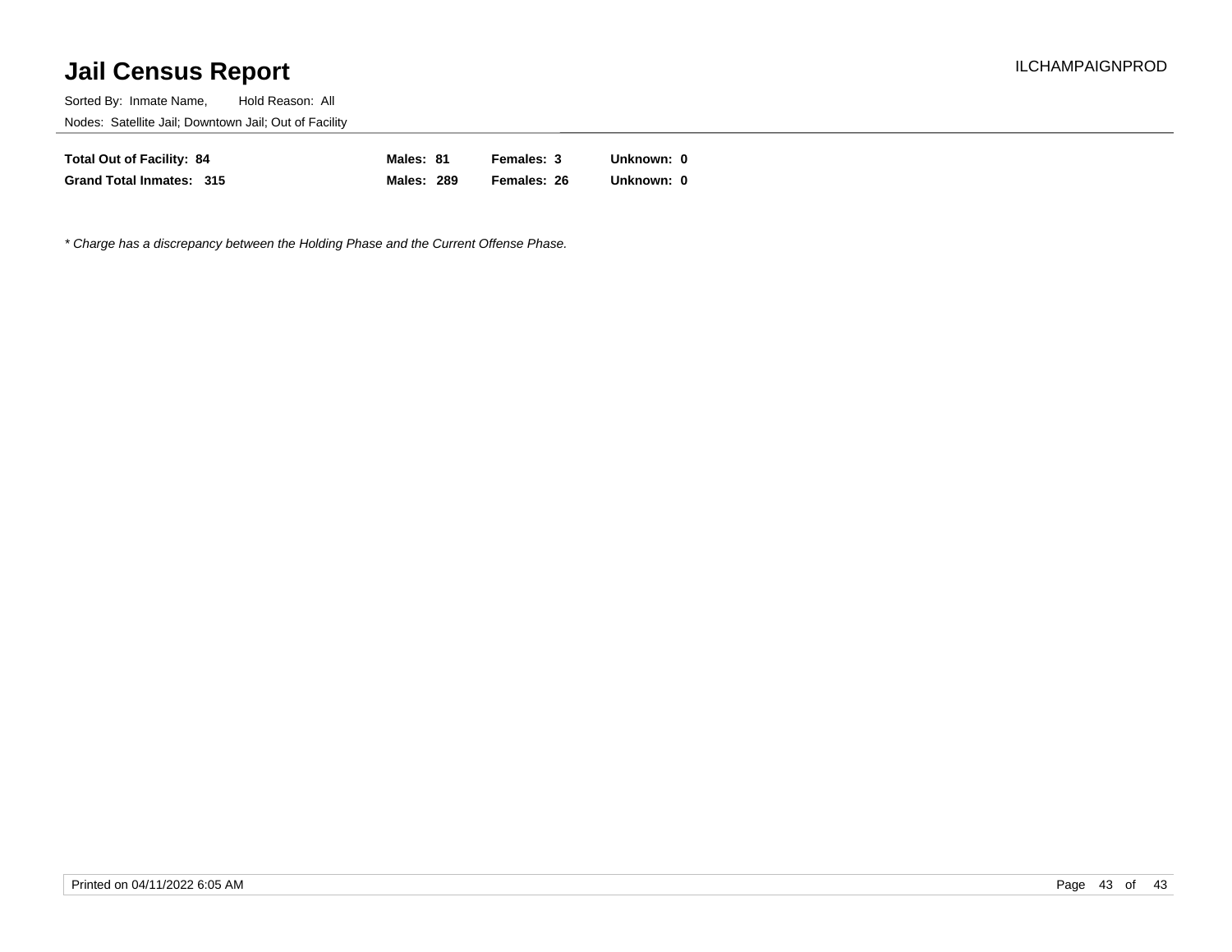# Jail Census Report

ILCHAMPAIGNPROD

Sorted By: Inmate Name, Hold Reason: All

Nodes: Satellite Jail; Downtown Jail; Out of Facility

| | | | |
|---|---|---|---|
| **Total Out of Facility: 84** | **Males: 81** | **Females: 3** | **Unknown: 0** |
| **Grand Total Inmates: 315** | **Males: 289** | **Females: 26** | **Unknown: 0** |

*\* Charge has a discrepancy between the Holding Phase and the Current Offense Phase.*

Printed on 04/11/2022 6:05 AM